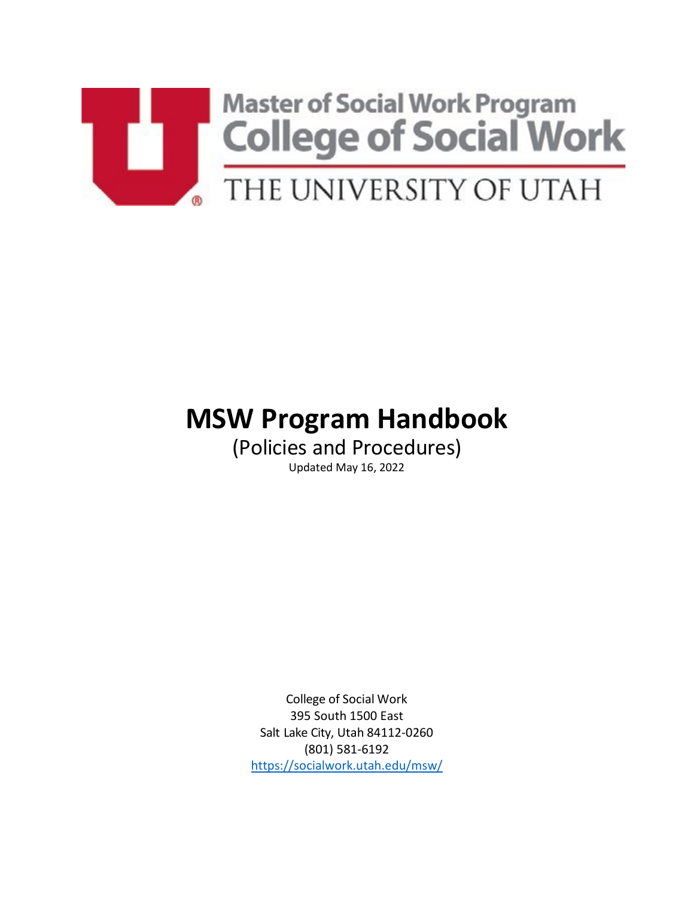Master of Social Work Program
College of Social Work
THE UNIVERSITY OF UTAH

# MSW Program Handbook

(Policies and Procedures)

Updated May 16, 2022

College of Social Work
395 South 1500 East
Salt Lake City, Utah 84112-0260
(801) 581-6192
https://socialwork.utah.edu/msw/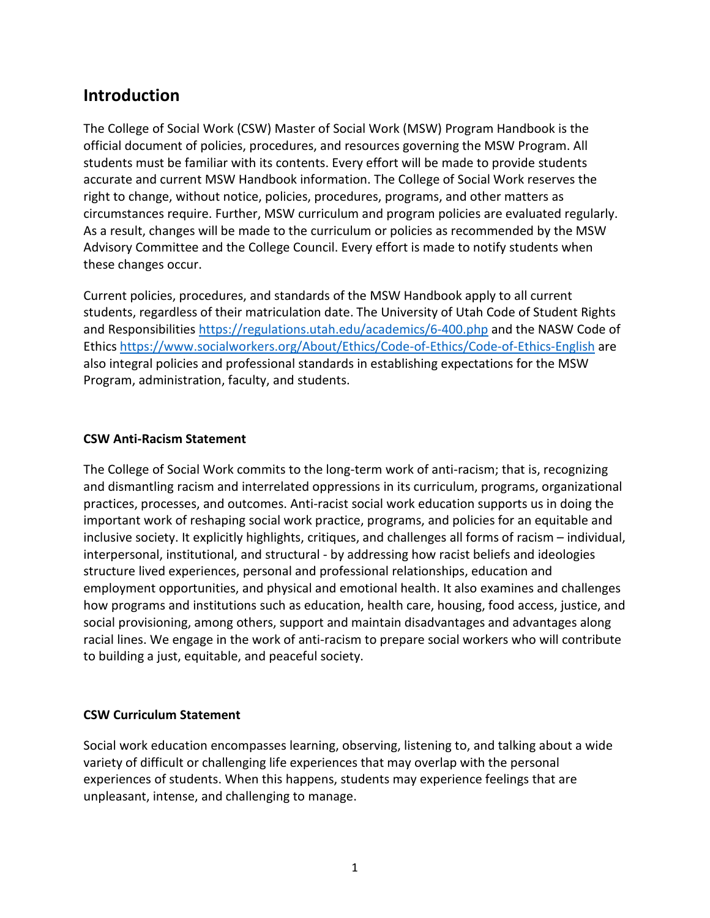## Introduction

The College of Social Work (CSW) Master of Social Work (MSW) Program Handbook is the official document of policies, procedures, and resources governing the MSW Program. All students must be familiar with its contents. Every effort will be made to provide students accurate and current MSW Handbook information. The College of Social Work reserves the right to change, without notice, policies, procedures, programs, and other matters as circumstances require. Further, MSW curriculum and program policies are evaluated regularly. As a result, changes will be made to the curriculum or policies as recommended by the MSW Advisory Committee and the College Council. Every effort is made to notify students when these changes occur.

Current policies, procedures, and standards of the MSW Handbook apply to all current students, regardless of their matriculation date. The University of Utah Code of Student Rights and Responsibilities https://regulations.utah.edu/academics/6-400.php and the NASW Code of Ethics https://www.socialworkers.org/About/Ethics/Code-of-Ethics/Code-of-Ethics-English are also integral policies and professional standards in establishing expectations for the MSW Program, administration, faculty, and students.

**CSW Anti-Racism Statement**

The College of Social Work commits to the long-term work of anti-racism; that is, recognizing and dismantling racism and interrelated oppressions in its curriculum, programs, organizational practices, processes, and outcomes. Anti-racist social work education supports us in doing the important work of reshaping social work practice, programs, and policies for an equitable and inclusive society. It explicitly highlights, critiques, and challenges all forms of racism – individual, interpersonal, institutional, and structural - by addressing how racist beliefs and ideologies structure lived experiences, personal and professional relationships, education and employment opportunities, and physical and emotional health. It also examines and challenges how programs and institutions such as education, health care, housing, food access, justice, and social provisioning, among others, support and maintain disadvantages and advantages along racial lines. We engage in the work of anti-racism to prepare social workers who will contribute to building a just, equitable, and peaceful society.

**CSW Curriculum Statement**

Social work education encompasses learning, observing, listening to, and talking about a wide variety of difficult or challenging life experiences that may overlap with the personal experiences of students. When this happens, students may experience feelings that are unpleasant, intense, and challenging to manage.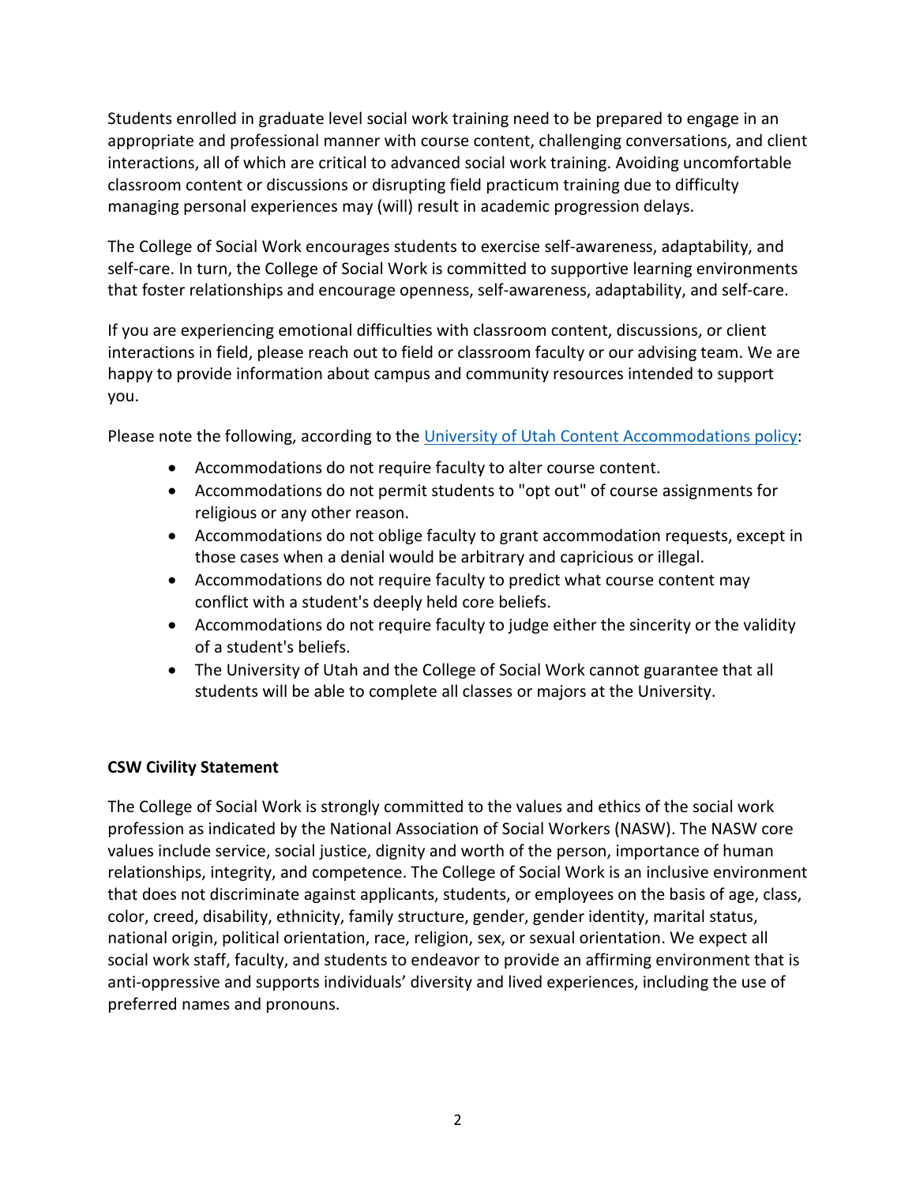Students enrolled in graduate level social work training need to be prepared to engage in an appropriate and professional manner with course content, challenging conversations, and client interactions, all of which are critical to advanced social work training. Avoiding uncomfortable classroom content or discussions or disrupting field practicum training due to difficulty managing personal experiences may (will) result in academic progression delays.

The College of Social Work encourages students to exercise self-awareness, adaptability, and self-care. In turn, the College of Social Work is committed to supportive learning environments that foster relationships and encourage openness, self-awareness, adaptability, and self-care.

If you are experiencing emotional difficulties with classroom content, discussions, or client interactions in field, please reach out to field or classroom faculty or our advising team. We are happy to provide information about campus and community resources intended to support you.

Please note the following, according to the University of Utah Content Accommodations policy:

- Accommodations do not require faculty to alter course content.
- Accommodations do not permit students to "opt out" of course assignments for religious or any other reason.
- Accommodations do not oblige faculty to grant accommodation requests, except in those cases when a denial would be arbitrary and capricious or illegal.
- Accommodations do not require faculty to predict what course content may conflict with a student's deeply held core beliefs.
- Accommodations do not require faculty to judge either the sincerity or the validity of a student's beliefs.
- The University of Utah and the College of Social Work cannot guarantee that all students will be able to complete all classes or majors at the University.

**CSW Civility Statement**

The College of Social Work is strongly committed to the values and ethics of the social work profession as indicated by the National Association of Social Workers (NASW). The NASW core values include service, social justice, dignity and worth of the person, importance of human relationships, integrity, and competence. The College of Social Work is an inclusive environment that does not discriminate against applicants, students, or employees on the basis of age, class, color, creed, disability, ethnicity, family structure, gender, gender identity, marital status, national origin, political orientation, race, religion, sex, or sexual orientation. We expect all social work staff, faculty, and students to endeavor to provide an affirming environment that is anti-oppressive and supports individuals' diversity and lived experiences, including the use of preferred names and pronouns.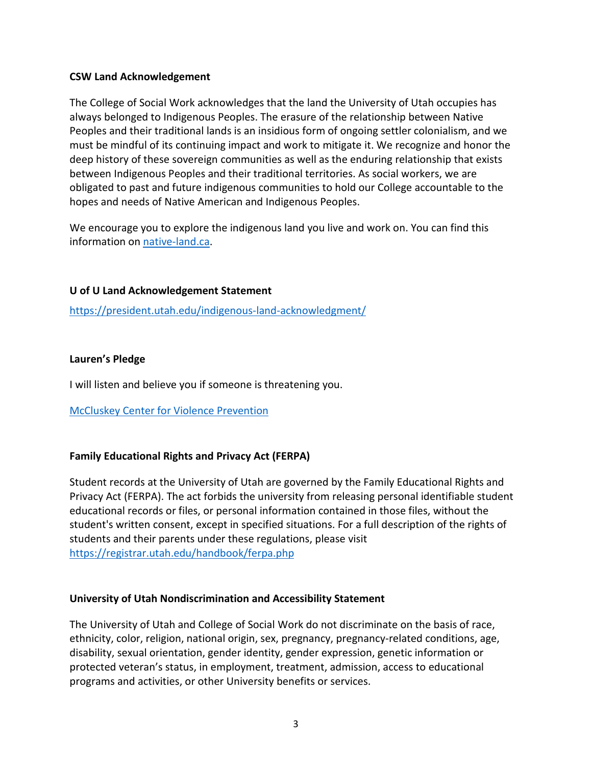**CSW Land Acknowledgement**

The College of Social Work acknowledges that the land the University of Utah occupies has always belonged to Indigenous Peoples. The erasure of the relationship between Native Peoples and their traditional lands is an insidious form of ongoing settler colonialism, and we must be mindful of its continuing impact and work to mitigate it. We recognize and honor the deep history of these sovereign communities as well as the enduring relationship that exists between Indigenous Peoples and their traditional territories. As social workers, we are obligated to past and future indigenous communities to hold our College accountable to the hopes and needs of Native American and Indigenous Peoples.

We encourage you to explore the indigenous land you live and work on. You can find this information on [native-land.ca](native-land.ca).

**U of U Land Acknowledgement Statement**

[https://president.utah.edu/indigenous-land-acknowledgment/](https://president.utah.edu/indigenous-land-acknowledgment/)

**Lauren's Pledge**

I will listen and believe you if someone is threatening you.

[McCluskey Center for Violence Prevention]()

**Family Educational Rights and Privacy Act (FERPA)**

Student records at the University of Utah are governed by the Family Educational Rights and Privacy Act (FERPA). The act forbids the university from releasing personal identifiable student educational records or files, or personal information contained in those files, without the student's written consent, except in specified situations. For a full description of the rights of students and their parents under these regulations, please visit [https://registrar.utah.edu/handbook/ferpa.php](https://registrar.utah.edu/handbook/ferpa.php)

**University of Utah Nondiscrimination and Accessibility Statement**

The University of Utah and College of Social Work do not discriminate on the basis of race, ethnicity, color, religion, national origin, sex, pregnancy, pregnancy-related conditions, age, disability, sexual orientation, gender identity, gender expression, genetic information or protected veteran's status, in employment, treatment, admission, access to educational programs and activities, or other University benefits or services.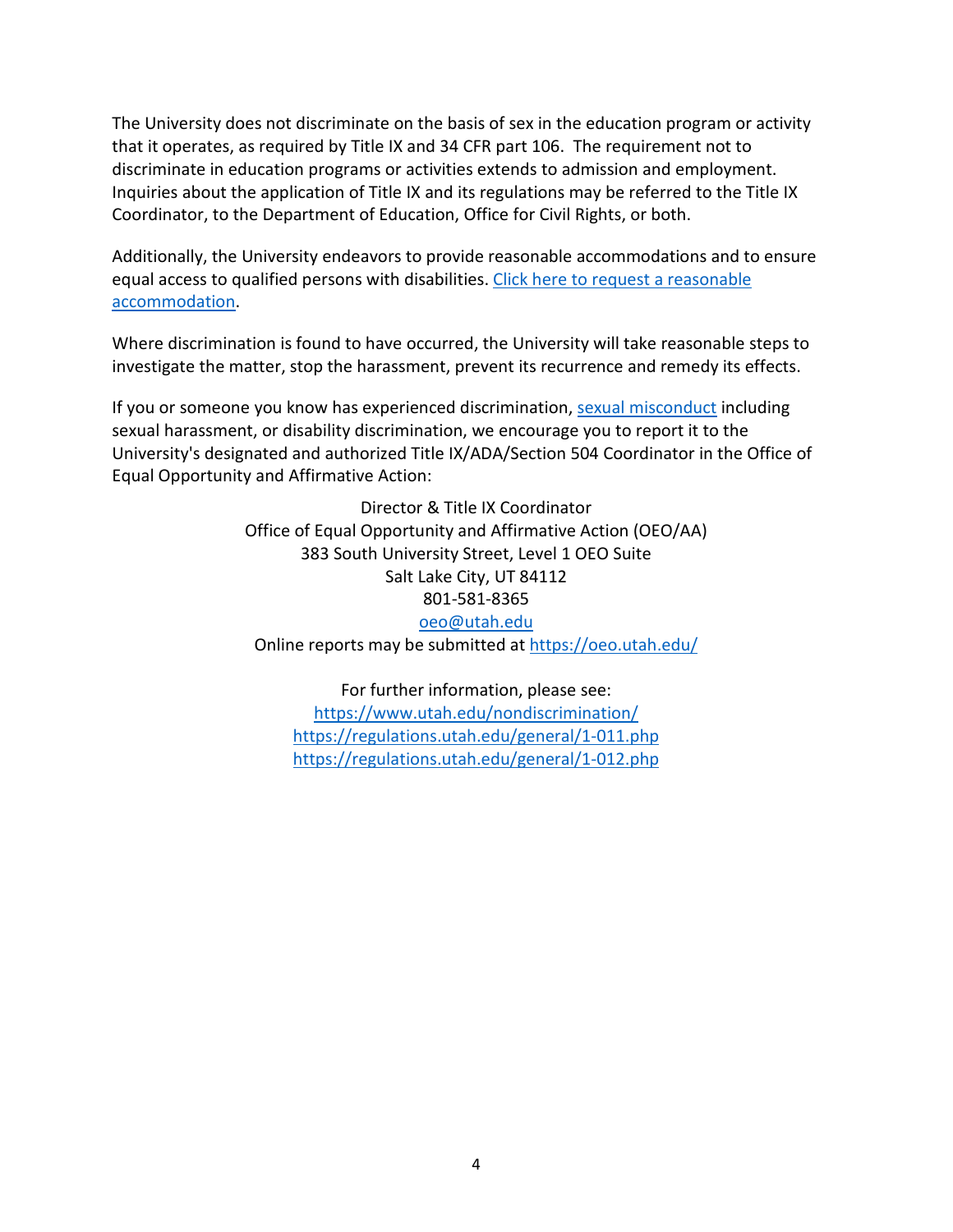The University does not discriminate on the basis of sex in the education program or activity that it operates, as required by Title IX and 34 CFR part 106. The requirement not to discriminate in education programs or activities extends to admission and employment. Inquiries about the application of Title IX and its regulations may be referred to the Title IX Coordinator, to the Department of Education, Office for Civil Rights, or both.

Additionally, the University endeavors to provide reasonable accommodations and to ensure equal access to qualified persons with disabilities. [Click here to request a reasonable accommodation](#).

Where discrimination is found to have occurred, the University will take reasonable steps to investigate the matter, stop the harassment, prevent its recurrence and remedy its effects.

If you or someone you know has experienced discrimination, [sexual misconduct](#) including sexual harassment, or disability discrimination, we encourage you to report it to the University's designated and authorized Title IX/ADA/Section 504 Coordinator in the Office of Equal Opportunity and Affirmative Action:

Director & Title IX Coordinator
Office of Equal Opportunity and Affirmative Action (OEO/AA)
383 South University Street, Level 1 OEO Suite
Salt Lake City, UT 84112
801-581-8365
[oeo@utah.edu](mailto:oeo@utah.edu)
Online reports may be submitted at [https://oeo.utah.edu/](https://oeo.utah.edu/)

For further information, please see:
[https://www.utah.edu/nondiscrimination/](https://www.utah.edu/nondiscrimination/)
[https://regulations.utah.edu/general/1-011.php](https://regulations.utah.edu/general/1-011.php)
[https://regulations.utah.edu/general/1-012.php](https://regulations.utah.edu/general/1-012.php)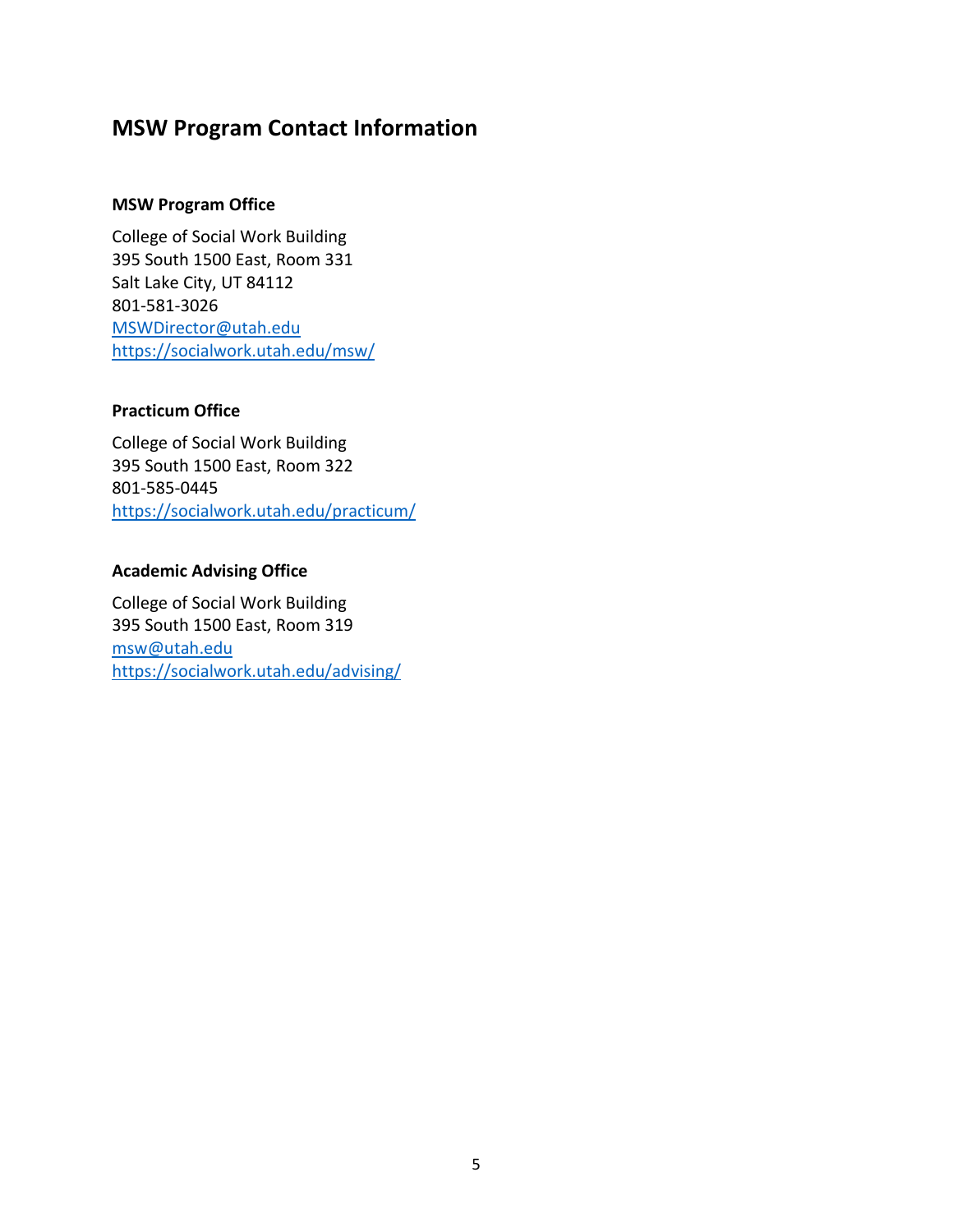## MSW Program Contact Information

### MSW Program Office

College of Social Work Building
395 South 1500 East, Room 331
Salt Lake City, UT 84112
801-581-3026
MSWDirector@utah.edu
https://socialwork.utah.edu/msw/

### Practicum Office

College of Social Work Building
395 South 1500 East, Room 322
801-585-0445
https://socialwork.utah.edu/practicum/

### Academic Advising Office

College of Social Work Building
395 South 1500 East, Room 319
msw@utah.edu
https://socialwork.utah.edu/advising/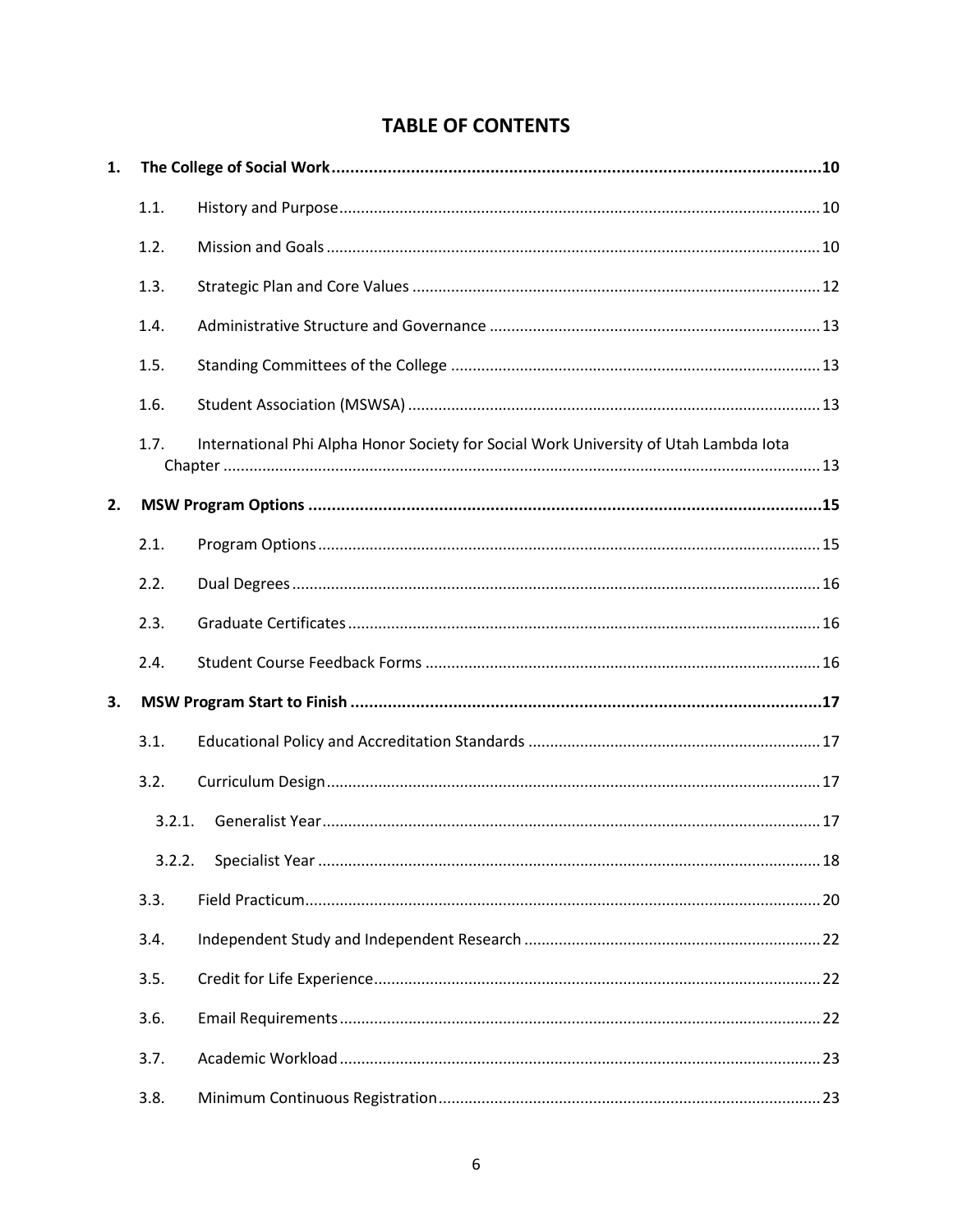# TABLE OF CONTENTS

**1. The College of Social Work .......... 10**

- 1.1. History and Purpose .......... 10
- 1.2. Mission and Goals .......... 10
- 1.3. Strategic Plan and Core Values .......... 12
- 1.4. Administrative Structure and Governance .......... 13
- 1.5. Standing Committees of the College .......... 13
- 1.6. Student Association (MSWSA) .......... 13
- 1.7. International Phi Alpha Honor Society for Social Work University of Utah Lambda Iota Chapter .......... 13

**2. MSW Program Options .......... 15**

- 2.1. Program Options .......... 15
- 2.2. Dual Degrees .......... 16
- 2.3. Graduate Certificates .......... 16
- 2.4. Student Course Feedback Forms .......... 16

**3. MSW Program Start to Finish .......... 17**

- 3.1. Educational Policy and Accreditation Standards .......... 17
- 3.2. Curriculum Design .......... 17
  - 3.2.1. Generalist Year .......... 17
  - 3.2.2. Specialist Year .......... 18
- 3.3. Field Practicum .......... 20
- 3.4. Independent Study and Independent Research .......... 22
- 3.5. Credit for Life Experience .......... 22
- 3.6. Email Requirements .......... 22
- 3.7. Academic Workload .......... 23
- 3.8. Minimum Continuous Registration .......... 23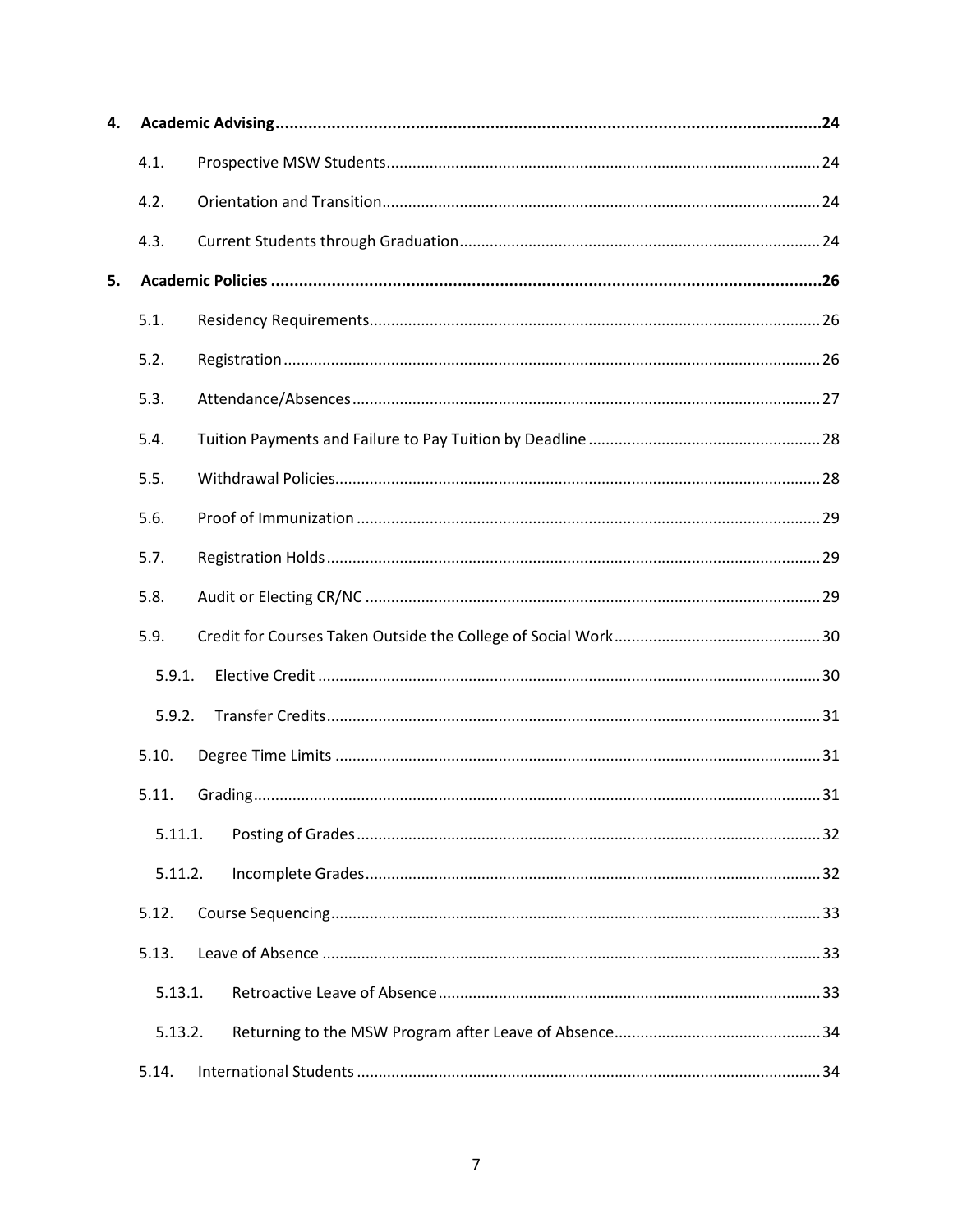4. **Academic Advising** 24

   4.1. Prospective MSW Students 24

   4.2. Orientation and Transition 24

   4.3. Current Students through Graduation 24

5. **Academic Policies** 26

   5.1. Residency Requirements 26

   5.2. Registration 26

   5.3. Attendance/Absences 27

   5.4. Tuition Payments and Failure to Pay Tuition by Deadline 28

   5.5. Withdrawal Policies 28

   5.6. Proof of Immunization 29

   5.7. Registration Holds 29

   5.8. Audit or Electing CR/NC 29

   5.9. Credit for Courses Taken Outside the College of Social Work 30

      5.9.1. Elective Credit 30

      5.9.2. Transfer Credits 31

   5.10. Degree Time Limits 31

   5.11. Grading 31

      5.11.1. Posting of Grades 32

      5.11.2. Incomplete Grades 32

   5.12. Course Sequencing 33

   5.13. Leave of Absence 33

      5.13.1. Retroactive Leave of Absence 33

      5.13.2. Returning to the MSW Program after Leave of Absence 34

   5.14. International Students 34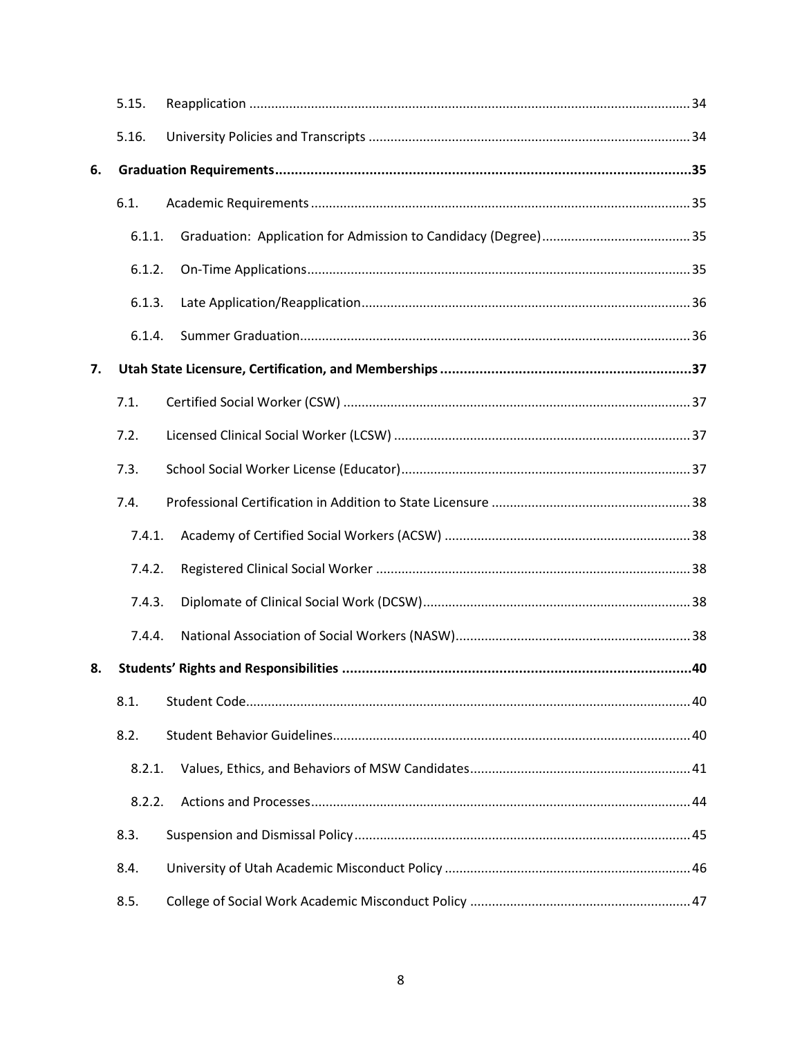5.15. Reapplication ........................................................................................................................ 34

5.16. University Policies and Transcripts ....................................................................................... 34

**6. Graduation Requirements ........................................................................................................... 35**

6.1. Academic Requirements ....................................................................................................... 35

6.1.1. Graduation: Application for Admission to Candidacy (Degree) ......................................... 35

6.1.2. On-Time Applications ........................................................................................................ 35

6.1.3. Late Application/Reapplication .......................................................................................... 36

6.1.4. Summer Graduation ........................................................................................................... 36

**7. Utah State Licensure, Certification, and Memberships ............................................................... 37**

7.1. Certified Social Worker (CSW) .............................................................................................. 37

7.2. Licensed Clinical Social Worker (LCSW) ................................................................................ 37

7.3. School Social Worker License (Educator) ............................................................................... 37

7.4. Professional Certification in Addition to State Licensure ...................................................... 38

7.4.1. Academy of Certified Social Workers (ACSW) ................................................................... 38

7.4.2. Registered Clinical Social Worker ...................................................................................... 38

7.4.3. Diplomate of Clinical Social Work (DCSW) ......................................................................... 38

7.4.4. National Association of Social Workers (NASW) ................................................................ 38

**8. Students' Rights and Responsibilities ......................................................................................... 40**

8.1. Student Code .......................................................................................................................... 40

8.2. Student Behavior Guidelines ................................................................................................. 40

8.2.1. Values, Ethics, and Behaviors of MSW Candidates ............................................................ 41

8.2.2. Actions and Processes ........................................................................................................ 44

8.3. Suspension and Dismissal Policy ............................................................................................ 45

8.4. University of Utah Academic Misconduct Policy ................................................................... 46

8.5. College of Social Work Academic Misconduct Policy ............................................................ 47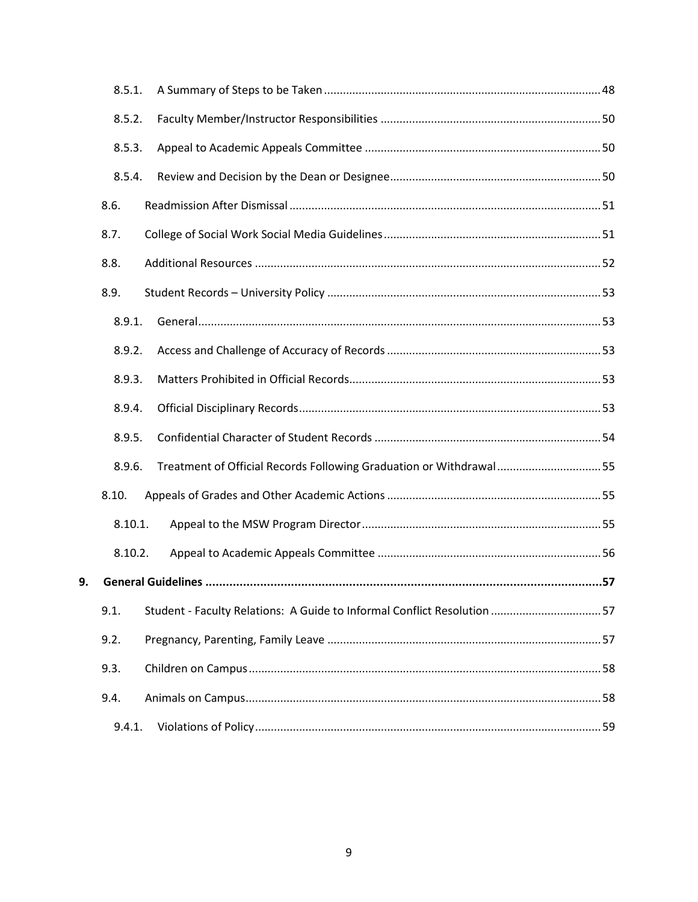8.5.1. A Summary of Steps to be Taken ........ 48

8.5.2. Faculty Member/Instructor Responsibilities ........ 50

8.5.3. Appeal to Academic Appeals Committee ........ 50

8.5.4. Review and Decision by the Dean or Designee ........ 50

8.6. Readmission After Dismissal ........ 51

8.7. College of Social Work Social Media Guidelines ........ 51

8.8. Additional Resources ........ 52

8.9. Student Records – University Policy ........ 53

8.9.1. General ........ 53

8.9.2. Access and Challenge of Accuracy of Records ........ 53

8.9.3. Matters Prohibited in Official Records ........ 53

8.9.4. Official Disciplinary Records ........ 53

8.9.5. Confidential Character of Student Records ........ 54

8.9.6. Treatment of Official Records Following Graduation or Withdrawal ........ 55

8.10. Appeals of Grades and Other Academic Actions ........ 55

8.10.1. Appeal to the MSW Program Director ........ 55

8.10.2. Appeal to Academic Appeals Committee ........ 56

**9. General Guidelines ........ 57**

9.1. Student - Faculty Relations: A Guide to Informal Conflict Resolution ........ 57

9.2. Pregnancy, Parenting, Family Leave ........ 57

9.3. Children on Campus ........ 58

9.4. Animals on Campus ........ 58

9.4.1. Violations of Policy ........ 59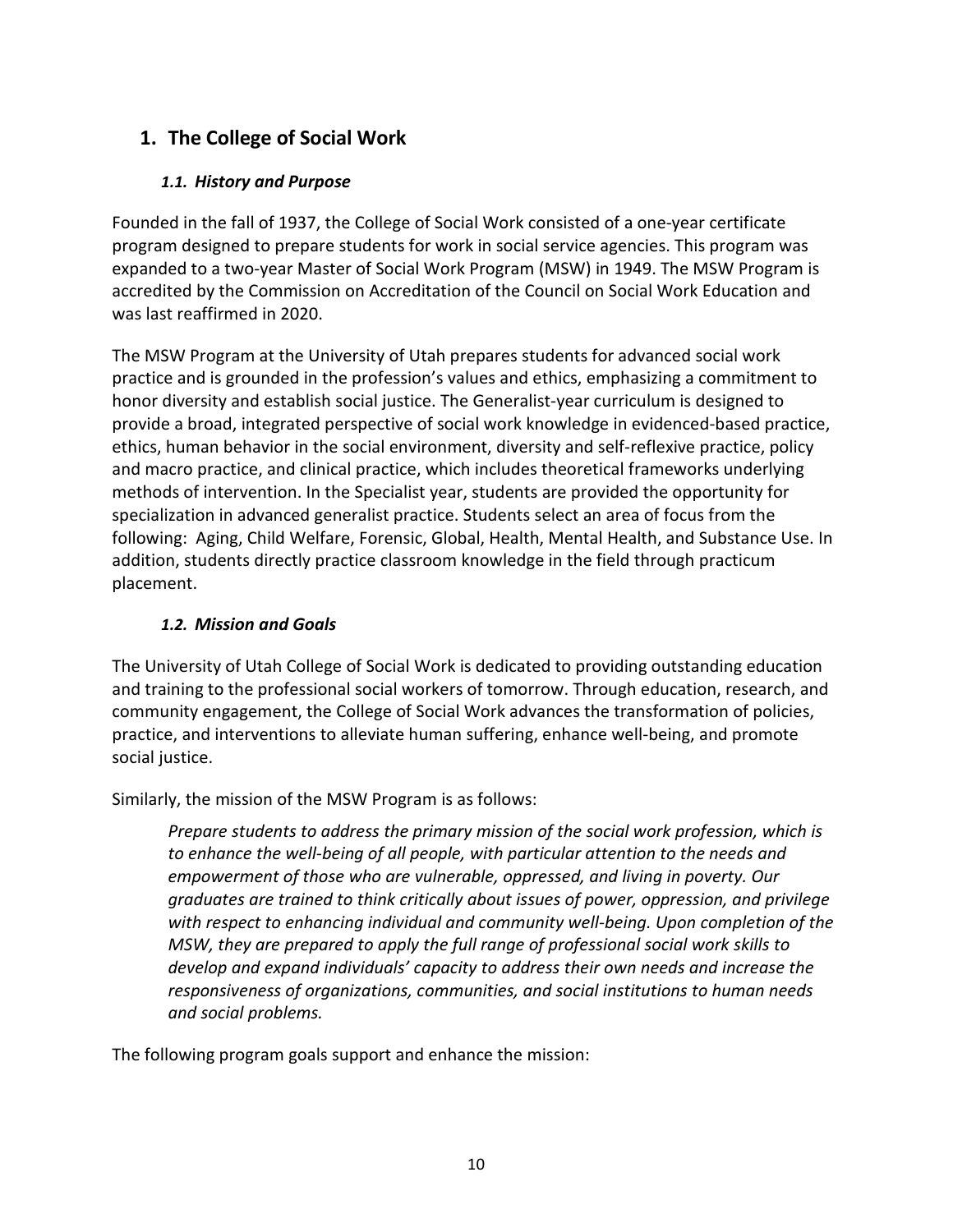# 1. The College of Social Work

### *1.1. History and Purpose*

Founded in the fall of 1937, the College of Social Work consisted of a one-year certificate program designed to prepare students for work in social service agencies. This program was expanded to a two-year Master of Social Work Program (MSW) in 1949. The MSW Program is accredited by the Commission on Accreditation of the Council on Social Work Education and was last reaffirmed in 2020.

The MSW Program at the University of Utah prepares students for advanced social work practice and is grounded in the profession's values and ethics, emphasizing a commitment to honor diversity and establish social justice. The Generalist-year curriculum is designed to provide a broad, integrated perspective of social work knowledge in evidenced-based practice, ethics, human behavior in the social environment, diversity and self-reflexive practice, policy and macro practice, and clinical practice, which includes theoretical frameworks underlying methods of intervention. In the Specialist year, students are provided the opportunity for specialization in advanced generalist practice. Students select an area of focus from the following: Aging, Child Welfare, Forensic, Global, Health, Mental Health, and Substance Use. In addition, students directly practice classroom knowledge in the field through practicum placement.

### *1.2. Mission and Goals*

The University of Utah College of Social Work is dedicated to providing outstanding education and training to the professional social workers of tomorrow. Through education, research, and community engagement, the College of Social Work advances the transformation of policies, practice, and interventions to alleviate human suffering, enhance well-being, and promote social justice.

Similarly, the mission of the MSW Program is as follows:

> *Prepare students to address the primary mission of the social work profession, which is to enhance the well-being of all people, with particular attention to the needs and empowerment of those who are vulnerable, oppressed, and living in poverty. Our graduates are trained to think critically about issues of power, oppression, and privilege with respect to enhancing individual and community well-being. Upon completion of the MSW, they are prepared to apply the full range of professional social work skills to develop and expand individuals' capacity to address their own needs and increase the responsiveness of organizations, communities, and social institutions to human needs and social problems.*

The following program goals support and enhance the mission: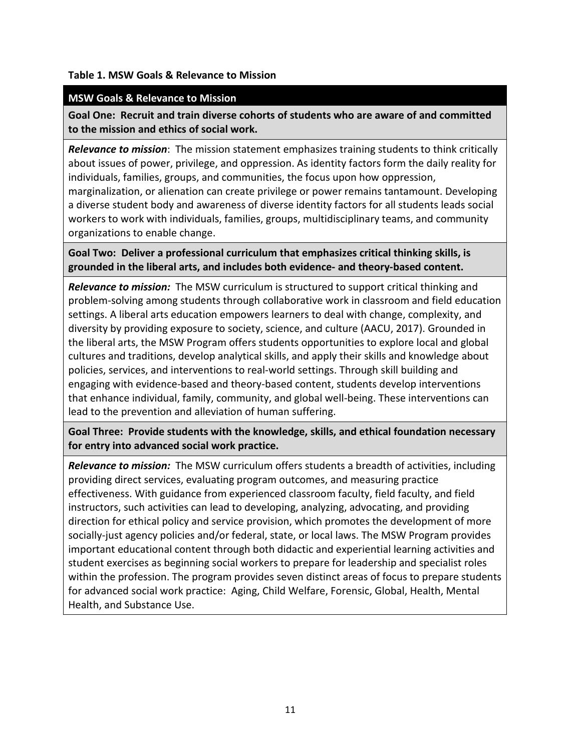**Table 1. MSW Goals & Relevance to Mission**

| MSW Goals & Relevance to Mission |
|---|
| **Goal One: Recruit and train diverse cohorts of students who are aware of and committed to the mission and ethics of social work.** |
| ***Relevance to mission***: The mission statement emphasizes training students to think critically about issues of power, privilege, and oppression. As identity factors form the daily reality for individuals, families, groups, and communities, the focus upon how oppression, marginalization, or alienation can create privilege or power remains tantamount. Developing a diverse student body and awareness of diverse identity factors for all students leads social workers to work with individuals, families, groups, multidisciplinary teams, and community organizations to enable change. |
| **Goal Two: Deliver a professional curriculum that emphasizes critical thinking skills, is grounded in the liberal arts, and includes both evidence- and theory-based content.** |
| ***Relevance to mission:*** The MSW curriculum is structured to support critical thinking and problem-solving among students through collaborative work in classroom and field education settings. A liberal arts education empowers learners to deal with change, complexity, and diversity by providing exposure to society, science, and culture (AACU, 2017). Grounded in the liberal arts, the MSW Program offers students opportunities to explore local and global cultures and traditions, develop analytical skills, and apply their skills and knowledge about policies, services, and interventions to real-world settings. Through skill building and engaging with evidence-based and theory-based content, students develop interventions that enhance individual, family, community, and global well-being. These interventions can lead to the prevention and alleviation of human suffering. |
| **Goal Three: Provide students with the knowledge, skills, and ethical foundation necessary for entry into advanced social work practice.** |
| ***Relevance to mission:*** The MSW curriculum offers students a breadth of activities, including providing direct services, evaluating program outcomes, and measuring practice effectiveness. With guidance from experienced classroom faculty, field faculty, and field instructors, such activities can lead to developing, analyzing, advocating, and providing direction for ethical policy and service provision, which promotes the development of more socially-just agency policies and/or federal, state, or local laws. The MSW Program provides important educational content through both didactic and experiential learning activities and student exercises as beginning social workers to prepare for leadership and specialist roles within the profession. The program provides seven distinct areas of focus to prepare students for advanced social work practice: Aging, Child Welfare, Forensic, Global, Health, Mental Health, and Substance Use. |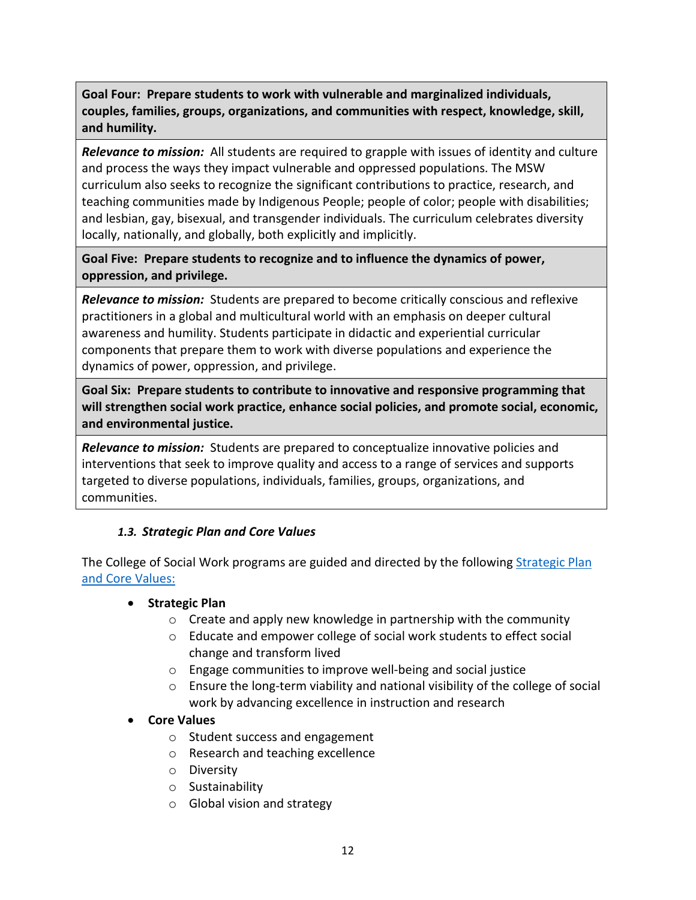| **Goal Four: Prepare students to work with vulnerable and marginalized individuals, couples, families, groups, organizations, and communities with respect, knowledge, skill, and humility.** |
| --- |
| ***Relevance to mission:*** All students are required to grapple with issues of identity and culture and process the ways they impact vulnerable and oppressed populations. The MSW curriculum also seeks to recognize the significant contributions to practice, research, and teaching communities made by Indigenous People; people of color; people with disabilities; and lesbian, gay, bisexual, and transgender individuals. The curriculum celebrates diversity locally, nationally, and globally, both explicitly and implicitly. |
| **Goal Five: Prepare students to recognize and to influence the dynamics of power, oppression, and privilege.** |
| ***Relevance to mission:*** Students are prepared to become critically conscious and reflexive practitioners in a global and multicultural world with an emphasis on deeper cultural awareness and humility. Students participate in didactic and experiential curricular components that prepare them to work with diverse populations and experience the dynamics of power, oppression, and privilege. |
| **Goal Six: Prepare students to contribute to innovative and responsive programming that will strengthen social work practice, enhance social policies, and promote social, economic, and environmental justice.** |
| ***Relevance to mission:*** Students are prepared to conceptualize innovative policies and interventions that seek to improve quality and access to a range of services and supports targeted to diverse populations, individuals, families, groups, organizations, and communities. |

### *1.3. Strategic Plan and Core Values*

The College of Social Work programs are guided and directed by the following Strategic Plan and Core Values:

- **Strategic Plan**
  - Create and apply new knowledge in partnership with the community
  - Educate and empower college of social work students to effect social change and transform lived
  - Engage communities to improve well-being and social justice
  - Ensure the long-term viability and national visibility of the college of social work by advancing excellence in instruction and research
- **Core Values**
  - Student success and engagement
  - Research and teaching excellence
  - Diversity
  - Sustainability
  - Global vision and strategy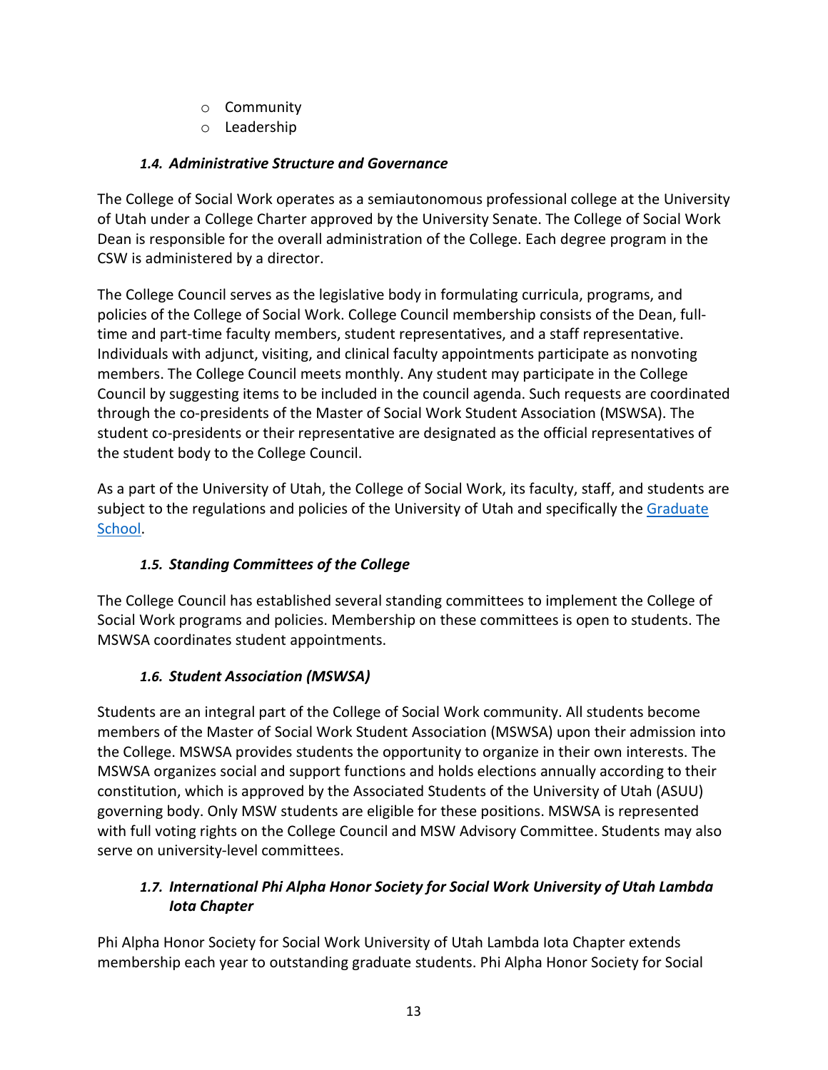- Community
- Leadership

### *1.4. Administrative Structure and Governance*

The College of Social Work operates as a semiautonomous professional college at the University of Utah under a College Charter approved by the University Senate. The College of Social Work Dean is responsible for the overall administration of the College. Each degree program in the CSW is administered by a director.

The College Council serves as the legislative body in formulating curricula, programs, and policies of the College of Social Work. College Council membership consists of the Dean, full-time and part-time faculty members, student representatives, and a staff representative. Individuals with adjunct, visiting, and clinical faculty appointments participate as nonvoting members. The College Council meets monthly. Any student may participate in the College Council by suggesting items to be included in the council agenda. Such requests are coordinated through the co-presidents of the Master of Social Work Student Association (MSWSA). The student co-presidents or their representative are designated as the official representatives of the student body to the College Council.

As a part of the University of Utah, the College of Social Work, its faculty, staff, and students are subject to the regulations and policies of the University of Utah and specifically the [Graduate School](Graduate School).

### *1.5. Standing Committees of the College*

The College Council has established several standing committees to implement the College of Social Work programs and policies. Membership on these committees is open to students. The MSWSA coordinates student appointments.

### *1.6. Student Association (MSWSA)*

Students are an integral part of the College of Social Work community. All students become members of the Master of Social Work Student Association (MSWSA) upon their admission into the College. MSWSA provides students the opportunity to organize in their own interests. The MSWSA organizes social and support functions and holds elections annually according to their constitution, which is approved by the Associated Students of the University of Utah (ASUU) governing body. Only MSW students are eligible for these positions. MSWSA is represented with full voting rights on the College Council and MSW Advisory Committee. Students may also serve on university-level committees.

### *1.7. International Phi Alpha Honor Society for Social Work University of Utah Lambda Iota Chapter*

Phi Alpha Honor Society for Social Work University of Utah Lambda Iota Chapter extends membership each year to outstanding graduate students. Phi Alpha Honor Society for Social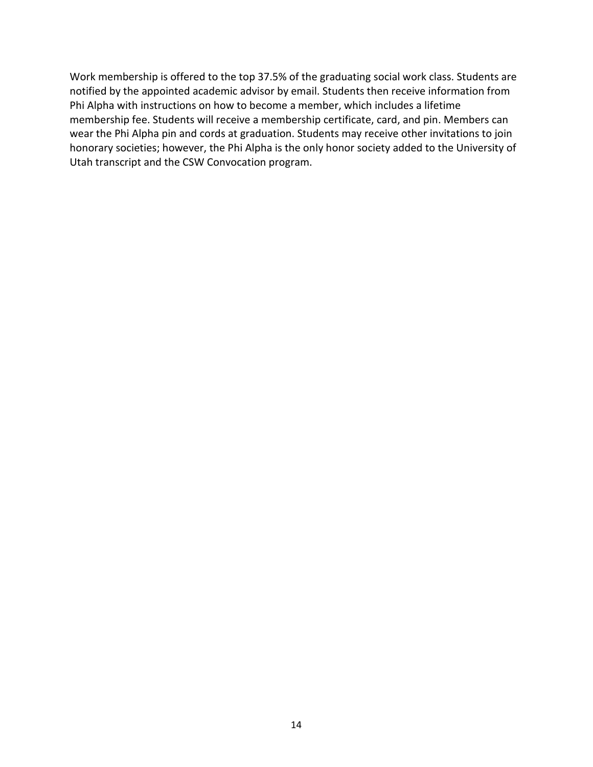Work membership is offered to the top 37.5% of the graduating social work class. Students are notified by the appointed academic advisor by email. Students then receive information from Phi Alpha with instructions on how to become a member, which includes a lifetime membership fee. Students will receive a membership certificate, card, and pin. Members can wear the Phi Alpha pin and cords at graduation. Students may receive other invitations to join honorary societies; however, the Phi Alpha is the only honor society added to the University of Utah transcript and the CSW Convocation program.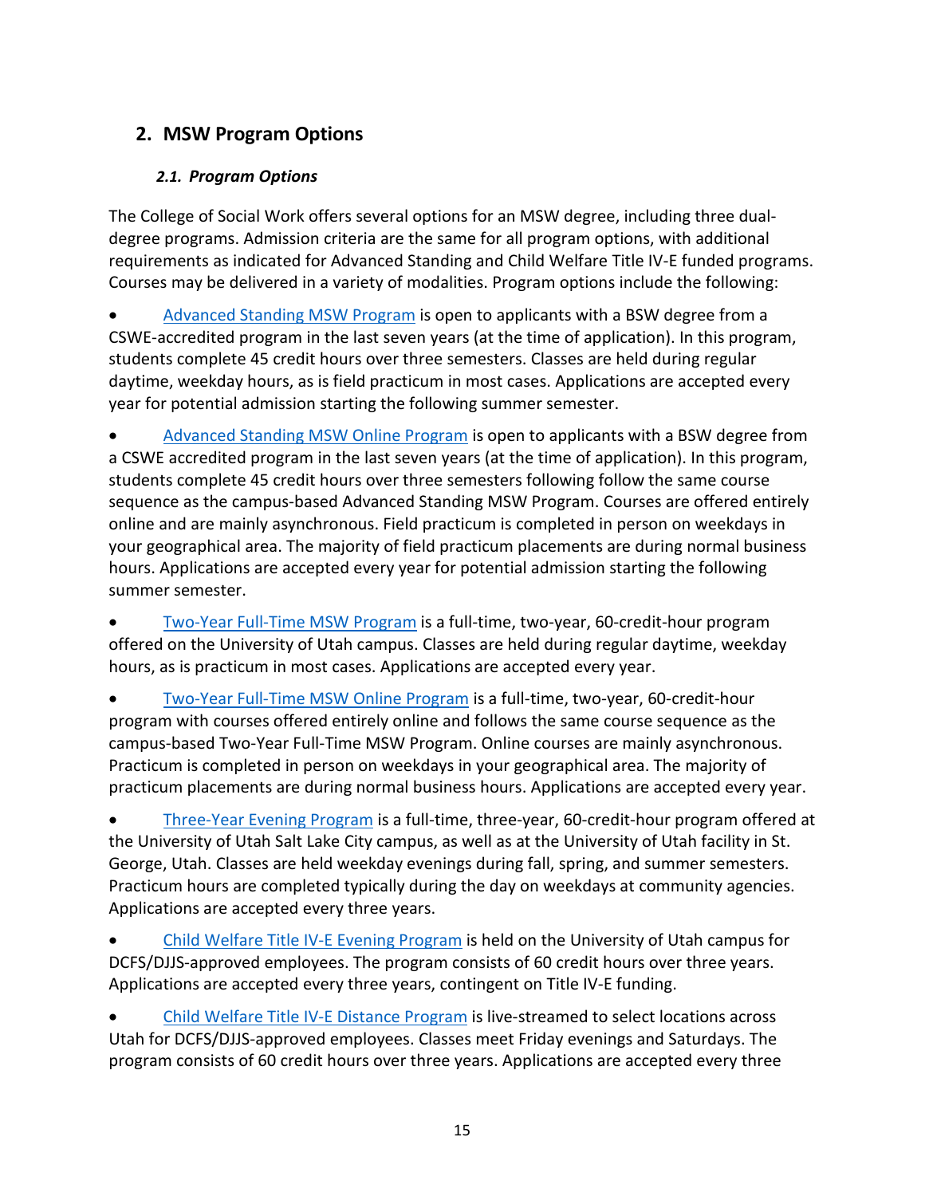## 2. MSW Program Options

### *2.1. Program Options*

The College of Social Work offers several options for an MSW degree, including three dual-degree programs. Admission criteria are the same for all program options, with additional requirements as indicated for Advanced Standing and Child Welfare Title IV-E funded programs. Courses may be delivered in a variety of modalities. Program options include the following:

- Advanced Standing MSW Program is open to applicants with a BSW degree from a CSWE-accredited program in the last seven years (at the time of application). In this program, students complete 45 credit hours over three semesters. Classes are held during regular daytime, weekday hours, as is field practicum in most cases. Applications are accepted every year for potential admission starting the following summer semester.

- Advanced Standing MSW Online Program is open to applicants with a BSW degree from a CSWE accredited program in the last seven years (at the time of application). In this program, students complete 45 credit hours over three semesters following follow the same course sequence as the campus-based Advanced Standing MSW Program. Courses are offered entirely online and are mainly asynchronous. Field practicum is completed in person on weekdays in your geographical area. The majority of field practicum placements are during normal business hours. Applications are accepted every year for potential admission starting the following summer semester.

- Two-Year Full-Time MSW Program is a full-time, two-year, 60-credit-hour program offered on the University of Utah campus. Classes are held during regular daytime, weekday hours, as is practicum in most cases. Applications are accepted every year.

- Two-Year Full-Time MSW Online Program is a full-time, two-year, 60-credit-hour program with courses offered entirely online and follows the same course sequence as the campus-based Two-Year Full-Time MSW Program. Online courses are mainly asynchronous. Practicum is completed in person on weekdays in your geographical area. The majority of practicum placements are during normal business hours. Applications are accepted every year.

- Three-Year Evening Program is a full-time, three-year, 60-credit-hour program offered at the University of Utah Salt Lake City campus, as well as at the University of Utah facility in St. George, Utah. Classes are held weekday evenings during fall, spring, and summer semesters. Practicum hours are completed typically during the day on weekdays at community agencies. Applications are accepted every three years.

- Child Welfare Title IV-E Evening Program is held on the University of Utah campus for DCFS/DJJS-approved employees. The program consists of 60 credit hours over three years. Applications are accepted every three years, contingent on Title IV-E funding.

- Child Welfare Title IV-E Distance Program is live-streamed to select locations across Utah for DCFS/DJJS-approved employees. Classes meet Friday evenings and Saturdays. The program consists of 60 credit hours over three years. Applications are accepted every three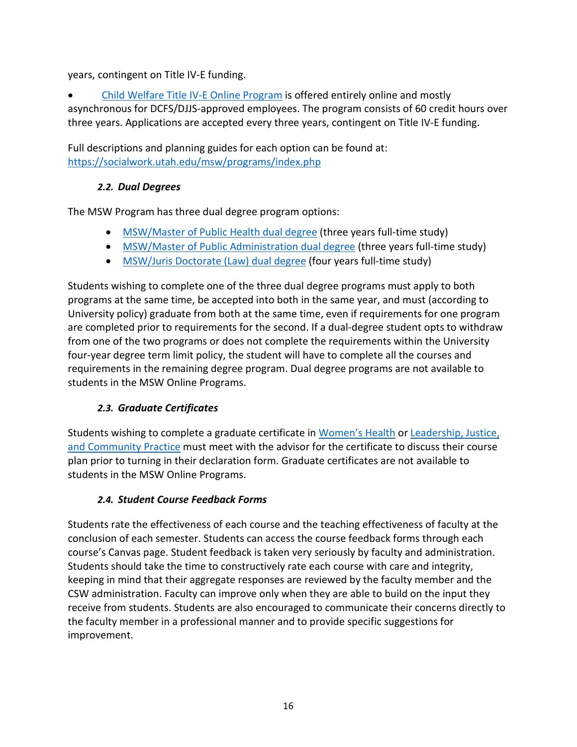years, contingent on Title IV-E funding.

- Child Welfare Title IV-E Online Program is offered entirely online and mostly asynchronous for DCFS/DJJS-approved employees. The program consists of 60 credit hours over three years. Applications are accepted every three years, contingent on Title IV-E funding.

Full descriptions and planning guides for each option can be found at: https://socialwork.utah.edu/msw/programs/index.php

### *2.2. Dual Degrees*

The MSW Program has three dual degree program options:

- MSW/Master of Public Health dual degree (three years full-time study)
- MSW/Master of Public Administration dual degree (three years full-time study)
- MSW/Juris Doctorate (Law) dual degree (four years full-time study)

Students wishing to complete one of the three dual degree programs must apply to both programs at the same time, be accepted into both in the same year, and must (according to University policy) graduate from both at the same time, even if requirements for one program are completed prior to requirements for the second. If a dual-degree student opts to withdraw from one of the two programs or does not complete the requirements within the University four-year degree term limit policy, the student will have to complete all the courses and requirements in the remaining degree program. Dual degree programs are not available to students in the MSW Online Programs.

### *2.3. Graduate Certificates*

Students wishing to complete a graduate certificate in Women's Health or Leadership, Justice, and Community Practice must meet with the advisor for the certificate to discuss their course plan prior to turning in their declaration form. Graduate certificates are not available to students in the MSW Online Programs.

### *2.4. Student Course Feedback Forms*

Students rate the effectiveness of each course and the teaching effectiveness of faculty at the conclusion of each semester. Students can access the course feedback forms through each course's Canvas page. Student feedback is taken very seriously by faculty and administration. Students should take the time to constructively rate each course with care and integrity, keeping in mind that their aggregate responses are reviewed by the faculty member and the CSW administration. Faculty can improve only when they are able to build on the input they receive from students. Students are also encouraged to communicate their concerns directly to the faculty member in a professional manner and to provide specific suggestions for improvement.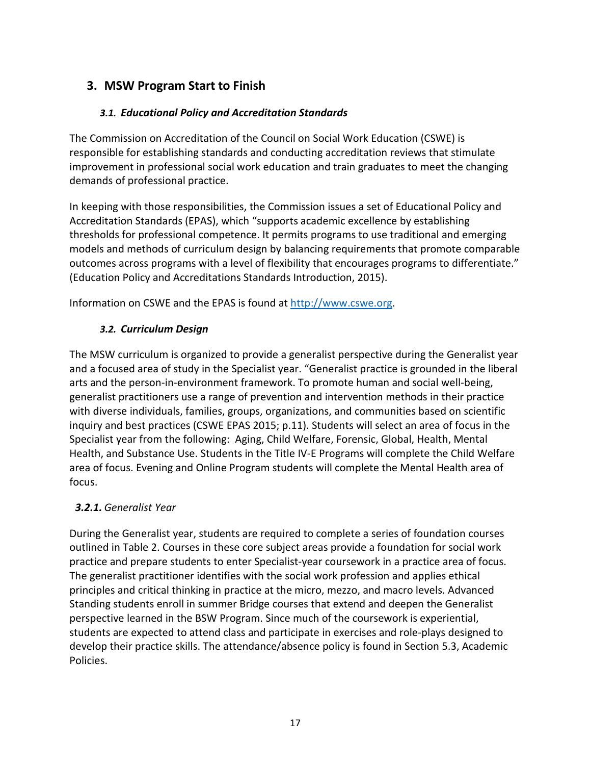# 3. MSW Program Start to Finish

## *3.1. Educational Policy and Accreditation Standards*

The Commission on Accreditation of the Council on Social Work Education (CSWE) is responsible for establishing standards and conducting accreditation reviews that stimulate improvement in professional social work education and train graduates to meet the changing demands of professional practice.

In keeping with those responsibilities, the Commission issues a set of Educational Policy and Accreditation Standards (EPAS), which "supports academic excellence by establishing thresholds for professional competence. It permits programs to use traditional and emerging models and methods of curriculum design by balancing requirements that promote comparable outcomes across programs with a level of flexibility that encourages programs to differentiate." (Education Policy and Accreditations Standards Introduction, 2015).

Information on CSWE and the EPAS is found at [http://www.cswe.org](http://www.cswe.org).

## *3.2. Curriculum Design*

The MSW curriculum is organized to provide a generalist perspective during the Generalist year and a focused area of study in the Specialist year. "Generalist practice is grounded in the liberal arts and the person-in-environment framework. To promote human and social well-being, generalist practitioners use a range of prevention and intervention methods in their practice with diverse individuals, families, groups, organizations, and communities based on scientific inquiry and best practices (CSWE EPAS 2015; p.11). Students will select an area of focus in the Specialist year from the following: Aging, Child Welfare, Forensic, Global, Health, Mental Health, and Substance Use. Students in the Title IV-E Programs will complete the Child Welfare area of focus. Evening and Online Program students will complete the Mental Health area of focus.

### ***3.2.1.*** *Generalist Year*

During the Generalist year, students are required to complete a series of foundation courses outlined in Table 2. Courses in these core subject areas provide a foundation for social work practice and prepare students to enter Specialist-year coursework in a practice area of focus. The generalist practitioner identifies with the social work profession and applies ethical principles and critical thinking in practice at the micro, mezzo, and macro levels. Advanced Standing students enroll in summer Bridge courses that extend and deepen the Generalist perspective learned in the BSW Program. Since much of the coursework is experiential, students are expected to attend class and participate in exercises and role-plays designed to develop their practice skills. The attendance/absence policy is found in Section 5.3, Academic Policies.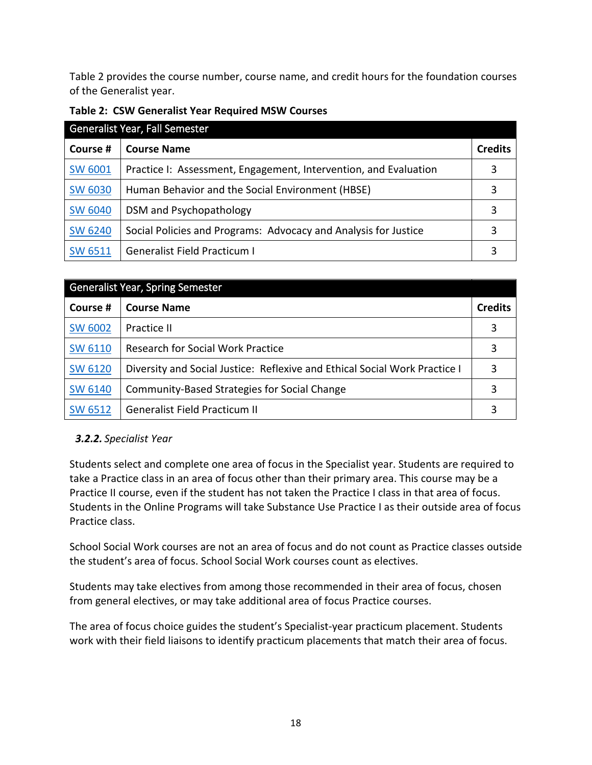Table 2 provides the course number, course name, and credit hours for the foundation courses of the Generalist year.

**Table 2: CSW Generalist Year Required MSW Courses**

| Generalist Year, Fall Semester | | |
|---|---|---|
| **Course #** | **Course Name** | **Credits** |
| SW 6001 | Practice I: Assessment, Engagement, Intervention, and Evaluation | 3 |
| SW 6030 | Human Behavior and the Social Environment (HBSE) | 3 |
| SW 6040 | DSM and Psychopathology | 3 |
| SW 6240 | Social Policies and Programs: Advocacy and Analysis for Justice | 3 |
| SW 6511 | Generalist Field Practicum I | 3 |

| Generalist Year, Spring Semester | | |
|---|---|---|
| **Course #** | **Course Name** | **Credits** |
| SW 6002 | Practice II | 3 |
| SW 6110 | Research for Social Work Practice | 3 |
| SW 6120 | Diversity and Social Justice: Reflexive and Ethical Social Work Practice I | 3 |
| SW 6140 | Community-Based Strategies for Social Change | 3 |
| SW 6512 | Generalist Field Practicum II | 3 |

### ***3.2.2.*** *Specialist Year*

Students select and complete one area of focus in the Specialist year. Students are required to take a Practice class in an area of focus other than their primary area. This course may be a Practice II course, even if the student has not taken the Practice I class in that area of focus. Students in the Online Programs will take Substance Use Practice I as their outside area of focus Practice class.

School Social Work courses are not an area of focus and do not count as Practice classes outside the student's area of focus. School Social Work courses count as electives.

Students may take electives from among those recommended in their area of focus, chosen from general electives, or may take additional area of focus Practice courses.

The area of focus choice guides the student's Specialist-year practicum placement. Students work with their field liaisons to identify practicum placements that match their area of focus.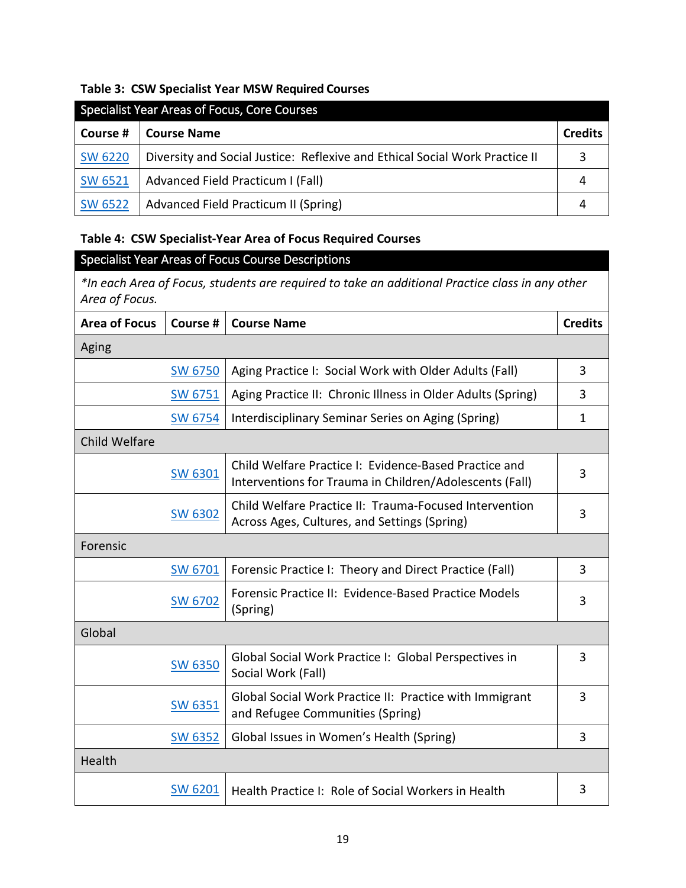**Table 3: CSW Specialist Year MSW Required Courses**

| Specialist Year Areas of Focus, Core Courses | | |
|---|---|---|
| **Course #** | **Course Name** | **Credits** |
| SW 6220 | Diversity and Social Justice: Reflexive and Ethical Social Work Practice II | 3 |
| SW 6521 | Advanced Field Practicum I (Fall) | 4 |
| SW 6522 | Advanced Field Practicum II (Spring) | 4 |

**Table 4: CSW Specialist-Year Area of Focus Required Courses**

| Specialist Year Areas of Focus Course Descriptions | | | |
|---|---|---|---|
| *\*In each Area of Focus, students are required to take an additional Practice class in any other Area of Focus.* | | | |
| **Area of Focus** | **Course #** | **Course Name** | **Credits** |
| Aging | | | |
| | SW 6750 | Aging Practice I: Social Work with Older Adults (Fall) | 3 |
| | SW 6751 | Aging Practice II: Chronic Illness in Older Adults (Spring) | 3 |
| | SW 6754 | Interdisciplinary Seminar Series on Aging (Spring) | 1 |
| Child Welfare | | | |
| | SW 6301 | Child Welfare Practice I: Evidence-Based Practice and Interventions for Trauma in Children/Adolescents (Fall) | 3 |
| | SW 6302 | Child Welfare Practice II: Trauma-Focused Intervention Across Ages, Cultures, and Settings (Spring) | 3 |
| Forensic | | | |
| | SW 6701 | Forensic Practice I: Theory and Direct Practice (Fall) | 3 |
| | SW 6702 | Forensic Practice II: Evidence-Based Practice Models (Spring) | 3 |
| Global | | | |
| | SW 6350 | Global Social Work Practice I: Global Perspectives in Social Work (Fall) | 3 |
| | SW 6351 | Global Social Work Practice II: Practice with Immigrant and Refugee Communities (Spring) | 3 |
| | SW 6352 | Global Issues in Women's Health (Spring) | 3 |
| Health | | | |
| | SW 6201 | Health Practice I: Role of Social Workers in Health | 3 |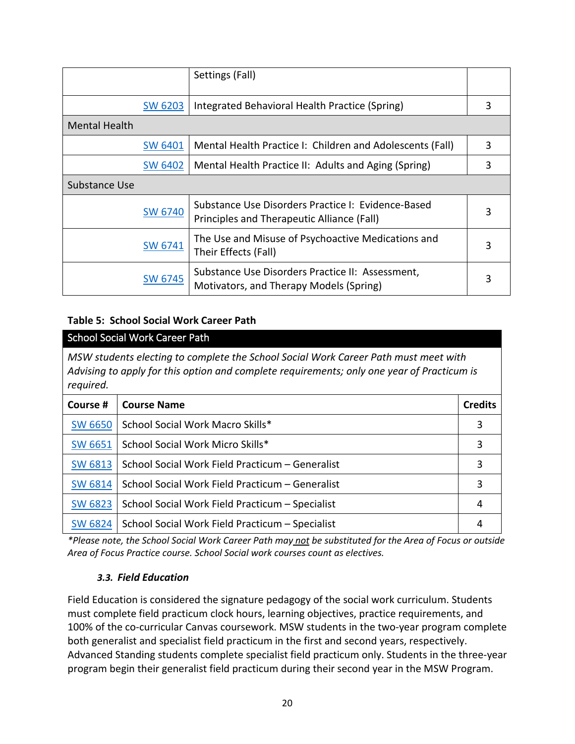| | | |
|---|---|---|
| | Settings (Fall) | |
| SW 6203 | Integrated Behavioral Health Practice (Spring) | 3 |
| Mental Health | | |
| SW 6401 | Mental Health Practice I: Children and Adolescents (Fall) | 3 |
| SW 6402 | Mental Health Practice II: Adults and Aging (Spring) | 3 |
| Substance Use | | |
| SW 6740 | Substance Use Disorders Practice I: Evidence-Based Principles and Therapeutic Alliance (Fall) | 3 |
| SW 6741 | The Use and Misuse of Psychoactive Medications and Their Effects (Fall) | 3 |
| SW 6745 | Substance Use Disorders Practice II: Assessment, Motivators, and Therapy Models (Spring) | 3 |

**Table 5: School Social Work Career Path**

| School Social Work Career Path | | |
|---|---|---|
| *MSW students electing to complete the School Social Work Career Path must meet with Advising to apply for this option and complete requirements; only one year of Practicum is required.* | | |
| **Course #** | **Course Name** | **Credits** |
| SW 6650 | School Social Work Macro Skills* | 3 |
| SW 6651 | School Social Work Micro Skills* | 3 |
| SW 6813 | School Social Work Field Practicum – Generalist | 3 |
| SW 6814 | School Social Work Field Practicum – Generalist | 3 |
| SW 6823 | School Social Work Field Practicum – Specialist | 4 |
| SW 6824 | School Social Work Field Practicum – Specialist | 4 |

**Please note, the School Social Work Career Path may not be substituted for the Area of Focus or outside Area of Focus Practice course. School Social work courses count as electives.*

### *3.3. Field Education*

Field Education is considered the signature pedagogy of the social work curriculum. Students must complete field practicum clock hours, learning objectives, practice requirements, and 100% of the co-curricular Canvas coursework. MSW students in the two-year program complete both generalist and specialist field practicum in the first and second years, respectively. Advanced Standing students complete specialist field practicum only. Students in the three-year program begin their generalist field practicum during their second year in the MSW Program.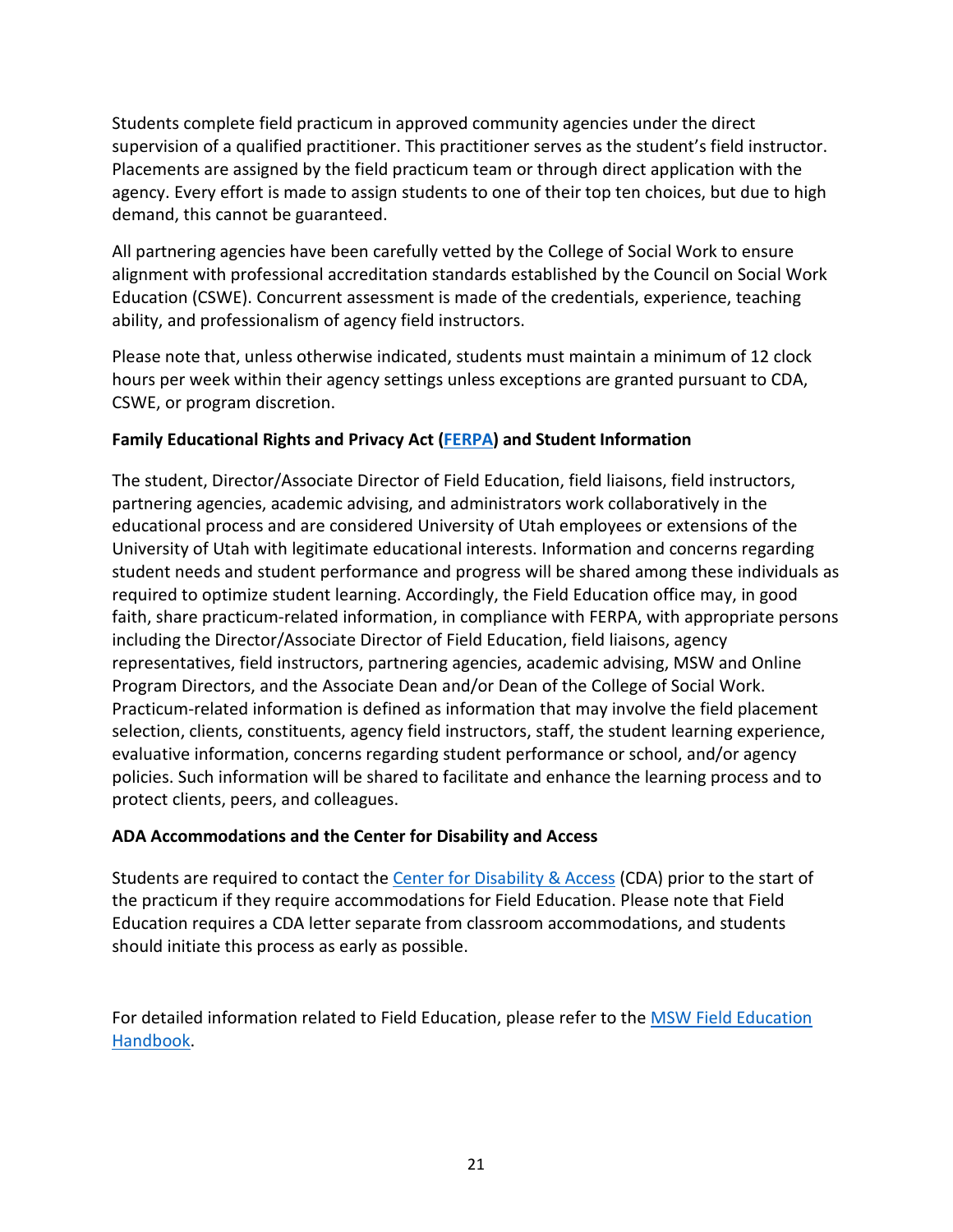Students complete field practicum in approved community agencies under the direct supervision of a qualified practitioner. This practitioner serves as the student's field instructor. Placements are assigned by the field practicum team or through direct application with the agency. Every effort is made to assign students to one of their top ten choices, but due to high demand, this cannot be guaranteed.

All partnering agencies have been carefully vetted by the College of Social Work to ensure alignment with professional accreditation standards established by the Council on Social Work Education (CSWE). Concurrent assessment is made of the credentials, experience, teaching ability, and professionalism of agency field instructors.

Please note that, unless otherwise indicated, students must maintain a minimum of 12 clock hours per week within their agency settings unless exceptions are granted pursuant to CDA, CSWE, or program discretion.

**Family Educational Rights and Privacy Act (FERPA) and Student Information**

The student, Director/Associate Director of Field Education, field liaisons, field instructors, partnering agencies, academic advising, and administrators work collaboratively in the educational process and are considered University of Utah employees or extensions of the University of Utah with legitimate educational interests. Information and concerns regarding student needs and student performance and progress will be shared among these individuals as required to optimize student learning. Accordingly, the Field Education office may, in good faith, share practicum-related information, in compliance with FERPA, with appropriate persons including the Director/Associate Director of Field Education, field liaisons, agency representatives, field instructors, partnering agencies, academic advising, MSW and Online Program Directors, and the Associate Dean and/or Dean of the College of Social Work. Practicum-related information is defined as information that may involve the field placement selection, clients, constituents, agency field instructors, staff, the student learning experience, evaluative information, concerns regarding student performance or school, and/or agency policies. Such information will be shared to facilitate and enhance the learning process and to protect clients, peers, and colleagues.

**ADA Accommodations and the Center for Disability and Access**

Students are required to contact the Center for Disability & Access (CDA) prior to the start of the practicum if they require accommodations for Field Education. Please note that Field Education requires a CDA letter separate from classroom accommodations, and students should initiate this process as early as possible.

For detailed information related to Field Education, please refer to the MSW Field Education Handbook.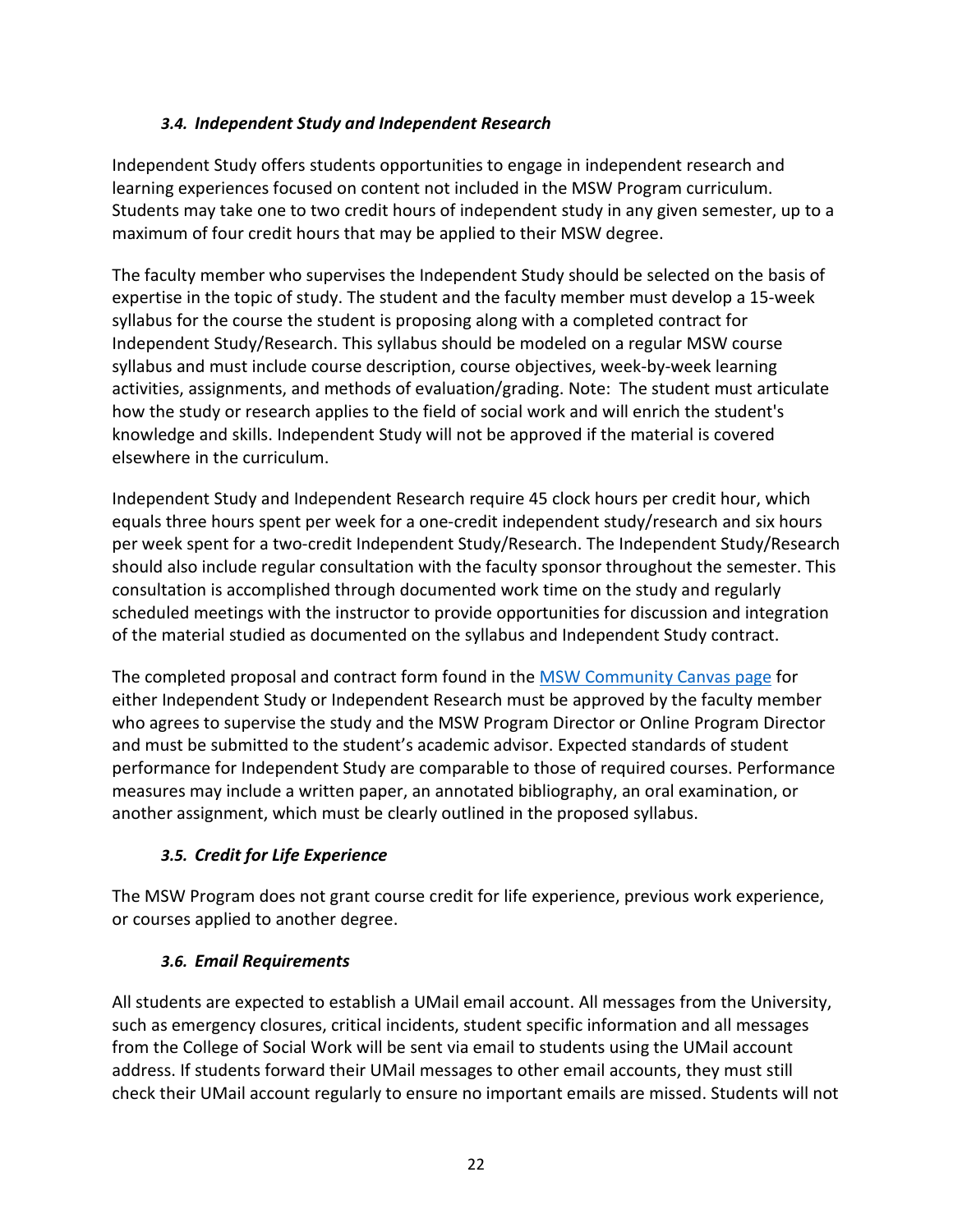### *3.4. Independent Study and Independent Research*

Independent Study offers students opportunities to engage in independent research and learning experiences focused on content not included in the MSW Program curriculum. Students may take one to two credit hours of independent study in any given semester, up to a maximum of four credit hours that may be applied to their MSW degree.

The faculty member who supervises the Independent Study should be selected on the basis of expertise in the topic of study. The student and the faculty member must develop a 15-week syllabus for the course the student is proposing along with a completed contract for Independent Study/Research. This syllabus should be modeled on a regular MSW course syllabus and must include course description, course objectives, week-by-week learning activities, assignments, and methods of evaluation/grading. Note: The student must articulate how the study or research applies to the field of social work and will enrich the student's knowledge and skills. Independent Study will not be approved if the material is covered elsewhere in the curriculum.

Independent Study and Independent Research require 45 clock hours per credit hour, which equals three hours spent per week for a one-credit independent study/research and six hours per week spent for a two-credit Independent Study/Research. The Independent Study/Research should also include regular consultation with the faculty sponsor throughout the semester. This consultation is accomplished through documented work time on the study and regularly scheduled meetings with the instructor to provide opportunities for discussion and integration of the material studied as documented on the syllabus and Independent Study contract.

The completed proposal and contract form found in the [MSW Community Canvas page]() for either Independent Study or Independent Research must be approved by the faculty member who agrees to supervise the study and the MSW Program Director or Online Program Director and must be submitted to the student's academic advisor. Expected standards of student performance for Independent Study are comparable to those of required courses. Performance measures may include a written paper, an annotated bibliography, an oral examination, or another assignment, which must be clearly outlined in the proposed syllabus.

### *3.5. Credit for Life Experience*

The MSW Program does not grant course credit for life experience, previous work experience, or courses applied to another degree.

### *3.6. Email Requirements*

All students are expected to establish a UMail email account. All messages from the University, such as emergency closures, critical incidents, student specific information and all messages from the College of Social Work will be sent via email to students using the UMail account address. If students forward their UMail messages to other email accounts, they must still check their UMail account regularly to ensure no important emails are missed. Students will not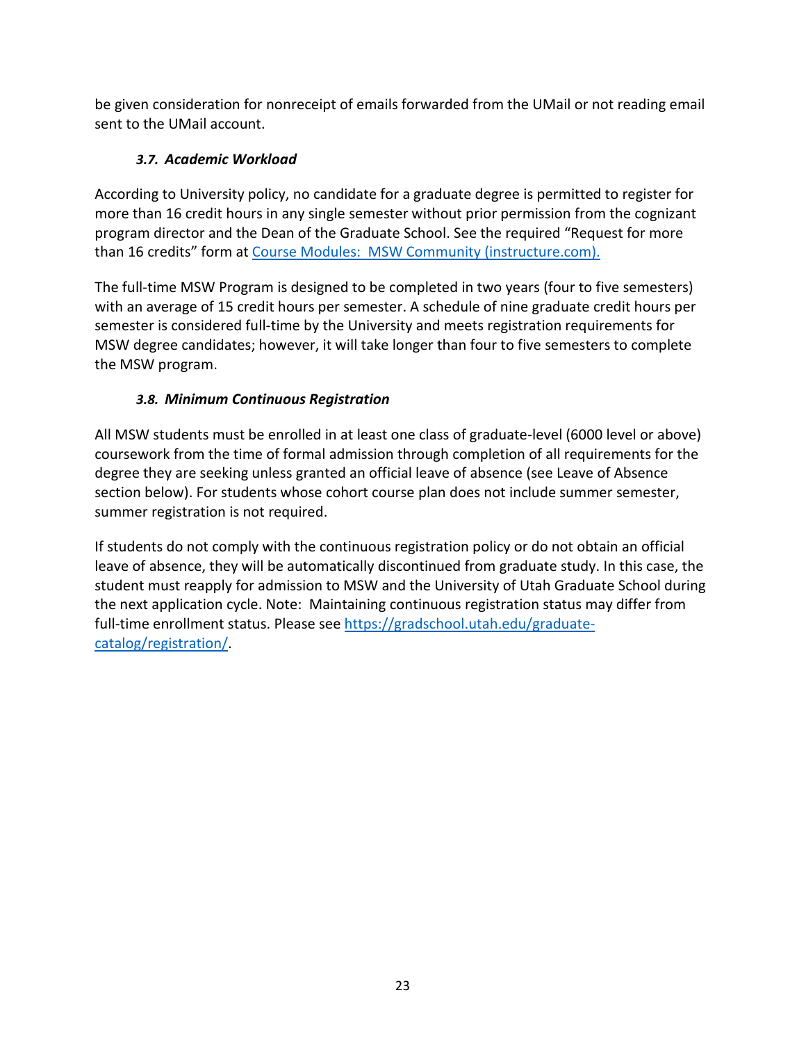be given consideration for nonreceipt of emails forwarded from the UMail or not reading email sent to the UMail account.

### *3.7. Academic Workload*

According to University policy, no candidate for a graduate degree is permitted to register for more than 16 credit hours in any single semester without prior permission from the cognizant program director and the Dean of the Graduate School. See the required "Request for more than 16 credits" form at [Course Modules: MSW Community (instructure.com).](#)

The full-time MSW Program is designed to be completed in two years (four to five semesters) with an average of 15 credit hours per semester. A schedule of nine graduate credit hours per semester is considered full-time by the University and meets registration requirements for MSW degree candidates; however, it will take longer than four to five semesters to complete the MSW program.

### *3.8. Minimum Continuous Registration*

All MSW students must be enrolled in at least one class of graduate-level (6000 level or above) coursework from the time of formal admission through completion of all requirements for the degree they are seeking unless granted an official leave of absence (see Leave of Absence section below). For students whose cohort course plan does not include summer semester, summer registration is not required.

If students do not comply with the continuous registration policy or do not obtain an official leave of absence, they will be automatically discontinued from graduate study. In this case, the student must reapply for admission to MSW and the University of Utah Graduate School during the next application cycle. Note: Maintaining continuous registration status may differ from full-time enrollment status. Please see [https://gradschool.utah.edu/graduate-catalog/registration/](https://gradschool.utah.edu/graduate-catalog/registration/).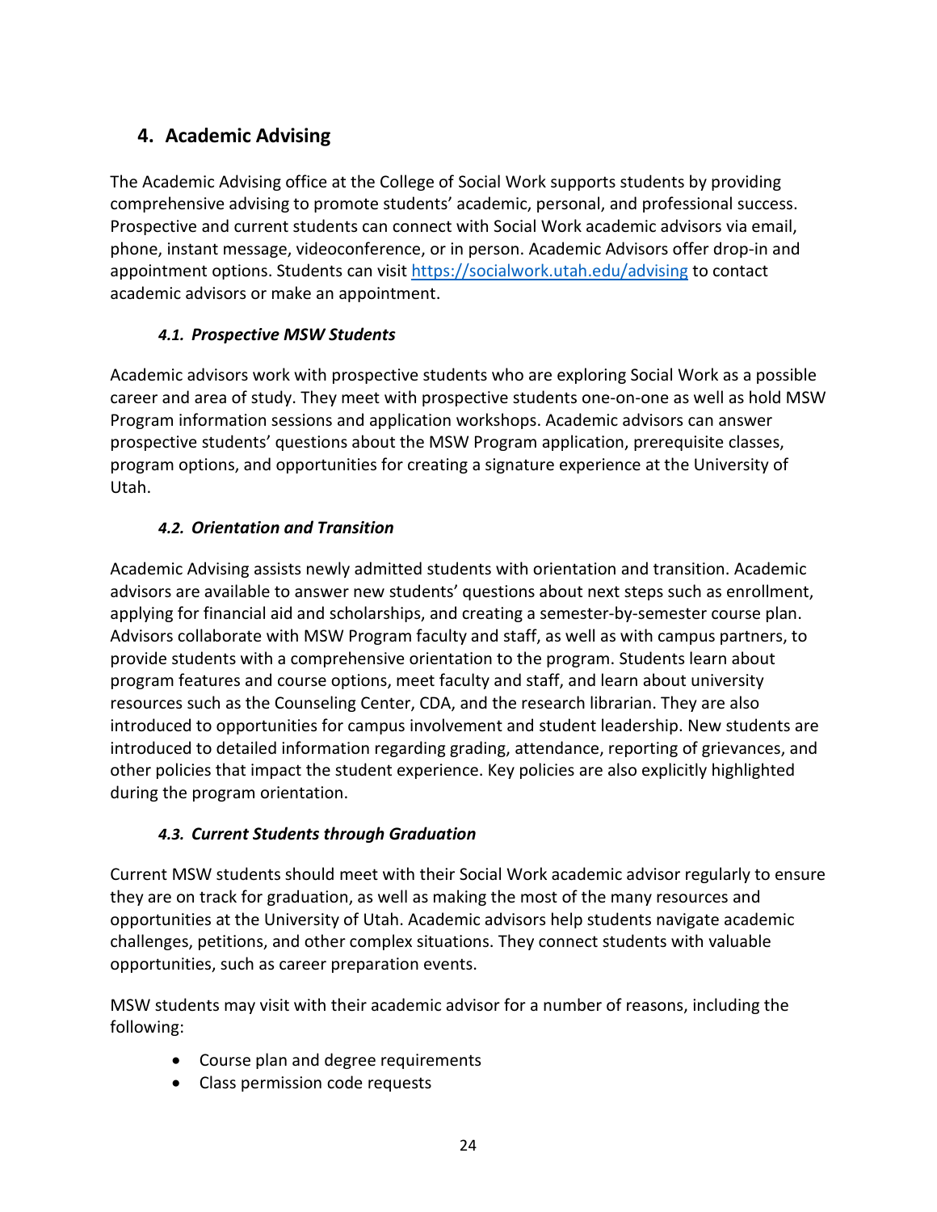## 4. Academic Advising

The Academic Advising office at the College of Social Work supports students by providing comprehensive advising to promote students' academic, personal, and professional success. Prospective and current students can connect with Social Work academic advisors via email, phone, instant message, videoconference, or in person. Academic Advisors offer drop-in and appointment options. Students can visit [https://socialwork.utah.edu/advising](https://socialwork.utah.edu/advising) to contact academic advisors or make an appointment.

### *4.1. Prospective MSW Students*

Academic advisors work with prospective students who are exploring Social Work as a possible career and area of study. They meet with prospective students one-on-one as well as hold MSW Program information sessions and application workshops. Academic advisors can answer prospective students' questions about the MSW Program application, prerequisite classes, program options, and opportunities for creating a signature experience at the University of Utah.

### *4.2. Orientation and Transition*

Academic Advising assists newly admitted students with orientation and transition. Academic advisors are available to answer new students' questions about next steps such as enrollment, applying for financial aid and scholarships, and creating a semester-by-semester course plan. Advisors collaborate with MSW Program faculty and staff, as well as with campus partners, to provide students with a comprehensive orientation to the program. Students learn about program features and course options, meet faculty and staff, and learn about university resources such as the Counseling Center, CDA, and the research librarian. They are also introduced to opportunities for campus involvement and student leadership. New students are introduced to detailed information regarding grading, attendance, reporting of grievances, and other policies that impact the student experience. Key policies are also explicitly highlighted during the program orientation.

### *4.3. Current Students through Graduation*

Current MSW students should meet with their Social Work academic advisor regularly to ensure they are on track for graduation, as well as making the most of the many resources and opportunities at the University of Utah. Academic advisors help students navigate academic challenges, petitions, and other complex situations. They connect students with valuable opportunities, such as career preparation events.

MSW students may visit with their academic advisor for a number of reasons, including the following:

- Course plan and degree requirements
- Class permission code requests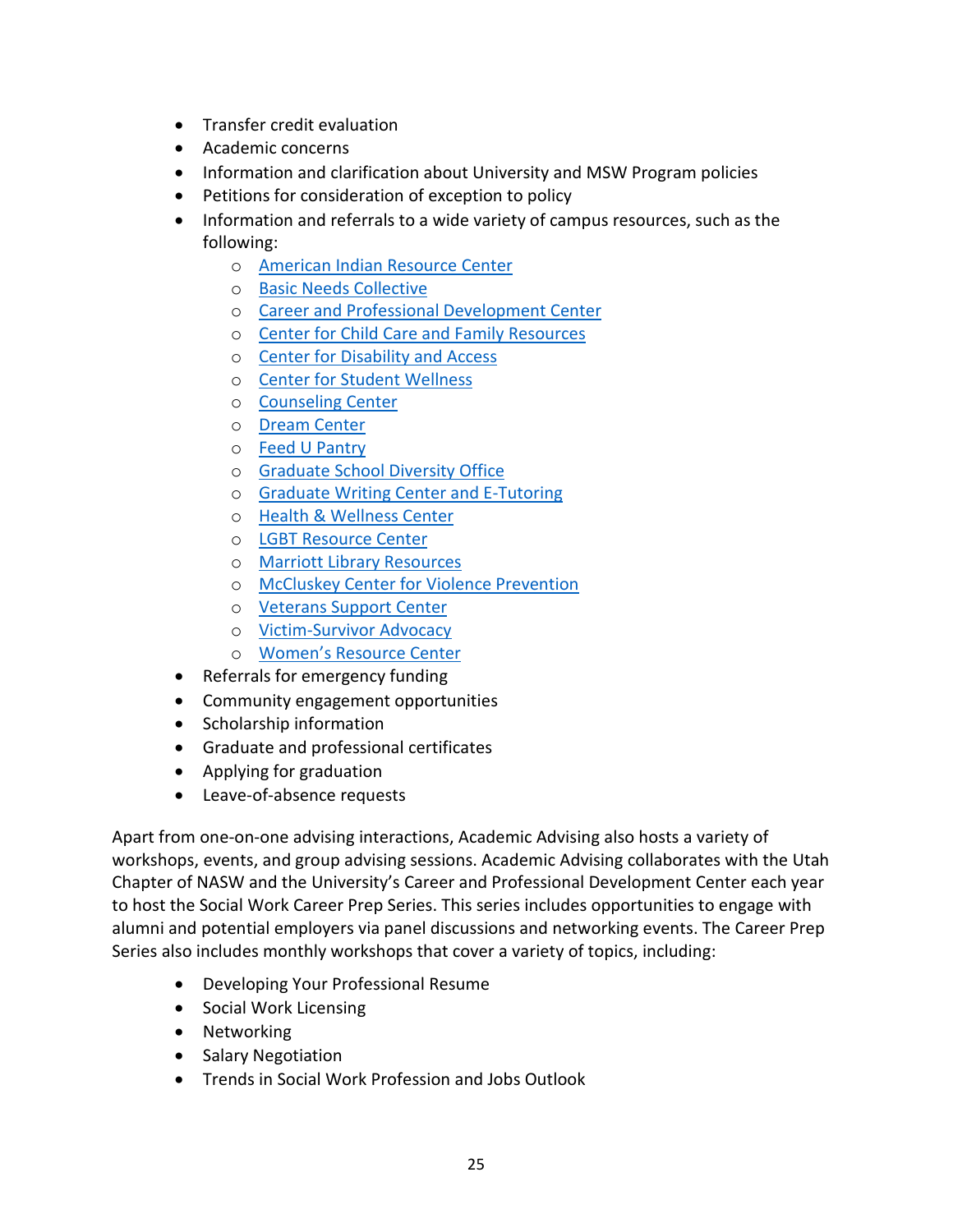- Transfer credit evaluation
- Academic concerns
- Information and clarification about University and MSW Program policies
- Petitions for consideration of exception to policy
- Information and referrals to a wide variety of campus resources, such as the following:
  - American Indian Resource Center
  - Basic Needs Collective
  - Career and Professional Development Center
  - Center for Child Care and Family Resources
  - Center for Disability and Access
  - Center for Student Wellness
  - Counseling Center
  - Dream Center
  - Feed U Pantry
  - Graduate School Diversity Office
  - Graduate Writing Center and E-Tutoring
  - Health & Wellness Center
  - LGBT Resource Center
  - Marriott Library Resources
  - McCluskey Center for Violence Prevention
  - Veterans Support Center
  - Victim-Survivor Advocacy
  - Women's Resource Center
- Referrals for emergency funding
- Community engagement opportunities
- Scholarship information
- Graduate and professional certificates
- Applying for graduation
- Leave-of-absence requests

Apart from one-on-one advising interactions, Academic Advising also hosts a variety of workshops, events, and group advising sessions. Academic Advising collaborates with the Utah Chapter of NASW and the University's Career and Professional Development Center each year to host the Social Work Career Prep Series. This series includes opportunities to engage with alumni and potential employers via panel discussions and networking events. The Career Prep Series also includes monthly workshops that cover a variety of topics, including:

- Developing Your Professional Resume
- Social Work Licensing
- Networking
- Salary Negotiation
- Trends in Social Work Profession and Jobs Outlook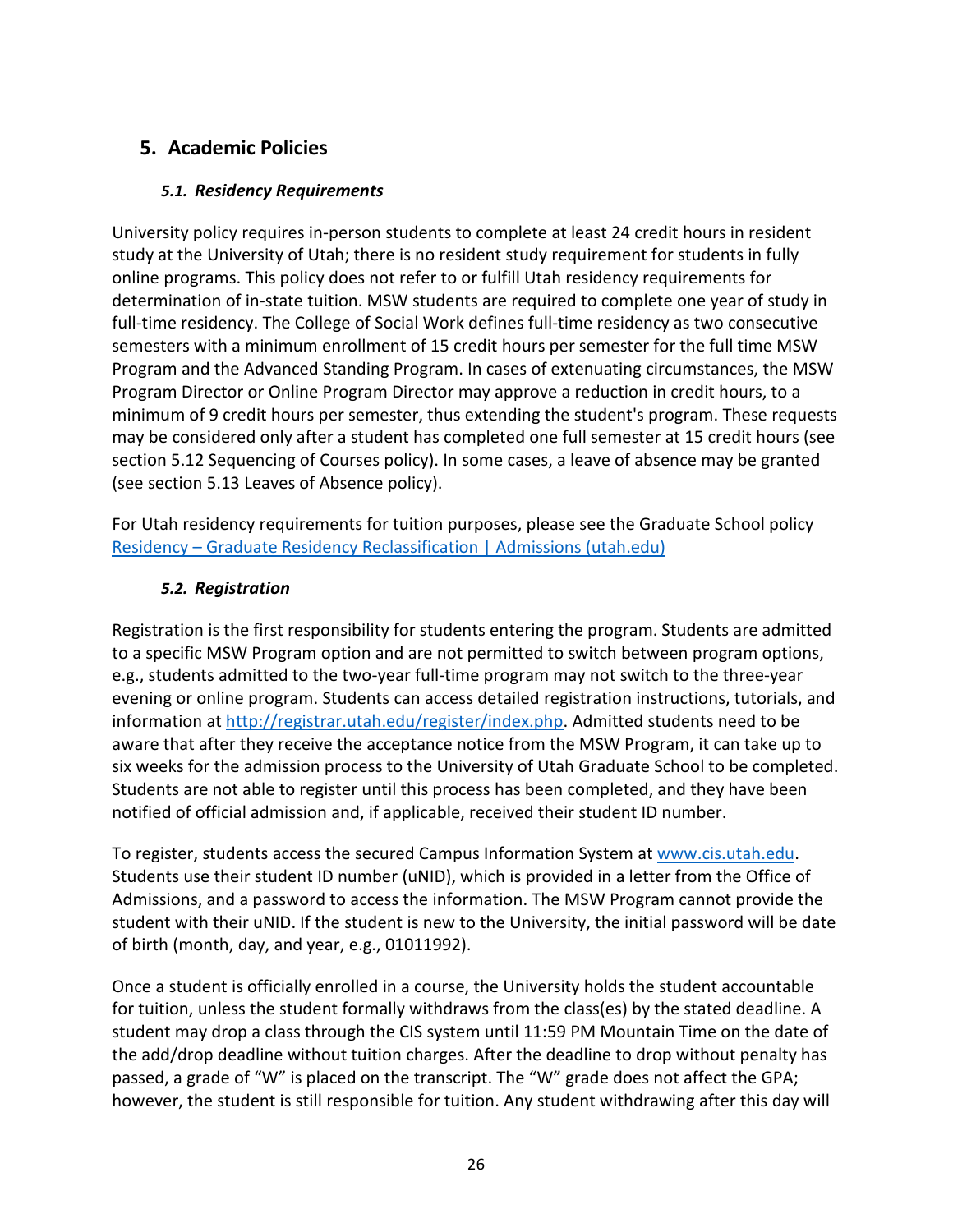## 5. Academic Policies

### *5.1. Residency Requirements*

University policy requires in-person students to complete at least 24 credit hours in resident study at the University of Utah; there is no resident study requirement for students in fully online programs. This policy does not refer to or fulfill Utah residency requirements for determination of in-state tuition. MSW students are required to complete one year of study in full-time residency. The College of Social Work defines full-time residency as two consecutive semesters with a minimum enrollment of 15 credit hours per semester for the full time MSW Program and the Advanced Standing Program. In cases of extenuating circumstances, the MSW Program Director or Online Program Director may approve a reduction in credit hours, to a minimum of 9 credit hours per semester, thus extending the student's program. These requests may be considered only after a student has completed one full semester at 15 credit hours (see section 5.12 Sequencing of Courses policy). In some cases, a leave of absence may be granted (see section 5.13 Leaves of Absence policy).

For Utah residency requirements for tuition purposes, please see the Graduate School policy [Residency – Graduate Residency Reclassification | Admissions (utah.edu)]

### *5.2. Registration*

Registration is the first responsibility for students entering the program. Students are admitted to a specific MSW Program option and are not permitted to switch between program options, e.g., students admitted to the two-year full-time program may not switch to the three-year evening or online program. Students can access detailed registration instructions, tutorials, and information at http://registrar.utah.edu/register/index.php. Admitted students need to be aware that after they receive the acceptance notice from the MSW Program, it can take up to six weeks for the admission process to the University of Utah Graduate School to be completed. Students are not able to register until this process has been completed, and they have been notified of official admission and, if applicable, received their student ID number.

To register, students access the secured Campus Information System at www.cis.utah.edu. Students use their student ID number (uNID), which is provided in a letter from the Office of Admissions, and a password to access the information. The MSW Program cannot provide the student with their uNID. If the student is new to the University, the initial password will be date of birth (month, day, and year, e.g., 01011992).

Once a student is officially enrolled in a course, the University holds the student accountable for tuition, unless the student formally withdraws from the class(es) by the stated deadline. A student may drop a class through the CIS system until 11:59 PM Mountain Time on the date of the add/drop deadline without tuition charges. After the deadline to drop without penalty has passed, a grade of "W" is placed on the transcript. The "W" grade does not affect the GPA; however, the student is still responsible for tuition. Any student withdrawing after this day will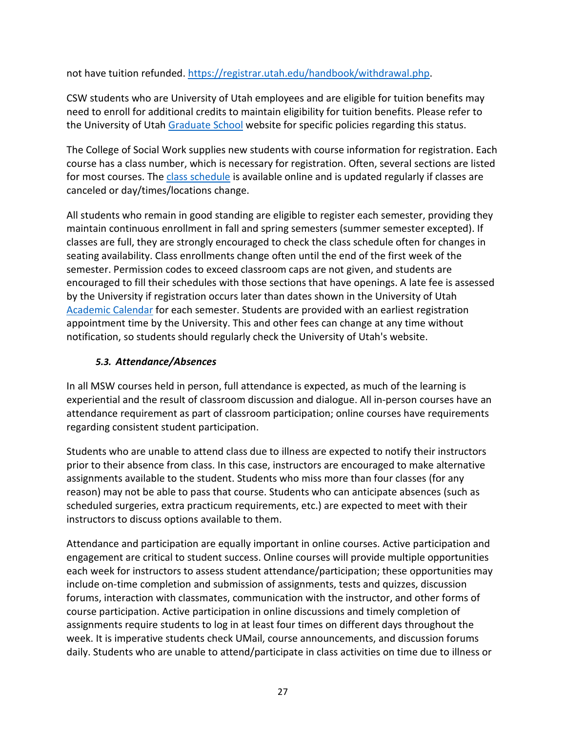not have tuition refunded. [https://registrar.utah.edu/handbook/withdrawal.php](https://registrar.utah.edu/handbook/withdrawal.php).

CSW students who are University of Utah employees and are eligible for tuition benefits may need to enroll for additional credits to maintain eligibility for tuition benefits. Please refer to the University of Utah Graduate School website for specific policies regarding this status.

The College of Social Work supplies new students with course information for registration. Each course has a class number, which is necessary for registration. Often, several sections are listed for most courses. The class schedule is available online and is updated regularly if classes are canceled or day/times/locations change.

All students who remain in good standing are eligible to register each semester, providing they maintain continuous enrollment in fall and spring semesters (summer semester excepted). If classes are full, they are strongly encouraged to check the class schedule often for changes in seating availability. Class enrollments change often until the end of the first week of the semester. Permission codes to exceed classroom caps are not given, and students are encouraged to fill their schedules with those sections that have openings. A late fee is assessed by the University if registration occurs later than dates shown in the University of Utah Academic Calendar for each semester. Students are provided with an earliest registration appointment time by the University. This and other fees can change at any time without notification, so students should regularly check the University of Utah's website.

### *5.3. Attendance/Absences*

In all MSW courses held in person, full attendance is expected, as much of the learning is experiential and the result of classroom discussion and dialogue. All in-person courses have an attendance requirement as part of classroom participation; online courses have requirements regarding consistent student participation.

Students who are unable to attend class due to illness are expected to notify their instructors prior to their absence from class. In this case, instructors are encouraged to make alternative assignments available to the student. Students who miss more than four classes (for any reason) may not be able to pass that course. Students who can anticipate absences (such as scheduled surgeries, extra practicum requirements, etc.) are expected to meet with their instructors to discuss options available to them.

Attendance and participation are equally important in online courses. Active participation and engagement are critical to student success. Online courses will provide multiple opportunities each week for instructors to assess student attendance/participation; these opportunities may include on-time completion and submission of assignments, tests and quizzes, discussion forums, interaction with classmates, communication with the instructor, and other forms of course participation. Active participation in online discussions and timely completion of assignments require students to log in at least four times on different days throughout the week. It is imperative students check UMail, course announcements, and discussion forums daily. Students who are unable to attend/participate in class activities on time due to illness or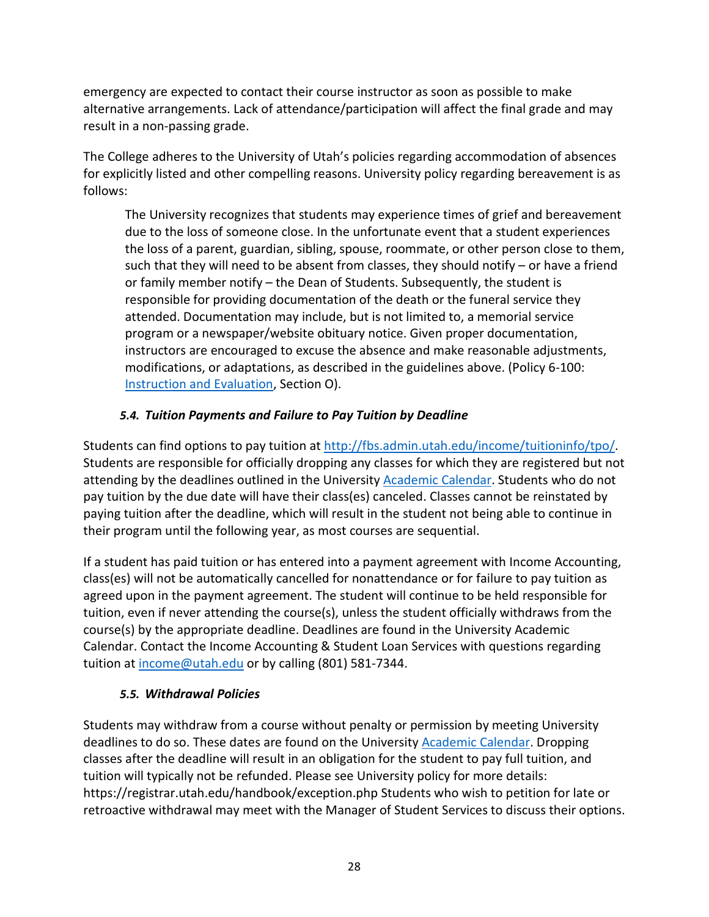emergency are expected to contact their course instructor as soon as possible to make alternative arrangements. Lack of attendance/participation will affect the final grade and may result in a non-passing grade.

The College adheres to the University of Utah's policies regarding accommodation of absences for explicitly listed and other compelling reasons. University policy regarding bereavement is as follows:

> The University recognizes that students may experience times of grief and bereavement due to the loss of someone close. In the unfortunate event that a student experiences the loss of a parent, guardian, sibling, spouse, roommate, or other person close to them, such that they will need to be absent from classes, they should notify – or have a friend or family member notify – the Dean of Students. Subsequently, the student is responsible for providing documentation of the death or the funeral service they attended. Documentation may include, but is not limited to, a memorial service program or a newspaper/website obituary notice. Given proper documentation, instructors are encouraged to excuse the absence and make reasonable adjustments, modifications, or adaptations, as described in the guidelines above. (Policy 6-100: [Instruction and Evaluation](), Section O).

### *5.4. Tuition Payments and Failure to Pay Tuition by Deadline*

Students can find options to pay tuition at [http://fbs.admin.utah.edu/income/tuitioninfo/tpo/](http://fbs.admin.utah.edu/income/tuitioninfo/tpo/). Students are responsible for officially dropping any classes for which they are registered but not attending by the deadlines outlined in the University [Academic Calendar](). Students who do not pay tuition by the due date will have their class(es) canceled. Classes cannot be reinstated by paying tuition after the deadline, which will result in the student not being able to continue in their program until the following year, as most courses are sequential.

If a student has paid tuition or has entered into a payment agreement with Income Accounting, class(es) will not be automatically cancelled for nonattendance or for failure to pay tuition as agreed upon in the payment agreement. The student will continue to be held responsible for tuition, even if never attending the course(s), unless the student officially withdraws from the course(s) by the appropriate deadline. Deadlines are found in the University Academic Calendar. Contact the Income Accounting & Student Loan Services with questions regarding tuition at [income@utah.edu](mailto:income@utah.edu) or by calling (801) 581-7344.

### *5.5. Withdrawal Policies*

Students may withdraw from a course without penalty or permission by meeting University deadlines to do so. These dates are found on the University [Academic Calendar](). Dropping classes after the deadline will result in an obligation for the student to pay full tuition, and tuition will typically not be refunded. Please see University policy for more details: https://registrar.utah.edu/handbook/exception.php Students who wish to petition for late or retroactive withdrawal may meet with the Manager of Student Services to discuss their options.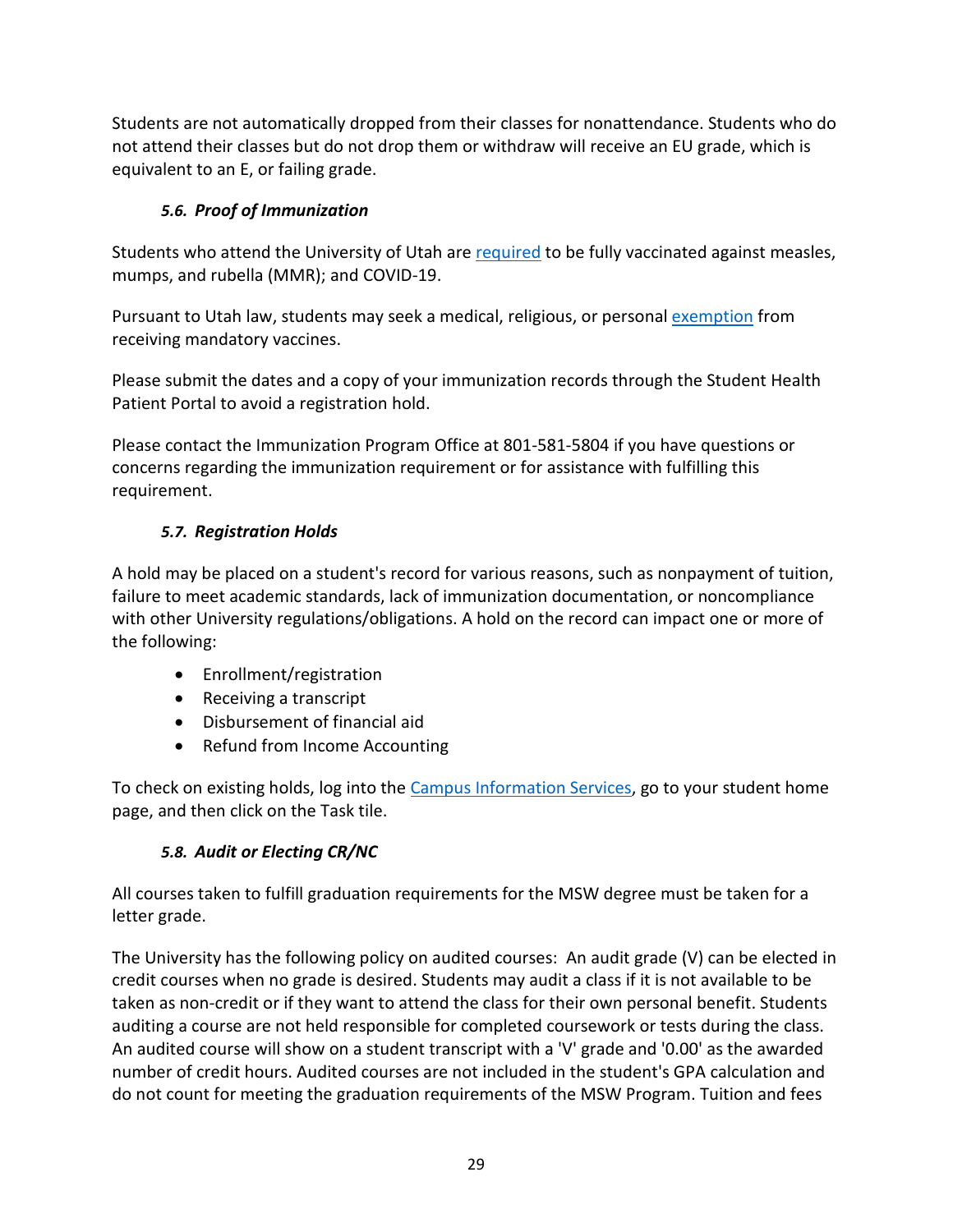Students are not automatically dropped from their classes for nonattendance. Students who do not attend their classes but do not drop them or withdraw will receive an EU grade, which is equivalent to an E, or failing grade.

### *5.6. Proof of Immunization*

Students who attend the University of Utah are [required](#) to be fully vaccinated against measles, mumps, and rubella (MMR); and COVID-19.

Pursuant to Utah law, students may seek a medical, religious, or personal [exemption](#) from receiving mandatory vaccines.

Please submit the dates and a copy of your immunization records through the Student Health Patient Portal to avoid a registration hold.

Please contact the Immunization Program Office at 801-581-5804 if you have questions or concerns regarding the immunization requirement or for assistance with fulfilling this requirement.

### *5.7. Registration Holds*

A hold may be placed on a student's record for various reasons, such as nonpayment of tuition, failure to meet academic standards, lack of immunization documentation, or noncompliance with other University regulations/obligations. A hold on the record can impact one or more of the following:

- Enrollment/registration
- Receiving a transcript
- Disbursement of financial aid
- Refund from Income Accounting

To check on existing holds, log into the [Campus Information Services](#), go to your student home page, and then click on the Task tile.

### *5.8. Audit or Electing CR/NC*

All courses taken to fulfill graduation requirements for the MSW degree must be taken for a letter grade.

The University has the following policy on audited courses: An audit grade (V) can be elected in credit courses when no grade is desired. Students may audit a class if it is not available to be taken as non-credit or if they want to attend the class for their own personal benefit. Students auditing a course are not held responsible for completed coursework or tests during the class. An audited course will show on a student transcript with a 'V' grade and '0.00' as the awarded number of credit hours. Audited courses are not included in the student's GPA calculation and do not count for meeting the graduation requirements of the MSW Program. Tuition and fees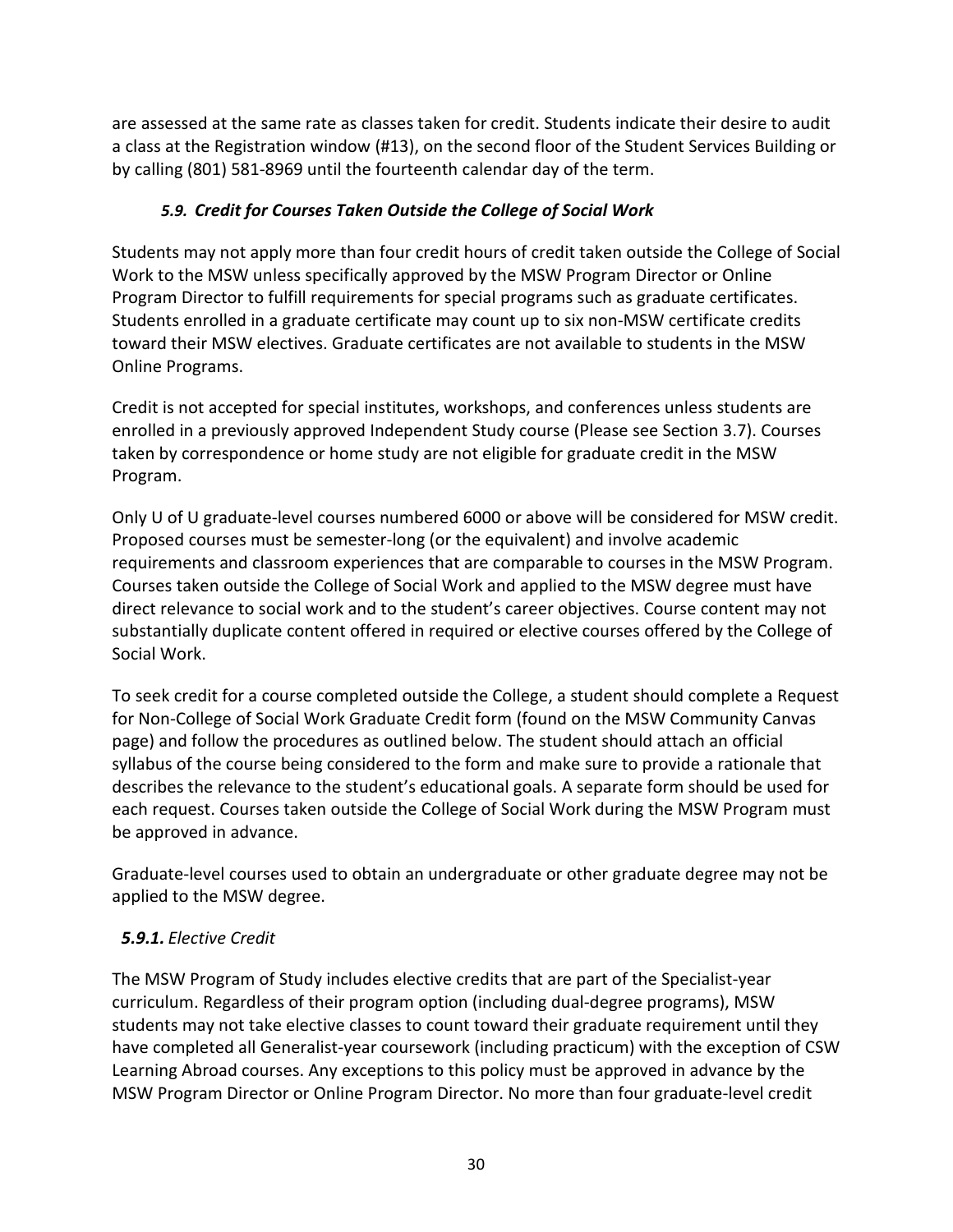are assessed at the same rate as classes taken for credit. Students indicate their desire to audit a class at the Registration window (#13), on the second floor of the Student Services Building or by calling (801) 581-8969 until the fourteenth calendar day of the term.

### *5.9. Credit for Courses Taken Outside the College of Social Work*

Students may not apply more than four credit hours of credit taken outside the College of Social Work to the MSW unless specifically approved by the MSW Program Director or Online Program Director to fulfill requirements for special programs such as graduate certificates. Students enrolled in a graduate certificate may count up to six non-MSW certificate credits toward their MSW electives. Graduate certificates are not available to students in the MSW Online Programs.

Credit is not accepted for special institutes, workshops, and conferences unless students are enrolled in a previously approved Independent Study course (Please see Section 3.7). Courses taken by correspondence or home study are not eligible for graduate credit in the MSW Program.

Only U of U graduate-level courses numbered 6000 or above will be considered for MSW credit. Proposed courses must be semester-long (or the equivalent) and involve academic requirements and classroom experiences that are comparable to courses in the MSW Program. Courses taken outside the College of Social Work and applied to the MSW degree must have direct relevance to social work and to the student's career objectives. Course content may not substantially duplicate content offered in required or elective courses offered by the College of Social Work.

To seek credit for a course completed outside the College, a student should complete a Request for Non-College of Social Work Graduate Credit form (found on the MSW Community Canvas page) and follow the procedures as outlined below. The student should attach an official syllabus of the course being considered to the form and make sure to provide a rationale that describes the relevance to the student's educational goals. A separate form should be used for each request. Courses taken outside the College of Social Work during the MSW Program must be approved in advance.

Graduate-level courses used to obtain an undergraduate or other graduate degree may not be applied to the MSW degree.

#### ***5.9.1.*** *Elective Credit*

The MSW Program of Study includes elective credits that are part of the Specialist-year curriculum. Regardless of their program option (including dual-degree programs), MSW students may not take elective classes to count toward their graduate requirement until they have completed all Generalist-year coursework (including practicum) with the exception of CSW Learning Abroad courses. Any exceptions to this policy must be approved in advance by the MSW Program Director or Online Program Director. No more than four graduate-level credit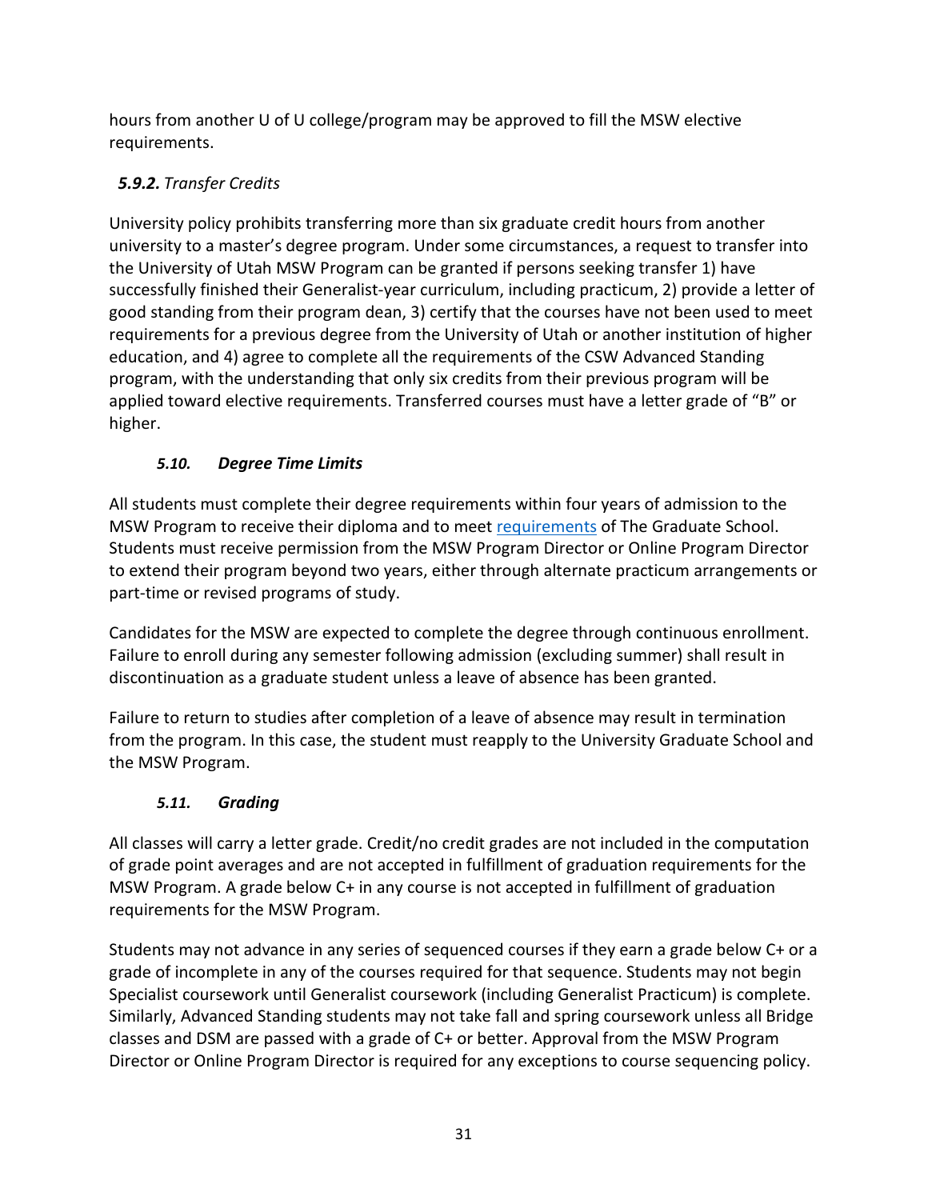hours from another U of U college/program may be approved to fill the MSW elective requirements.

#### ***5.9.2.*** *Transfer Credits*

University policy prohibits transferring more than six graduate credit hours from another university to a master's degree program. Under some circumstances, a request to transfer into the University of Utah MSW Program can be granted if persons seeking transfer 1) have successfully finished their Generalist-year curriculum, including practicum, 2) provide a letter of good standing from their program dean, 3) certify that the courses have not been used to meet requirements for a previous degree from the University of Utah or another institution of higher education, and 4) agree to complete all the requirements of the CSW Advanced Standing program, with the understanding that only six credits from their previous program will be applied toward elective requirements. Transferred courses must have a letter grade of "B" or higher.

### *5.10. Degree Time Limits*

All students must complete their degree requirements within four years of admission to the MSW Program to receive their diploma and to meet [requirements](requirements) of The Graduate School. Students must receive permission from the MSW Program Director or Online Program Director to extend their program beyond two years, either through alternate practicum arrangements or part-time or revised programs of study.

Candidates for the MSW are expected to complete the degree through continuous enrollment. Failure to enroll during any semester following admission (excluding summer) shall result in discontinuation as a graduate student unless a leave of absence has been granted.

Failure to return to studies after completion of a leave of absence may result in termination from the program. In this case, the student must reapply to the University Graduate School and the MSW Program.

### *5.11. Grading*

All classes will carry a letter grade. Credit/no credit grades are not included in the computation of grade point averages and are not accepted in fulfillment of graduation requirements for the MSW Program. A grade below C+ in any course is not accepted in fulfillment of graduation requirements for the MSW Program.

Students may not advance in any series of sequenced courses if they earn a grade below C+ or a grade of incomplete in any of the courses required for that sequence. Students may not begin Specialist coursework until Generalist coursework (including Generalist Practicum) is complete. Similarly, Advanced Standing students may not take fall and spring coursework unless all Bridge classes and DSM are passed with a grade of C+ or better. Approval from the MSW Program Director or Online Program Director is required for any exceptions to course sequencing policy.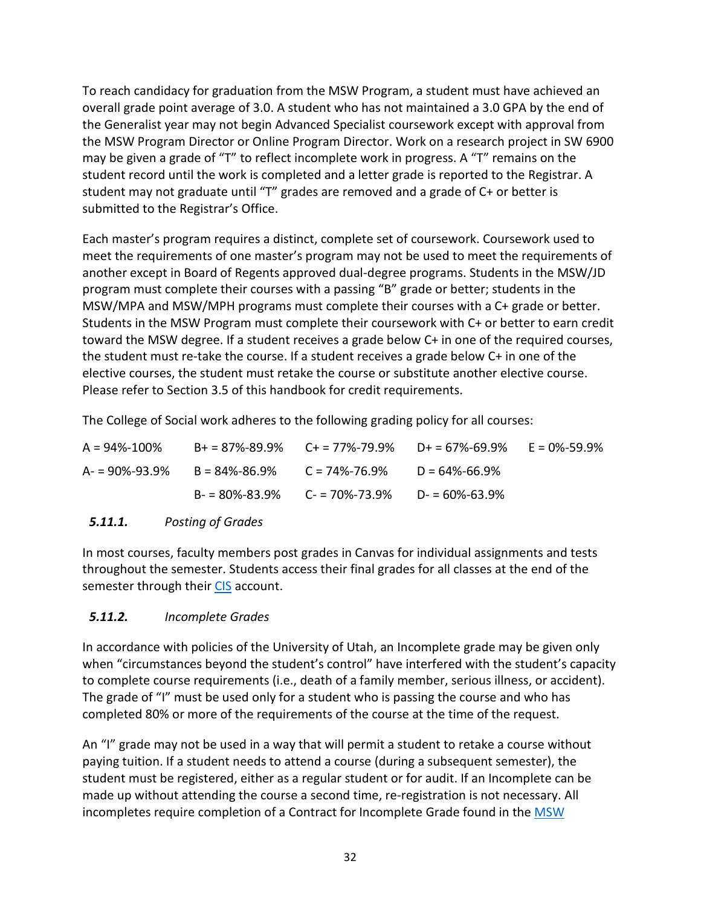To reach candidacy for graduation from the MSW Program, a student must have achieved an overall grade point average of 3.0. A student who has not maintained a 3.0 GPA by the end of the Generalist year may not begin Advanced Specialist coursework except with approval from the MSW Program Director or Online Program Director. Work on a research project in SW 6900 may be given a grade of "T" to reflect incomplete work in progress. A "T" remains on the student record until the work is completed and a letter grade is reported to the Registrar. A student may not graduate until "T" grades are removed and a grade of C+ or better is submitted to the Registrar's Office.

Each master's program requires a distinct, complete set of coursework. Coursework used to meet the requirements of one master's program may not be used to meet the requirements of another except in Board of Regents approved dual-degree programs. Students in the MSW/JD program must complete their courses with a passing "B" grade or better; students in the MSW/MPA and MSW/MPH programs must complete their courses with a C+ grade or better. Students in the MSW Program must complete their coursework with C+ or better to earn credit toward the MSW degree. If a student receives a grade below C+ in one of the required courses, the student must re-take the course. If a student receives a grade below C+ in one of the elective courses, the student must retake the course or substitute another elective course. Please refer to Section 3.5 of this handbook for credit requirements.

The College of Social work adheres to the following grading policy for all courses:

| | | | | |
|---|---|---|---|---|
| A = 94%-100% | B+ = 87%-89.9% | C+ = 77%-79.9% | D+ = 67%-69.9% | E = 0%-59.9% |
| A- = 90%-93.9% | B = 84%-86.9% | C = 74%-76.9% | D = 64%-66.9% | |
| | B- = 80%-83.9% | C- = 70%-73.9% | D- = 60%-63.9% | |

### *5.11.1. Posting of Grades*

In most courses, faculty members post grades in Canvas for individual assignments and tests throughout the semester. Students access their final grades for all classes at the end of the semester through their CIS account.

### *5.11.2. Incomplete Grades*

In accordance with policies of the University of Utah, an Incomplete grade may be given only when "circumstances beyond the student's control" have interfered with the student's capacity to complete course requirements (i.e., death of a family member, serious illness, or accident). The grade of "I" must be used only for a student who is passing the course and who has completed 80% or more of the requirements of the course at the time of the request.

An "I" grade may not be used in a way that will permit a student to retake a course without paying tuition. If a student needs to attend a course (during a subsequent semester), the student must be registered, either as a regular student or for audit. If an Incomplete can be made up without attending the course a second time, re-registration is not necessary. All incompletes require completion of a Contract for Incomplete Grade found in the MSW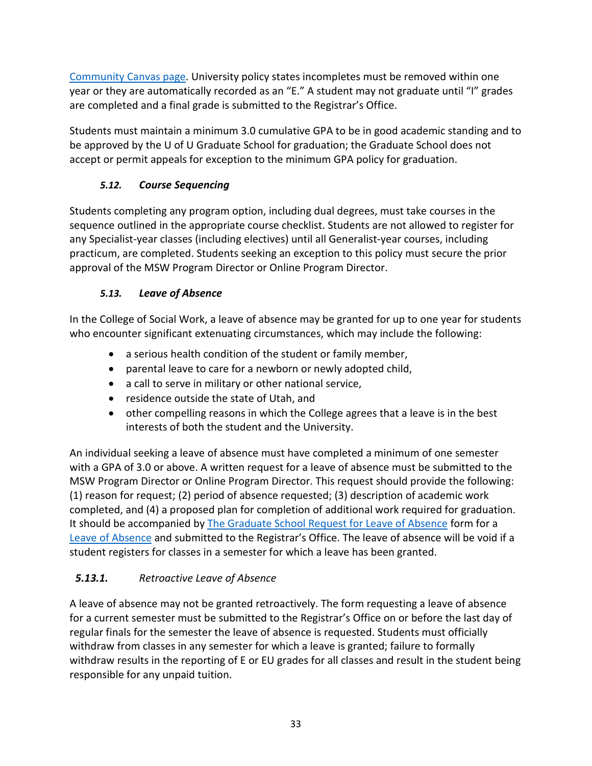Community Canvas page. University policy states incompletes must be removed within one year or they are automatically recorded as an "E." A student may not graduate until "I" grades are completed and a final grade is submitted to the Registrar's Office.

Students must maintain a minimum 3.0 cumulative GPA to be in good academic standing and to be approved by the U of U Graduate School for graduation; the Graduate School does not accept or permit appeals for exception to the minimum GPA policy for graduation.

### *5.12. Course Sequencing*

Students completing any program option, including dual degrees, must take courses in the sequence outlined in the appropriate course checklist. Students are not allowed to register for any Specialist-year classes (including electives) until all Generalist-year courses, including practicum, are completed. Students seeking an exception to this policy must secure the prior approval of the MSW Program Director or Online Program Director.

### *5.13. Leave of Absence*

In the College of Social Work, a leave of absence may be granted for up to one year for students who encounter significant extenuating circumstances, which may include the following:

- a serious health condition of the student or family member,
- parental leave to care for a newborn or newly adopted child,
- a call to serve in military or other national service,
- residence outside the state of Utah, and
- other compelling reasons in which the College agrees that a leave is in the best interests of both the student and the University.

An individual seeking a leave of absence must have completed a minimum of one semester with a GPA of 3.0 or above. A written request for a leave of absence must be submitted to the MSW Program Director or Online Program Director. This request should provide the following: (1) reason for request; (2) period of absence requested; (3) description of academic work completed, and (4) a proposed plan for completion of additional work required for graduation. It should be accompanied by The Graduate School Request for Leave of Absence form for a Leave of Absence and submitted to the Registrar's Office. The leave of absence will be void if a student registers for classes in a semester for which a leave has been granted.

#### **5.13.1.** *Retroactive Leave of Absence*

A leave of absence may not be granted retroactively. The form requesting a leave of absence for a current semester must be submitted to the Registrar's Office on or before the last day of regular finals for the semester the leave of absence is requested. Students must officially withdraw from classes in any semester for which a leave is granted; failure to formally withdraw results in the reporting of E or EU grades for all classes and result in the student being responsible for any unpaid tuition.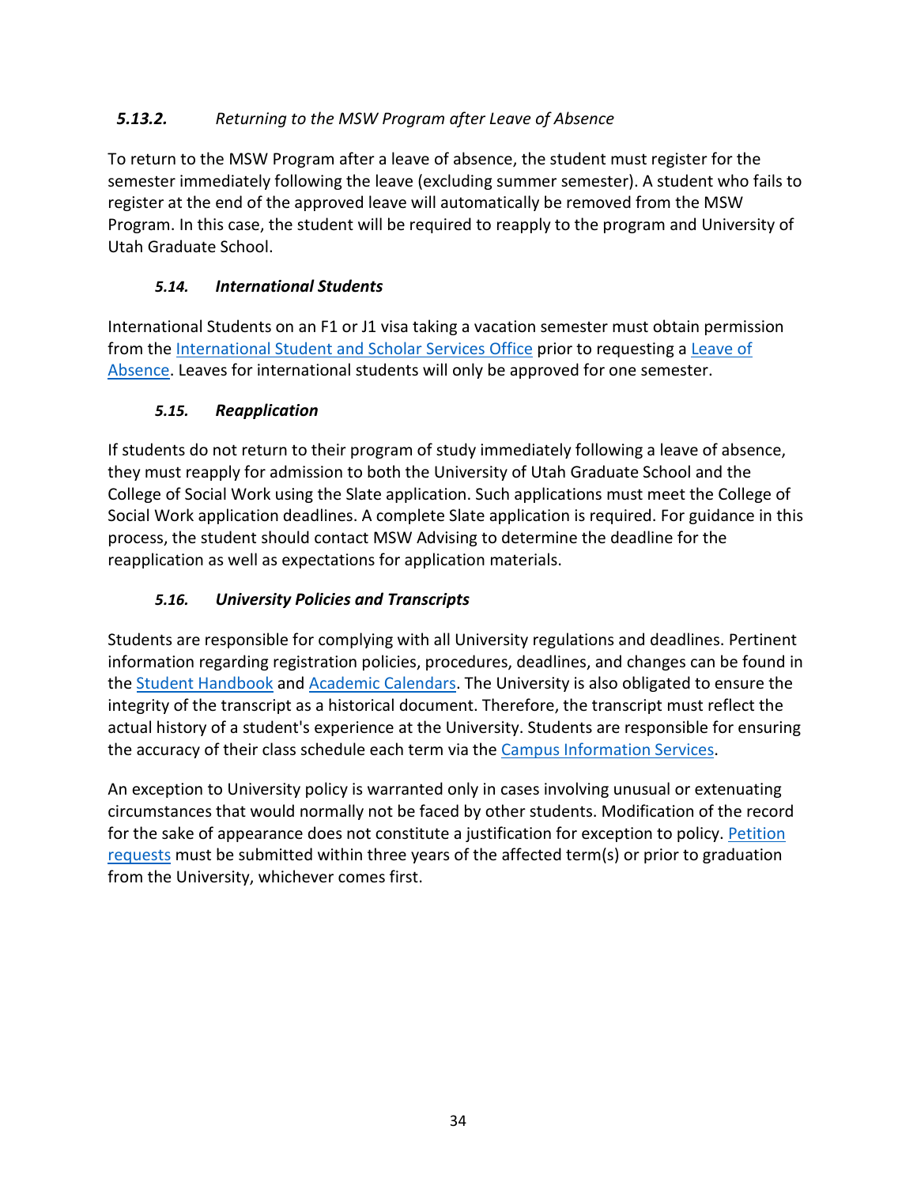#### *5.13.2. Returning to the MSW Program after Leave of Absence*

To return to the MSW Program after a leave of absence, the student must register for the semester immediately following the leave (excluding summer semester). A student who fails to register at the end of the approved leave will automatically be removed from the MSW Program. In this case, the student will be required to reapply to the program and University of Utah Graduate School.

### *5.14. International Students*

International Students on an F1 or J1 visa taking a vacation semester must obtain permission from the International Student and Scholar Services Office prior to requesting a Leave of Absence. Leaves for international students will only be approved for one semester.

### *5.15. Reapplication*

If students do not return to their program of study immediately following a leave of absence, they must reapply for admission to both the University of Utah Graduate School and the College of Social Work using the Slate application. Such applications must meet the College of Social Work application deadlines. A complete Slate application is required. For guidance in this process, the student should contact MSW Advising to determine the deadline for the reapplication as well as expectations for application materials.

### *5.16. University Policies and Transcripts*

Students are responsible for complying with all University regulations and deadlines. Pertinent information regarding registration policies, procedures, deadlines, and changes can be found in the Student Handbook and Academic Calendars. The University is also obligated to ensure the integrity of the transcript as a historical document. Therefore, the transcript must reflect the actual history of a student's experience at the University. Students are responsible for ensuring the accuracy of their class schedule each term via the Campus Information Services.

An exception to University policy is warranted only in cases involving unusual or extenuating circumstances that would normally not be faced by other students. Modification of the record for the sake of appearance does not constitute a justification for exception to policy. Petition requests must be submitted within three years of the affected term(s) or prior to graduation from the University, whichever comes first.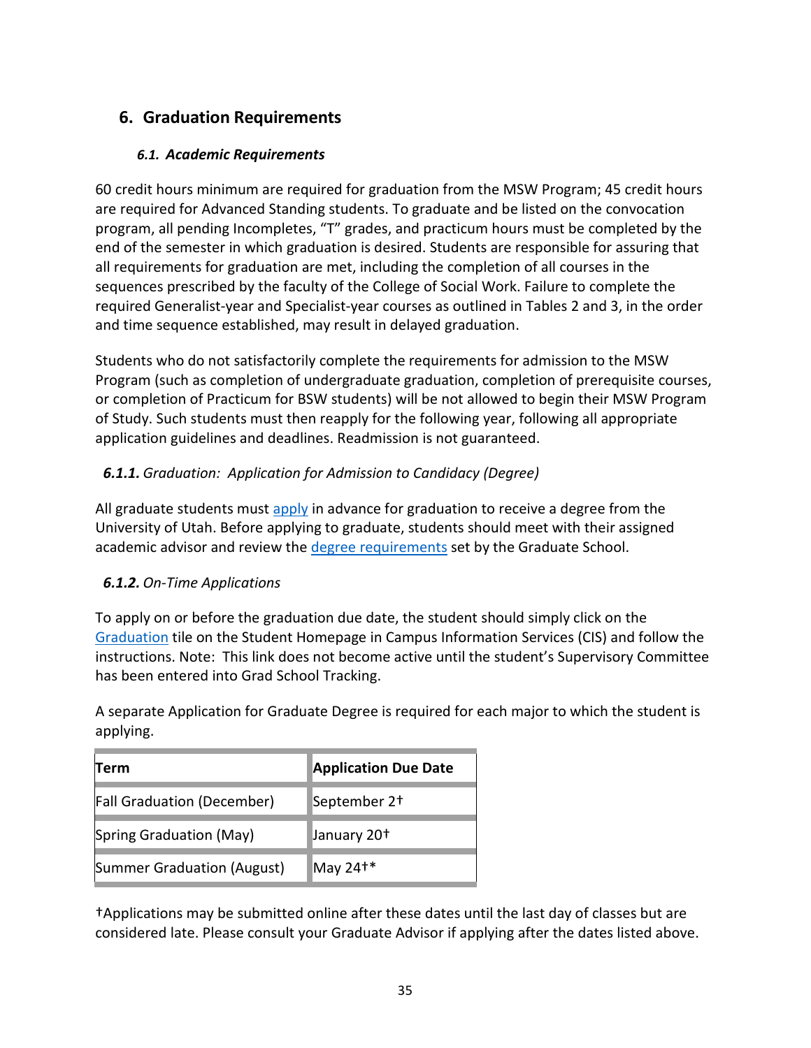## 6. Graduation Requirements

### *6.1. Academic Requirements*

60 credit hours minimum are required for graduation from the MSW Program; 45 credit hours are required for Advanced Standing students. To graduate and be listed on the convocation program, all pending Incompletes, "T" grades, and practicum hours must be completed by the end of the semester in which graduation is desired. Students are responsible for assuring that all requirements for graduation are met, including the completion of all courses in the sequences prescribed by the faculty of the College of Social Work. Failure to complete the required Generalist-year and Specialist-year courses as outlined in Tables 2 and 3, in the order and time sequence established, may result in delayed graduation.

Students who do not satisfactorily complete the requirements for admission to the MSW Program (such as completion of undergraduate graduation, completion of prerequisite courses, or completion of Practicum for BSW students) will be not allowed to begin their MSW Program of Study. Such students must then reapply for the following year, following all appropriate application guidelines and deadlines. Readmission is not guaranteed.

#### ***6.1.1.*** *Graduation: Application for Admission to Candidacy (Degree)*

All graduate students must apply in advance for graduation to receive a degree from the University of Utah. Before applying to graduate, students should meet with their assigned academic advisor and review the degree requirements set by the Graduate School.

#### ***6.1.2.*** *On-Time Applications*

To apply on or before the graduation due date, the student should simply click on the Graduation tile on the Student Homepage in Campus Information Services (CIS) and follow the instructions. Note: This link does not become active until the student's Supervisory Committee has been entered into Grad School Tracking.

A separate Application for Graduate Degree is required for each major to which the student is applying.

| Term | Application Due Date |
|---|---|
| Fall Graduation (December) | September 2† |
| Spring Graduation (May) | January 20† |
| Summer Graduation (August) | May 24†* |

†Applications may be submitted online after these dates until the last day of classes but are considered late. Please consult your Graduate Advisor if applying after the dates listed above.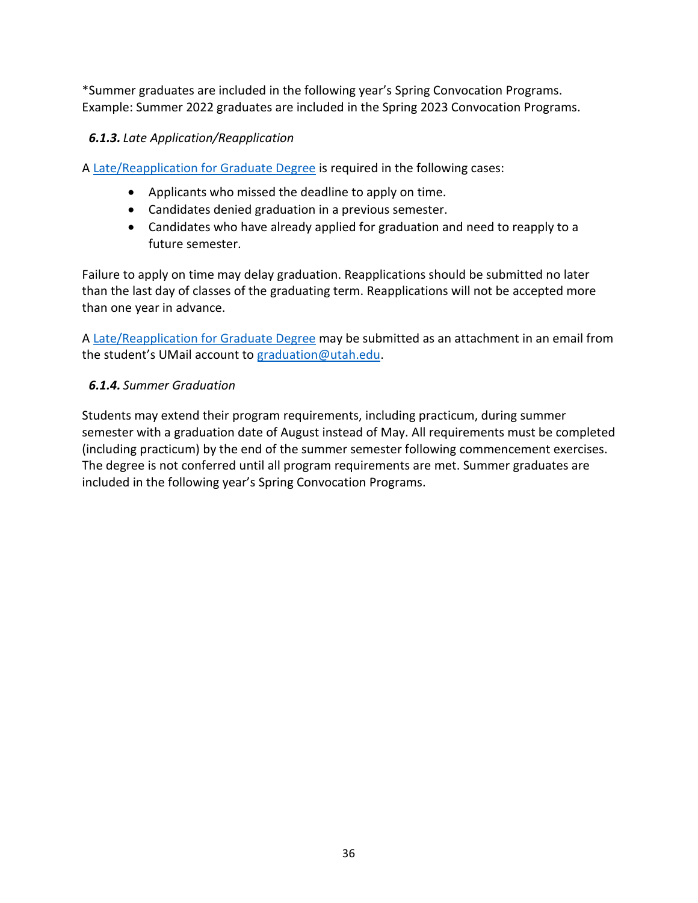*Summer graduates are included in the following year's Spring Convocation Programs. Example: Summer 2022 graduates are included in the Spring 2023 Convocation Programs.

#### ***6.1.3.*** *Late Application/Reapplication*

A [Late/Reapplication for Graduate Degree]() is required in the following cases:

- Applicants who missed the deadline to apply on time.
- Candidates denied graduation in a previous semester.
- Candidates who have already applied for graduation and need to reapply to a future semester.

Failure to apply on time may delay graduation. Reapplications should be submitted no later than the last day of classes of the graduating term. Reapplications will not be accepted more than one year in advance.

A [Late/Reapplication for Graduate Degree]() may be submitted as an attachment in an email from the student's UMail account to [graduation@utah.edu](mailto:graduation@utah.edu).

#### ***6.1.4.*** *Summer Graduation*

Students may extend their program requirements, including practicum, during summer semester with a graduation date of August instead of May. All requirements must be completed (including practicum) by the end of the summer semester following commencement exercises. The degree is not conferred until all program requirements are met. Summer graduates are included in the following year's Spring Convocation Programs.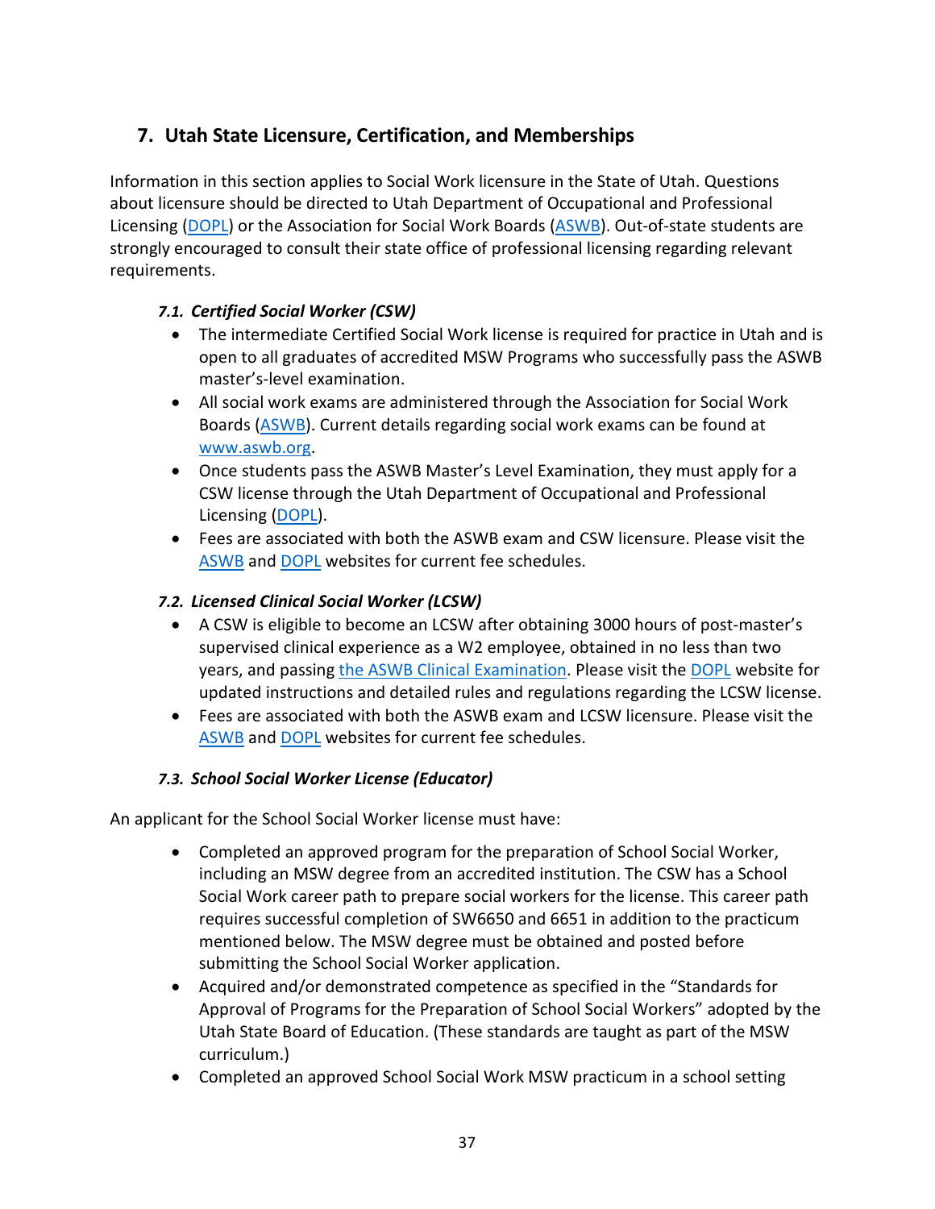## 7. Utah State Licensure, Certification, and Memberships

Information in this section applies to Social Work licensure in the State of Utah. Questions about licensure should be directed to Utah Department of Occupational and Professional Licensing (DOPL) or the Association for Social Work Boards (ASWB). Out-of-state students are strongly encouraged to consult their state office of professional licensing regarding relevant requirements.

### *7.1. Certified Social Worker (CSW)*

- The intermediate Certified Social Work license is required for practice in Utah and is open to all graduates of accredited MSW Programs who successfully pass the ASWB master's-level examination.
- All social work exams are administered through the Association for Social Work Boards (ASWB). Current details regarding social work exams can be found at www.aswb.org.
- Once students pass the ASWB Master's Level Examination, they must apply for a CSW license through the Utah Department of Occupational and Professional Licensing (DOPL).
- Fees are associated with both the ASWB exam and CSW licensure. Please visit the ASWB and DOPL websites for current fee schedules.

### *7.2. Licensed Clinical Social Worker (LCSW)*

- A CSW is eligible to become an LCSW after obtaining 3000 hours of post-master's supervised clinical experience as a W2 employee, obtained in no less than two years, and passing the ASWB Clinical Examination. Please visit the DOPL website for updated instructions and detailed rules and regulations regarding the LCSW license.
- Fees are associated with both the ASWB exam and LCSW licensure. Please visit the ASWB and DOPL websites for current fee schedules.

### *7.3. School Social Worker License (Educator)*

An applicant for the School Social Worker license must have:

- Completed an approved program for the preparation of School Social Worker, including an MSW degree from an accredited institution. The CSW has a School Social Work career path to prepare social workers for the license. This career path requires successful completion of SW6650 and 6651 in addition to the practicum mentioned below. The MSW degree must be obtained and posted before submitting the School Social Worker application.
- Acquired and/or demonstrated competence as specified in the "Standards for Approval of Programs for the Preparation of School Social Workers" adopted by the Utah State Board of Education. (These standards are taught as part of the MSW curriculum.)
- Completed an approved School Social Work MSW practicum in a school setting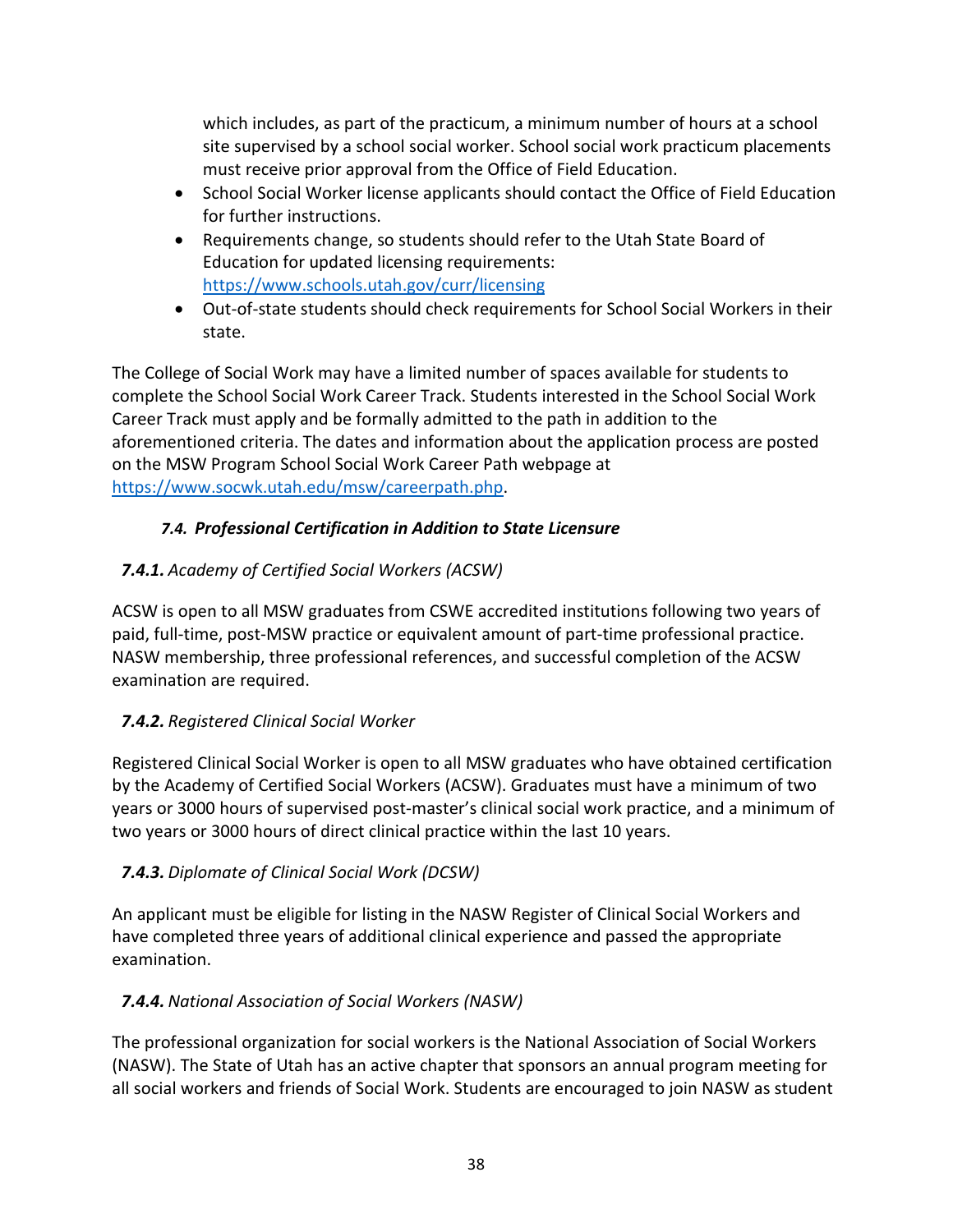which includes, as part of the practicum, a minimum number of hours at a school site supervised by a school social worker. School social work practicum placements must receive prior approval from the Office of Field Education.

- School Social Worker license applicants should contact the Office of Field Education for further instructions.
- Requirements change, so students should refer to the Utah State Board of Education for updated licensing requirements: https://www.schools.utah.gov/curr/licensing
- Out-of-state students should check requirements for School Social Workers in their state.

The College of Social Work may have a limited number of spaces available for students to complete the School Social Work Career Track. Students interested in the School Social Work Career Track must apply and be formally admitted to the path in addition to the aforementioned criteria. The dates and information about the application process are posted on the MSW Program School Social Work Career Path webpage at https://www.socwk.utah.edu/msw/careerpath.php.

### *7.4. Professional Certification in Addition to State Licensure*

#### ***7.4.1.*** *Academy of Certified Social Workers (ACSW)*

ACSW is open to all MSW graduates from CSWE accredited institutions following two years of paid, full-time, post-MSW practice or equivalent amount of part-time professional practice. NASW membership, three professional references, and successful completion of the ACSW examination are required.

#### ***7.4.2.*** *Registered Clinical Social Worker*

Registered Clinical Social Worker is open to all MSW graduates who have obtained certification by the Academy of Certified Social Workers (ACSW). Graduates must have a minimum of two years or 3000 hours of supervised post-master's clinical social work practice, and a minimum of two years or 3000 hours of direct clinical practice within the last 10 years.

#### ***7.4.3.*** *Diplomate of Clinical Social Work (DCSW)*

An applicant must be eligible for listing in the NASW Register of Clinical Social Workers and have completed three years of additional clinical experience and passed the appropriate examination.

#### ***7.4.4.*** *National Association of Social Workers (NASW)*

The professional organization for social workers is the National Association of Social Workers (NASW). The State of Utah has an active chapter that sponsors an annual program meeting for all social workers and friends of Social Work. Students are encouraged to join NASW as student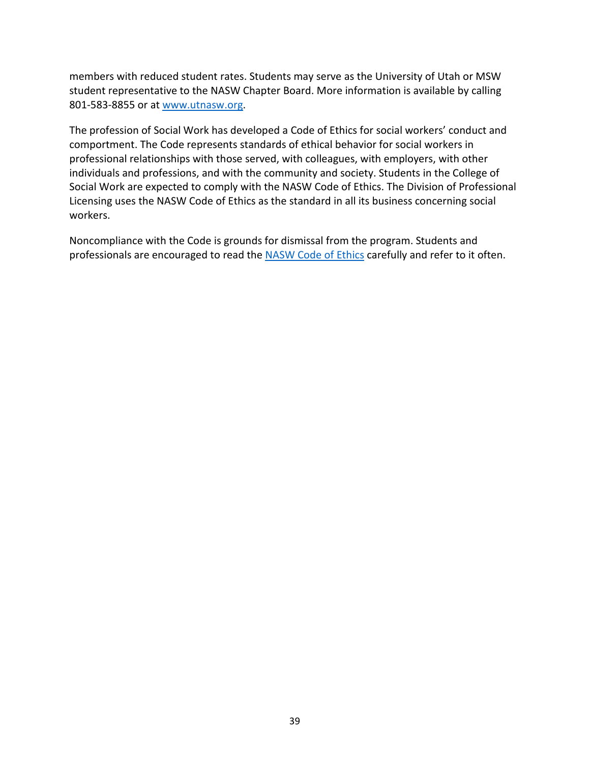members with reduced student rates. Students may serve as the University of Utah or MSW student representative to the NASW Chapter Board. More information is available by calling 801-583-8855 or at [www.utnasw.org](http://www.utnasw.org).

The profession of Social Work has developed a Code of Ethics for social workers' conduct and comportment. The Code represents standards of ethical behavior for social workers in professional relationships with those served, with colleagues, with employers, with other individuals and professions, and with the community and society. Students in the College of Social Work are expected to comply with the NASW Code of Ethics. The Division of Professional Licensing uses the NASW Code of Ethics as the standard in all its business concerning social workers.

Noncompliance with the Code is grounds for dismissal from the program. Students and professionals are encouraged to read the NASW Code of Ethics carefully and refer to it often.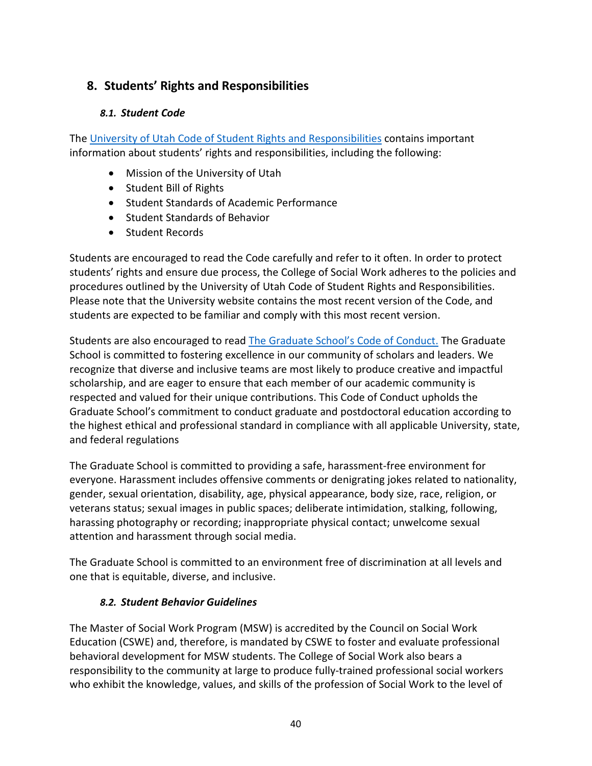## 8. Students' Rights and Responsibilities

### *8.1. Student Code*

The [University of Utah Code of Student Rights and Responsibilities](https://) contains important information about students' rights and responsibilities, including the following:

- Mission of the University of Utah
- Student Bill of Rights
- Student Standards of Academic Performance
- Student Standards of Behavior
- Student Records

Students are encouraged to read the Code carefully and refer to it often. In order to protect students' rights and ensure due process, the College of Social Work adheres to the policies and procedures outlined by the University of Utah Code of Student Rights and Responsibilities. Please note that the University website contains the most recent version of the Code, and students are expected to be familiar and comply with this most recent version.

Students are also encouraged to read [The Graduate School's Code of Conduct.](https://) The Graduate School is committed to fostering excellence in our community of scholars and leaders. We recognize that diverse and inclusive teams are most likely to produce creative and impactful scholarship, and are eager to ensure that each member of our academic community is respected and valued for their unique contributions. This Code of Conduct upholds the Graduate School's commitment to conduct graduate and postdoctoral education according to the highest ethical and professional standard in compliance with all applicable University, state, and federal regulations

The Graduate School is committed to providing a safe, harassment-free environment for everyone. Harassment includes offensive comments or denigrating jokes related to nationality, gender, sexual orientation, disability, age, physical appearance, body size, race, religion, or veterans status; sexual images in public spaces; deliberate intimidation, stalking, following, harassing photography or recording; inappropriate physical contact; unwelcome sexual attention and harassment through social media.

The Graduate School is committed to an environment free of discrimination at all levels and one that is equitable, diverse, and inclusive.

### *8.2. Student Behavior Guidelines*

The Master of Social Work Program (MSW) is accredited by the Council on Social Work Education (CSWE) and, therefore, is mandated by CSWE to foster and evaluate professional behavioral development for MSW students. The College of Social Work also bears a responsibility to the community at large to produce fully-trained professional social workers who exhibit the knowledge, values, and skills of the profession of Social Work to the level of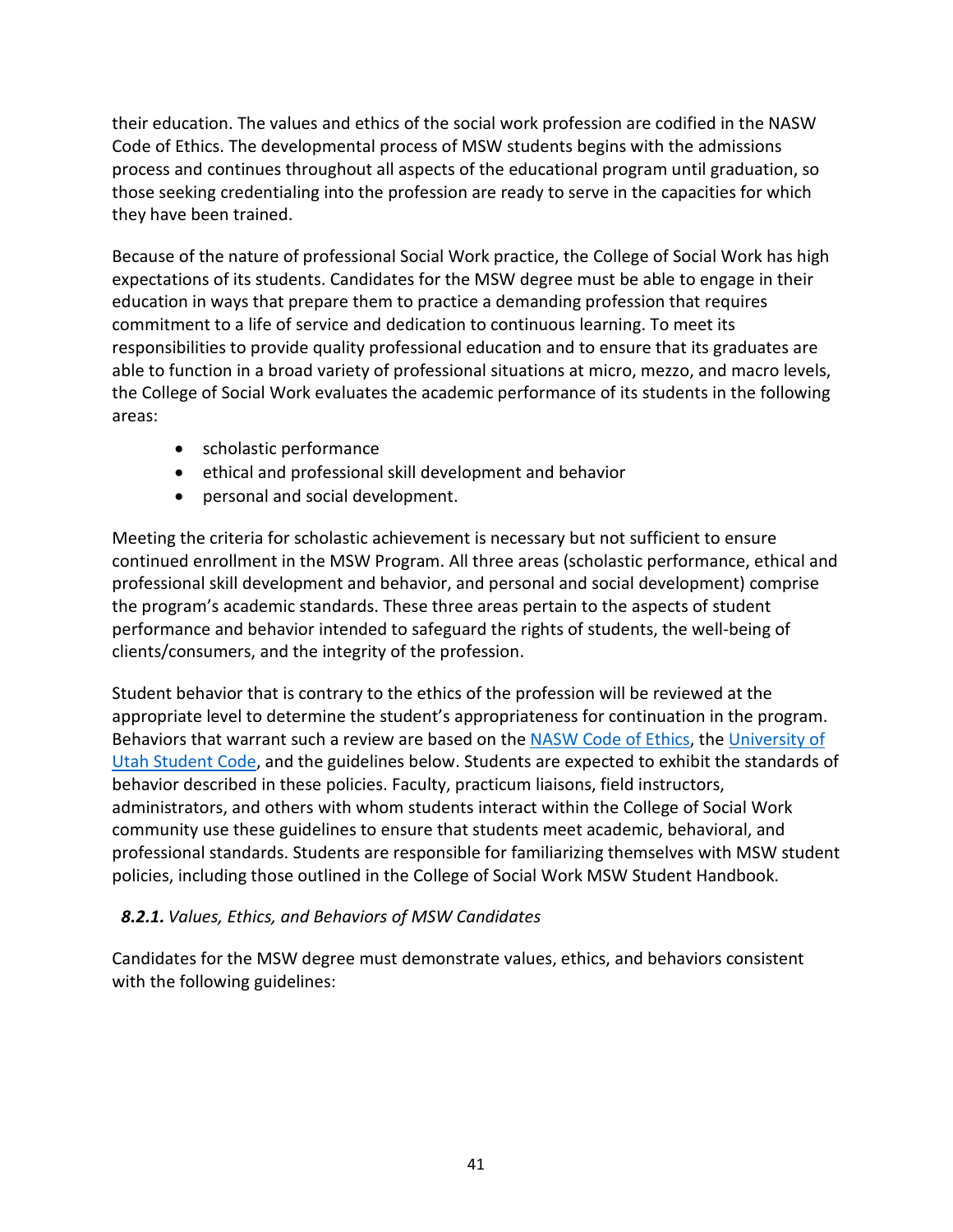their education. The values and ethics of the social work profession are codified in the NASW Code of Ethics. The developmental process of MSW students begins with the admissions process and continues throughout all aspects of the educational program until graduation, so those seeking credentialing into the profession are ready to serve in the capacities for which they have been trained.

Because of the nature of professional Social Work practice, the College of Social Work has high expectations of its students. Candidates for the MSW degree must be able to engage in their education in ways that prepare them to practice a demanding profession that requires commitment to a life of service and dedication to continuous learning. To meet its responsibilities to provide quality professional education and to ensure that its graduates are able to function in a broad variety of professional situations at micro, mezzo, and macro levels, the College of Social Work evaluates the academic performance of its students in the following areas:

- scholastic performance
- ethical and professional skill development and behavior
- personal and social development.

Meeting the criteria for scholastic achievement is necessary but not sufficient to ensure continued enrollment in the MSW Program. All three areas (scholastic performance, ethical and professional skill development and behavior, and personal and social development) comprise the program's academic standards. These three areas pertain to the aspects of student performance and behavior intended to safeguard the rights of students, the well-being of clients/consumers, and the integrity of the profession.

Student behavior that is contrary to the ethics of the profession will be reviewed at the appropriate level to determine the student's appropriateness for continuation in the program. Behaviors that warrant such a review are based on the [NASW Code of Ethics](), the [University of Utah Student Code](), and the guidelines below. Students are expected to exhibit the standards of behavior described in these policies. Faculty, practicum liaisons, field instructors, administrators, and others with whom students interact within the College of Social Work community use these guidelines to ensure that students meet academic, behavioral, and professional standards. Students are responsible for familiarizing themselves with MSW student policies, including those outlined in the College of Social Work MSW Student Handbook.

### ***8.2.1.*** *Values, Ethics, and Behaviors of MSW Candidates*

Candidates for the MSW degree must demonstrate values, ethics, and behaviors consistent with the following guidelines: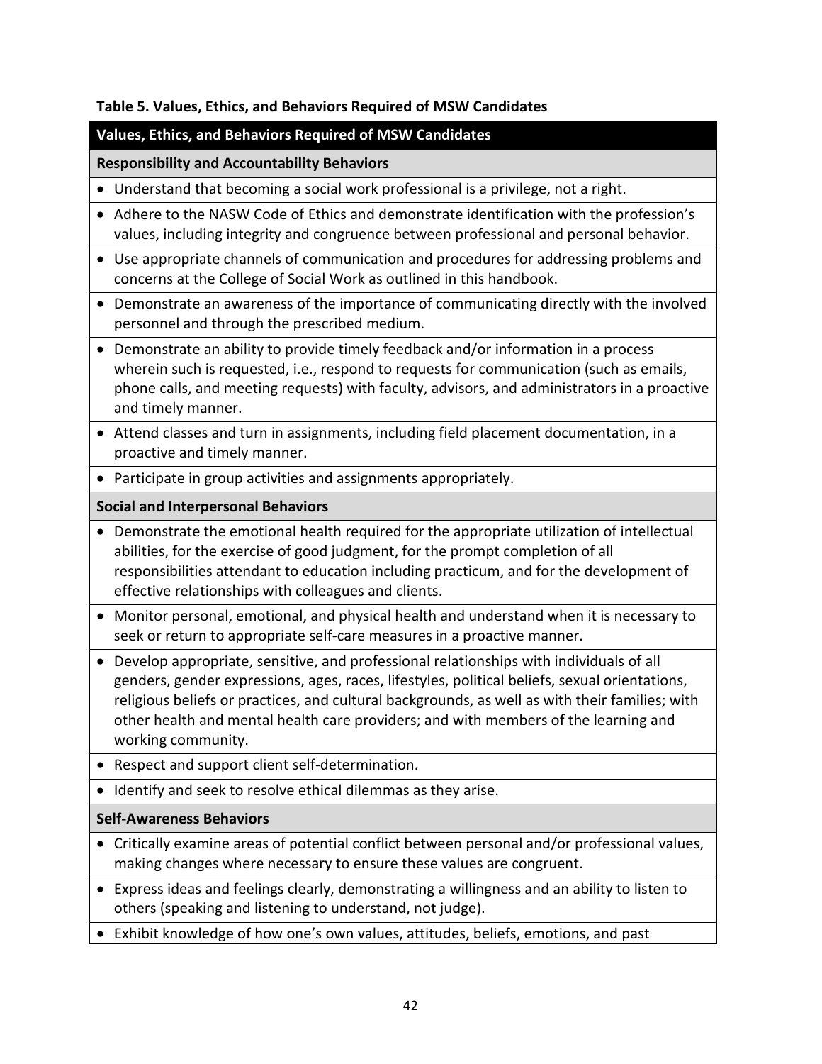**Table 5. Values, Ethics, and Behaviors Required of MSW Candidates**

| Values, Ethics, and Behaviors Required of MSW Candidates |
|---|
| **Responsibility and Accountability Behaviors** |
| • Understand that becoming a social work professional is a privilege, not a right. |
| • Adhere to the NASW Code of Ethics and demonstrate identification with the profession's values, including integrity and congruence between professional and personal behavior. |
| • Use appropriate channels of communication and procedures for addressing problems and concerns at the College of Social Work as outlined in this handbook. |
| • Demonstrate an awareness of the importance of communicating directly with the involved personnel and through the prescribed medium. |
| • Demonstrate an ability to provide timely feedback and/or information in a process wherein such is requested, i.e., respond to requests for communication (such as emails, phone calls, and meeting requests) with faculty, advisors, and administrators in a proactive and timely manner. |
| • Attend classes and turn in assignments, including field placement documentation, in a proactive and timely manner. |
| • Participate in group activities and assignments appropriately. |
| **Social and Interpersonal Behaviors** |
| • Demonstrate the emotional health required for the appropriate utilization of intellectual abilities, for the exercise of good judgment, for the prompt completion of all responsibilities attendant to education including practicum, and for the development of effective relationships with colleagues and clients. |
| • Monitor personal, emotional, and physical health and understand when it is necessary to seek or return to appropriate self-care measures in a proactive manner. |
| • Develop appropriate, sensitive, and professional relationships with individuals of all genders, gender expressions, ages, races, lifestyles, political beliefs, sexual orientations, religious beliefs or practices, and cultural backgrounds, as well as with their families; with other health and mental health care providers; and with members of the learning and working community. |
| • Respect and support client self-determination. |
| • Identify and seek to resolve ethical dilemmas as they arise. |
| **Self-Awareness Behaviors** |
| • Critically examine areas of potential conflict between personal and/or professional values, making changes where necessary to ensure these values are congruent. |
| • Express ideas and feelings clearly, demonstrating a willingness and an ability to listen to others (speaking and listening to understand, not judge). |
| • Exhibit knowledge of how one's own values, attitudes, beliefs, emotions, and past |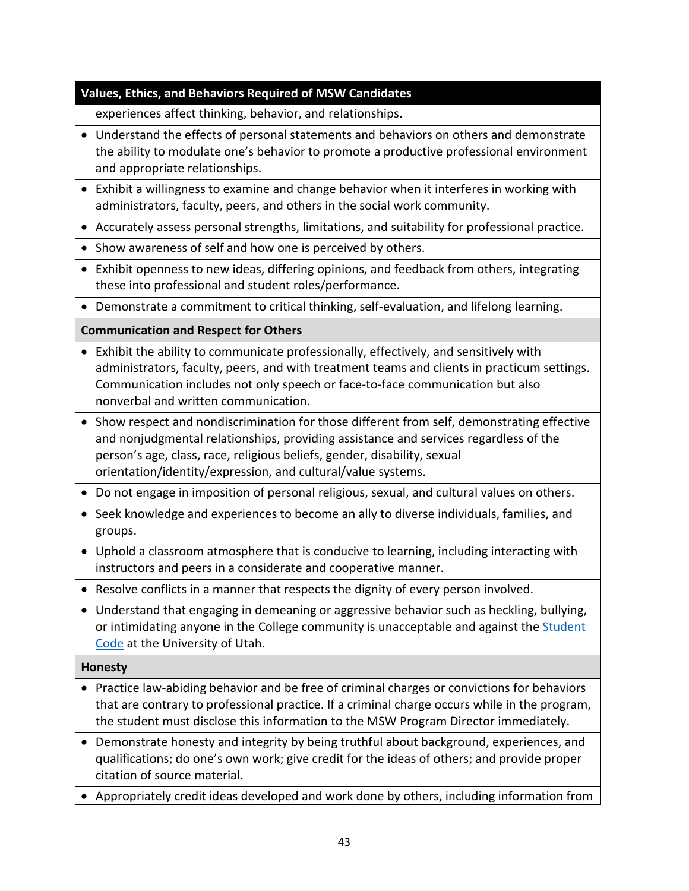| Values, Ethics, and Behaviors Required of MSW Candidates |
|---|
| experiences affect thinking, behavior, and relationships. |
| • Understand the effects of personal statements and behaviors on others and demonstrate the ability to modulate one's behavior to promote a productive professional environment and appropriate relationships. |
| • Exhibit a willingness to examine and change behavior when it interferes in working with administrators, faculty, peers, and others in the social work community. |
| • Accurately assess personal strengths, limitations, and suitability for professional practice. |
| • Show awareness of self and how one is perceived by others. |
| • Exhibit openness to new ideas, differing opinions, and feedback from others, integrating these into professional and student roles/performance. |
| • Demonstrate a commitment to critical thinking, self-evaluation, and lifelong learning. |
| **Communication and Respect for Others** |
| • Exhibit the ability to communicate professionally, effectively, and sensitively with administrators, faculty, peers, and with treatment teams and clients in practicum settings. Communication includes not only speech or face-to-face communication but also nonverbal and written communication. |
| • Show respect and nondiscrimination for those different from self, demonstrating effective and nonjudgmental relationships, providing assistance and services regardless of the person's age, class, race, religious beliefs, gender, disability, sexual orientation/identity/expression, and cultural/value systems. |
| • Do not engage in imposition of personal religious, sexual, and cultural values on others. |
| • Seek knowledge and experiences to become an ally to diverse individuals, families, and groups. |
| • Uphold a classroom atmosphere that is conducive to learning, including interacting with instructors and peers in a considerate and cooperative manner. |
| • Resolve conflicts in a manner that respects the dignity of every person involved. |
| • Understand that engaging in demeaning or aggressive behavior such as heckling, bullying, or intimidating anyone in the College community is unacceptable and against the Student Code at the University of Utah. |
| **Honesty** |
| • Practice law-abiding behavior and be free of criminal charges or convictions for behaviors that are contrary to professional practice. If a criminal charge occurs while in the program, the student must disclose this information to the MSW Program Director immediately. |
| • Demonstrate honesty and integrity by being truthful about background, experiences, and qualifications; do one's own work; give credit for the ideas of others; and provide proper citation of source material. |
| • Appropriately credit ideas developed and work done by others, including information from |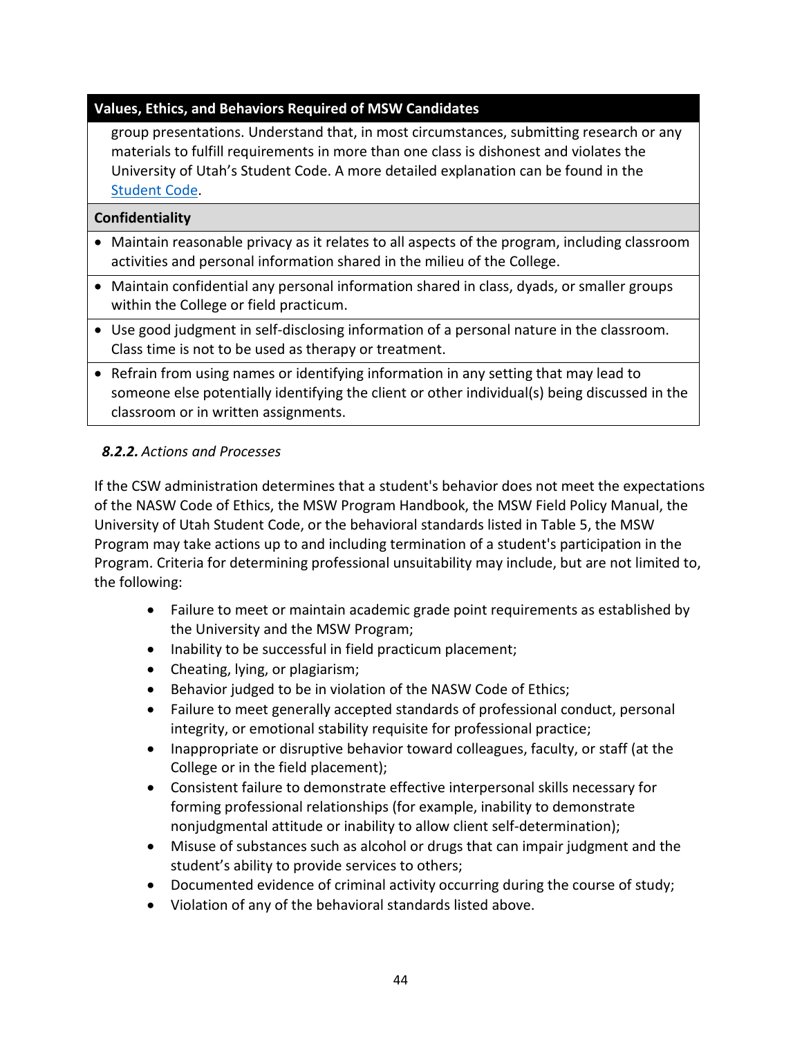| Values, Ethics, and Behaviors Required of MSW Candidates |
|---|
| group presentations. Understand that, in most circumstances, submitting research or any materials to fulfill requirements in more than one class is dishonest and violates the University of Utah's Student Code. A more detailed explanation can be found in the [Student Code](). |
| **Confidentiality** |
| • Maintain reasonable privacy as it relates to all aspects of the program, including classroom activities and personal information shared in the milieu of the College. |
| • Maintain confidential any personal information shared in class, dyads, or smaller groups within the College or field practicum. |
| • Use good judgment in self-disclosing information of a personal nature in the classroom. Class time is not to be used as therapy or treatment. |
| • Refrain from using names or identifying information in any setting that may lead to someone else potentially identifying the client or other individual(s) being discussed in the classroom or in written assignments. |

#### ***8.2.2.*** *Actions and Processes*

If the CSW administration determines that a student's behavior does not meet the expectations of the NASW Code of Ethics, the MSW Program Handbook, the MSW Field Policy Manual, the University of Utah Student Code, or the behavioral standards listed in Table 5, the MSW Program may take actions up to and including termination of a student's participation in the Program. Criteria for determining professional unsuitability may include, but are not limited to, the following:

- Failure to meet or maintain academic grade point requirements as established by the University and the MSW Program;
- Inability to be successful in field practicum placement;
- Cheating, lying, or plagiarism;
- Behavior judged to be in violation of the NASW Code of Ethics;
- Failure to meet generally accepted standards of professional conduct, personal integrity, or emotional stability requisite for professional practice;
- Inappropriate or disruptive behavior toward colleagues, faculty, or staff (at the College or in the field placement);
- Consistent failure to demonstrate effective interpersonal skills necessary for forming professional relationships (for example, inability to demonstrate nonjudgmental attitude or inability to allow client self-determination);
- Misuse of substances such as alcohol or drugs that can impair judgment and the student's ability to provide services to others;
- Documented evidence of criminal activity occurring during the course of study;
- Violation of any of the behavioral standards listed above.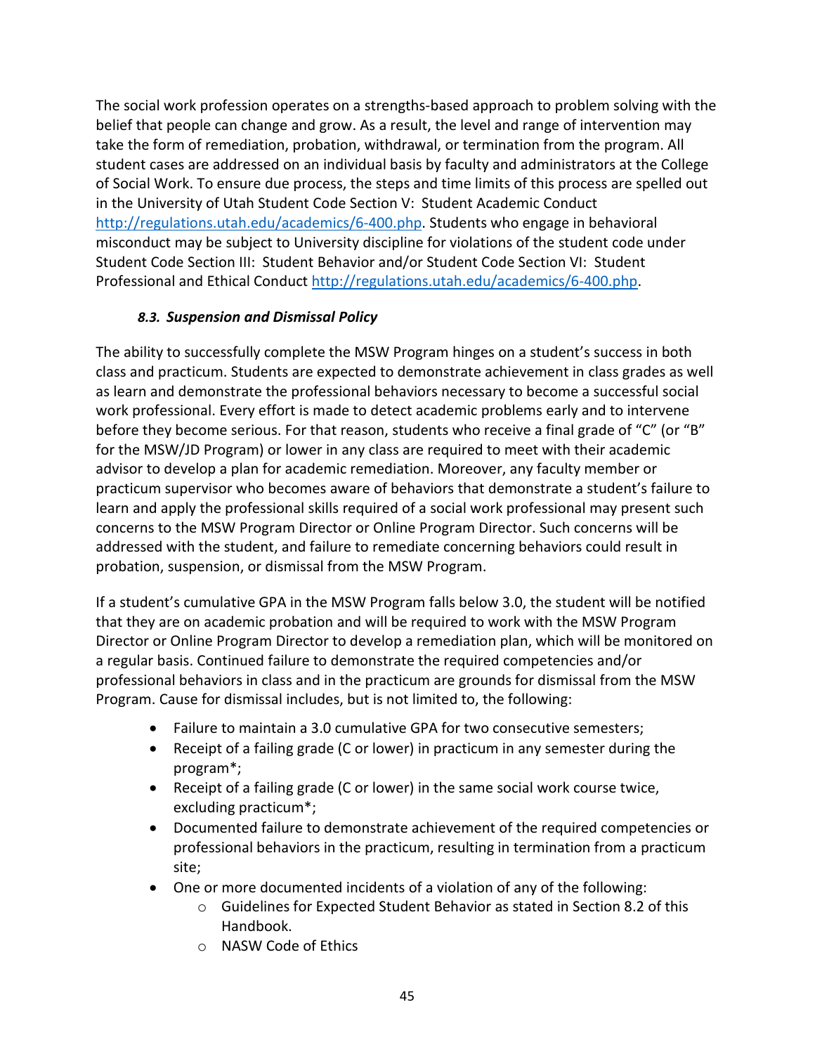The social work profession operates on a strengths-based approach to problem solving with the belief that people can change and grow. As a result, the level and range of intervention may take the form of remediation, probation, withdrawal, or termination from the program. All student cases are addressed on an individual basis by faculty and administrators at the College of Social Work. To ensure due process, the steps and time limits of this process are spelled out in the University of Utah Student Code Section V: Student Academic Conduct http://regulations.utah.edu/academics/6-400.php. Students who engage in behavioral misconduct may be subject to University discipline for violations of the student code under Student Code Section III: Student Behavior and/or Student Code Section VI: Student Professional and Ethical Conduct http://regulations.utah.edu/academics/6-400.php.

### *8.3. Suspension and Dismissal Policy*

The ability to successfully complete the MSW Program hinges on a student's success in both class and practicum. Students are expected to demonstrate achievement in class grades as well as learn and demonstrate the professional behaviors necessary to become a successful social work professional. Every effort is made to detect academic problems early and to intervene before they become serious. For that reason, students who receive a final grade of "C" (or "B" for the MSW/JD Program) or lower in any class are required to meet with their academic advisor to develop a plan for academic remediation. Moreover, any faculty member or practicum supervisor who becomes aware of behaviors that demonstrate a student's failure to learn and apply the professional skills required of a social work professional may present such concerns to the MSW Program Director or Online Program Director. Such concerns will be addressed with the student, and failure to remediate concerning behaviors could result in probation, suspension, or dismissal from the MSW Program.

If a student's cumulative GPA in the MSW Program falls below 3.0, the student will be notified that they are on academic probation and will be required to work with the MSW Program Director or Online Program Director to develop a remediation plan, which will be monitored on a regular basis. Continued failure to demonstrate the required competencies and/or professional behaviors in class and in the practicum are grounds for dismissal from the MSW Program. Cause for dismissal includes, but is not limited to, the following:

- Failure to maintain a 3.0 cumulative GPA for two consecutive semesters;
- Receipt of a failing grade (C or lower) in practicum in any semester during the program*;
- Receipt of a failing grade (C or lower) in the same social work course twice, excluding practicum*;
- Documented failure to demonstrate achievement of the required competencies or professional behaviors in the practicum, resulting in termination from a practicum site;
- One or more documented incidents of a violation of any of the following:
  - Guidelines for Expected Student Behavior as stated in Section 8.2 of this Handbook.
  - NASW Code of Ethics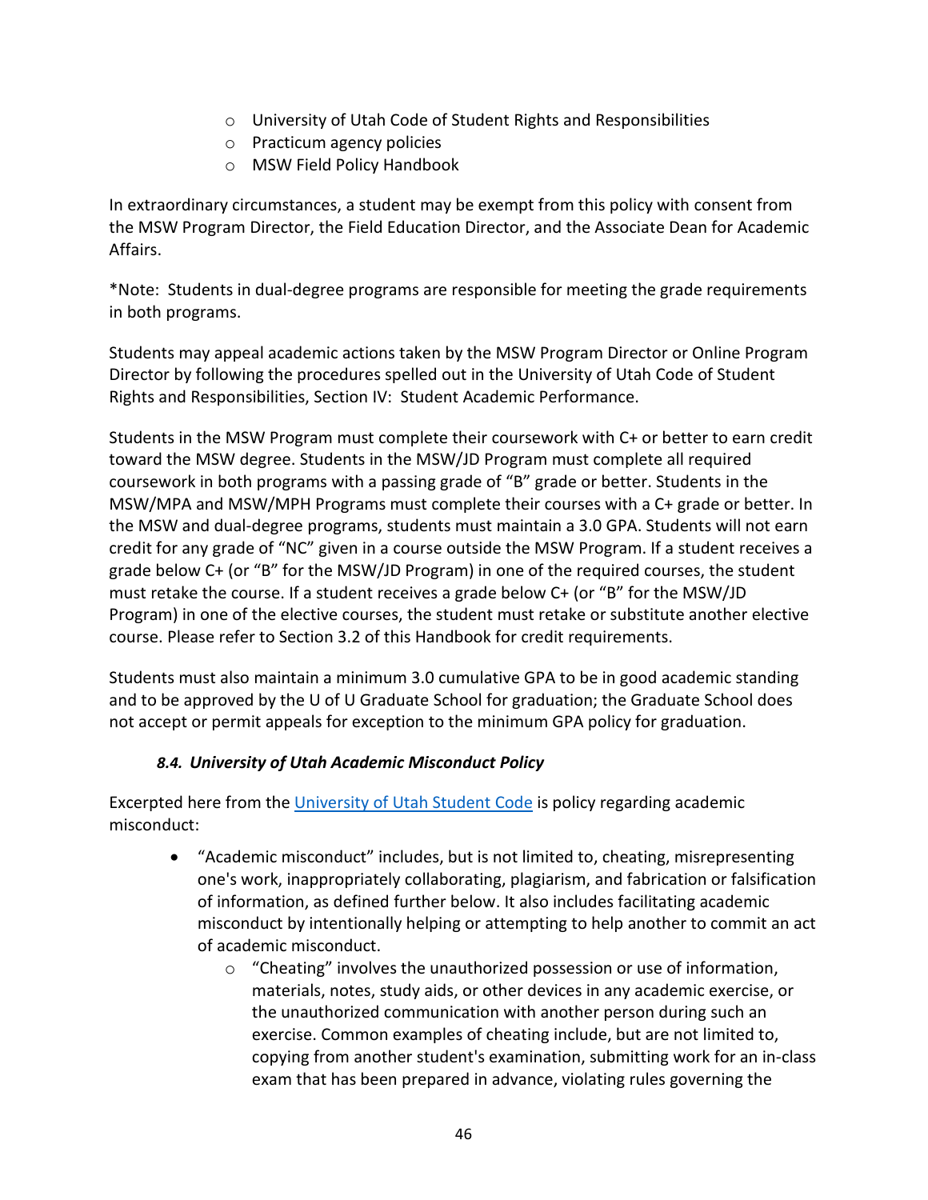- University of Utah Code of Student Rights and Responsibilities
  - Practicum agency policies
  - MSW Field Policy Handbook

In extraordinary circumstances, a student may be exempt from this policy with consent from the MSW Program Director, the Field Education Director, and the Associate Dean for Academic Affairs.

*Note: Students in dual-degree programs are responsible for meeting the grade requirements in both programs.

Students may appeal academic actions taken by the MSW Program Director or Online Program Director by following the procedures spelled out in the University of Utah Code of Student Rights and Responsibilities, Section IV: Student Academic Performance.

Students in the MSW Program must complete their coursework with C+ or better to earn credit toward the MSW degree. Students in the MSW/JD Program must complete all required coursework in both programs with a passing grade of “B” grade or better. Students in the MSW/MPA and MSW/MPH Programs must complete their courses with a C+ grade or better. In the MSW and dual-degree programs, students must maintain a 3.0 GPA. Students will not earn credit for any grade of “NC” given in a course outside the MSW Program. If a student receives a grade below C+ (or “B” for the MSW/JD Program) in one of the required courses, the student must retake the course. If a student receives a grade below C+ (or “B” for the MSW/JD Program) in one of the elective courses, the student must retake or substitute another elective course. Please refer to Section 3.2 of this Handbook for credit requirements.

Students must also maintain a minimum 3.0 cumulative GPA to be in good academic standing and to be approved by the U of U Graduate School for graduation; the Graduate School does not accept or permit appeals for exception to the minimum GPA policy for graduation.

### *8.4. University of Utah Academic Misconduct Policy*

Excerpted here from the University of Utah Student Code is policy regarding academic misconduct:

- “Academic misconduct” includes, but is not limited to, cheating, misrepresenting one's work, inappropriately collaborating, plagiarism, and fabrication or falsification of information, as defined further below. It also includes facilitating academic misconduct by intentionally helping or attempting to help another to commit an act of academic misconduct.
  - “Cheating” involves the unauthorized possession or use of information, materials, notes, study aids, or other devices in any academic exercise, or the unauthorized communication with another person during such an exercise. Common examples of cheating include, but are not limited to, copying from another student's examination, submitting work for an in-class exam that has been prepared in advance, violating rules governing the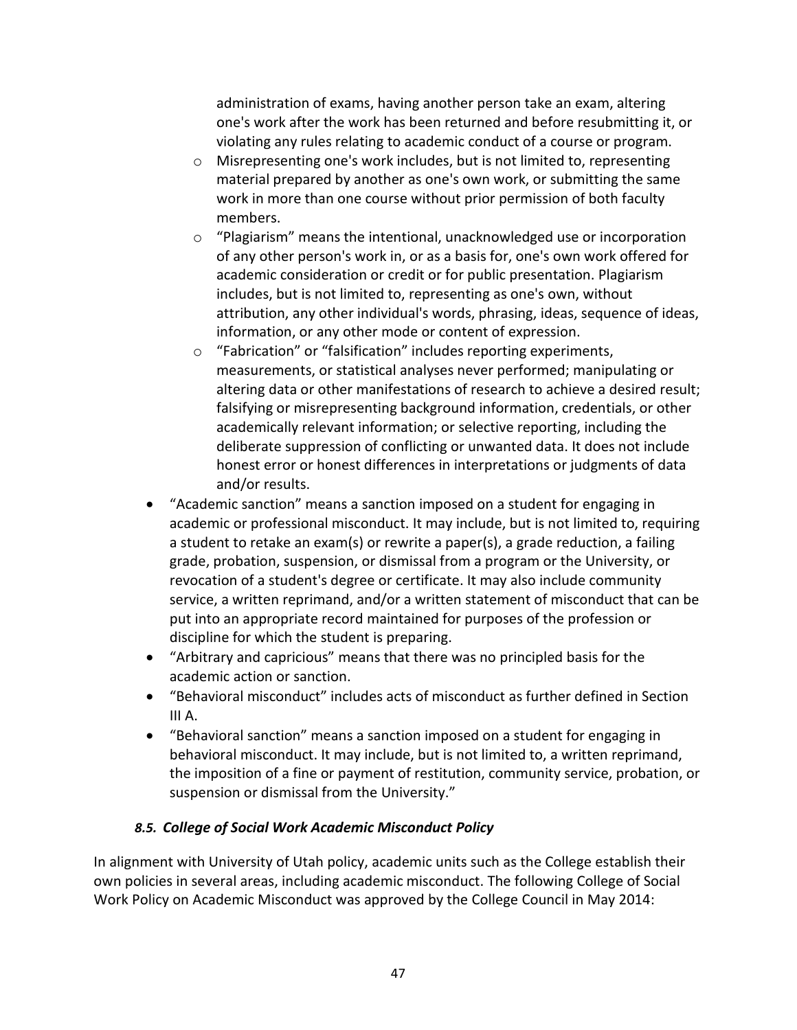administration of exams, having another person take an exam, altering one's work after the work has been returned and before resubmitting it, or violating any rules relating to academic conduct of a course or program.

    - Misrepresenting one's work includes, but is not limited to, representing material prepared by another as one's own work, or submitting the same work in more than one course without prior permission of both faculty members.
    - "Plagiarism" means the intentional, unacknowledged use or incorporation of any other person's work in, or as a basis for, one's own work offered for academic consideration or credit or for public presentation. Plagiarism includes, but is not limited to, representing as one's own, without attribution, any other individual's words, phrasing, ideas, sequence of ideas, information, or any other mode or content of expression.
    - "Fabrication" or "falsification" includes reporting experiments, measurements, or statistical analyses never performed; manipulating or altering data or other manifestations of research to achieve a desired result; falsifying or misrepresenting background information, credentials, or other academically relevant information; or selective reporting, including the deliberate suppression of conflicting or unwanted data. It does not include honest error or honest differences in interpretations or judgments of data and/or results.
- "Academic sanction" means a sanction imposed on a student for engaging in academic or professional misconduct. It may include, but is not limited to, requiring a student to retake an exam(s) or rewrite a paper(s), a grade reduction, a failing grade, probation, suspension, or dismissal from a program or the University, or revocation of a student's degree or certificate. It may also include community service, a written reprimand, and/or a written statement of misconduct that can be put into an appropriate record maintained for purposes of the profession or discipline for which the student is preparing.
- "Arbitrary and capricious" means that there was no principled basis for the academic action or sanction.
- "Behavioral misconduct" includes acts of misconduct as further defined in Section III A.
- "Behavioral sanction" means a sanction imposed on a student for engaging in behavioral misconduct. It may include, but is not limited to, a written reprimand, the imposition of a fine or payment of restitution, community service, probation, or suspension or dismissal from the University."

### *8.5. College of Social Work Academic Misconduct Policy*

In alignment with University of Utah policy, academic units such as the College establish their own policies in several areas, including academic misconduct. The following College of Social Work Policy on Academic Misconduct was approved by the College Council in May 2014: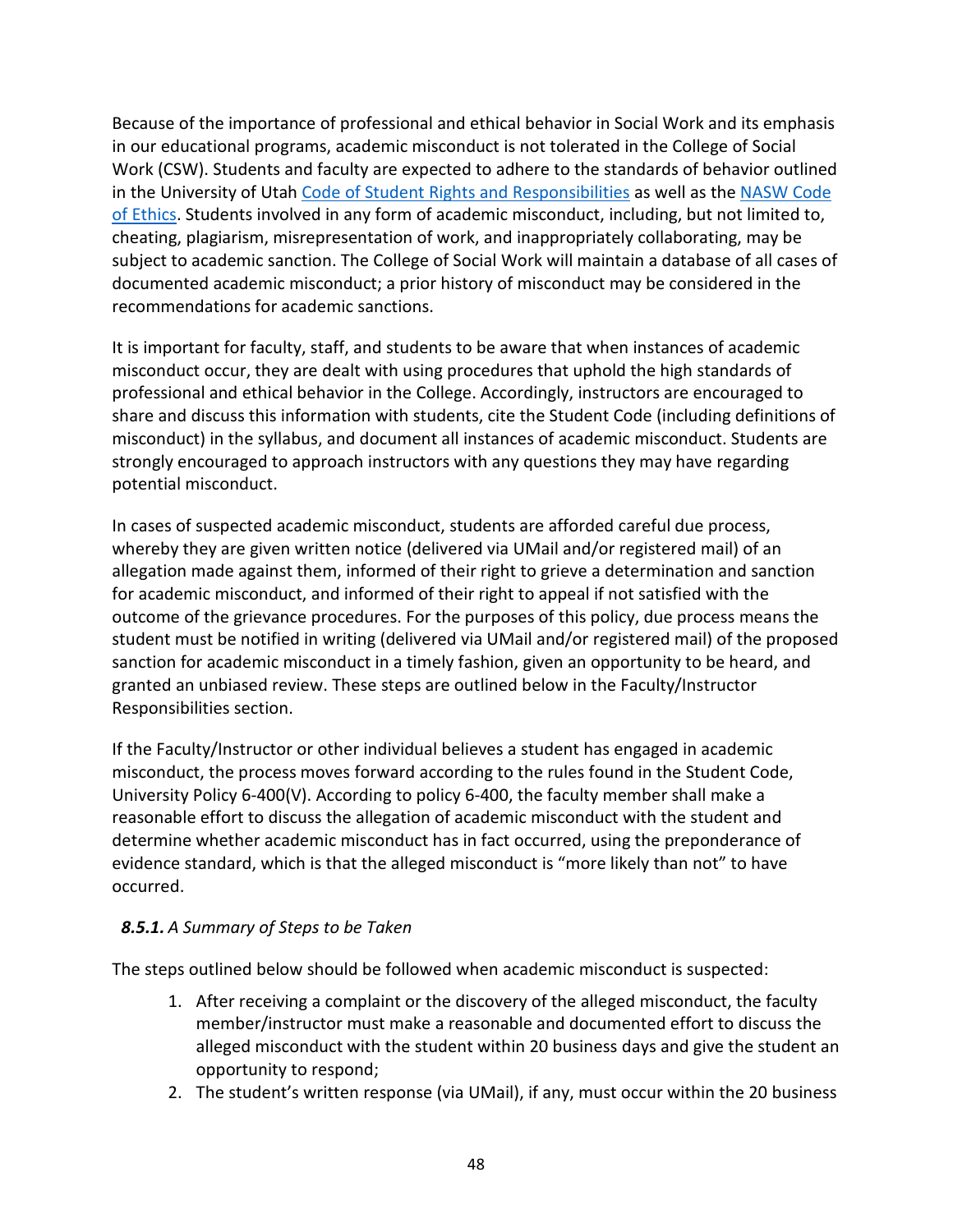Because of the importance of professional and ethical behavior in Social Work and its emphasis in our educational programs, academic misconduct is not tolerated in the College of Social Work (CSW). Students and faculty are expected to adhere to the standards of behavior outlined in the University of Utah [Code of Student Rights and Responsibilities](#) as well as the [NASW Code of Ethics](#). Students involved in any form of academic misconduct, including, but not limited to, cheating, plagiarism, misrepresentation of work, and inappropriately collaborating, may be subject to academic sanction. The College of Social Work will maintain a database of all cases of documented academic misconduct; a prior history of misconduct may be considered in the recommendations for academic sanctions.

It is important for faculty, staff, and students to be aware that when instances of academic misconduct occur, they are dealt with using procedures that uphold the high standards of professional and ethical behavior in the College. Accordingly, instructors are encouraged to share and discuss this information with students, cite the Student Code (including definitions of misconduct) in the syllabus, and document all instances of academic misconduct. Students are strongly encouraged to approach instructors with any questions they may have regarding potential misconduct.

In cases of suspected academic misconduct, students are afforded careful due process, whereby they are given written notice (delivered via UMail and/or registered mail) of an allegation made against them, informed of their right to grieve a determination and sanction for academic misconduct, and informed of their right to appeal if not satisfied with the outcome of the grievance procedures. For the purposes of this policy, due process means the student must be notified in writing (delivered via UMail and/or registered mail) of the proposed sanction for academic misconduct in a timely fashion, given an opportunity to be heard, and granted an unbiased review. These steps are outlined below in the Faculty/Instructor Responsibilities section.

If the Faculty/Instructor or other individual believes a student has engaged in academic misconduct, the process moves forward according to the rules found in the Student Code, University Policy 6-400(V). According to policy 6-400, the faculty member shall make a reasonable effort to discuss the allegation of academic misconduct with the student and determine whether academic misconduct has in fact occurred, using the preponderance of evidence standard, which is that the alleged misconduct is "more likely than not" to have occurred.

#### ***8.5.1.*** *A Summary of Steps to be Taken*

The steps outlined below should be followed when academic misconduct is suspected:

1. After receiving a complaint or the discovery of the alleged misconduct, the faculty member/instructor must make a reasonable and documented effort to discuss the alleged misconduct with the student within 20 business days and give the student an opportunity to respond;
2. The student's written response (via UMail), if any, must occur within the 20 business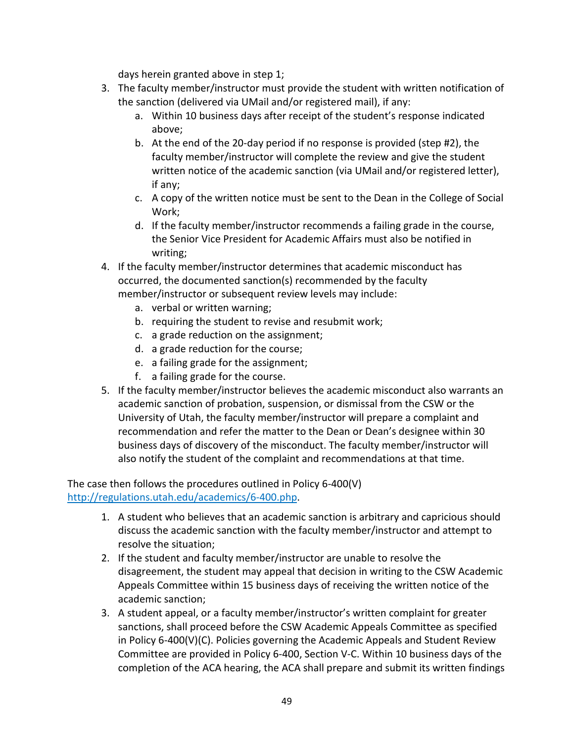days herein granted above in step 1;

3. The faculty member/instructor must provide the student with written notification of the sanction (delivered via UMail and/or registered mail), if any:
   a. Within 10 business days after receipt of the student's response indicated above;
   b. At the end of the 20-day period if no response is provided (step #2), the faculty member/instructor will complete the review and give the student written notice of the academic sanction (via UMail and/or registered letter), if any;
   c. A copy of the written notice must be sent to the Dean in the College of Social Work;
   d. If the faculty member/instructor recommends a failing grade in the course, the Senior Vice President for Academic Affairs must also be notified in writing;
4. If the faculty member/instructor determines that academic misconduct has occurred, the documented sanction(s) recommended by the faculty member/instructor or subsequent review levels may include:
   a. verbal or written warning;
   b. requiring the student to revise and resubmit work;
   c. a grade reduction on the assignment;
   d. a grade reduction for the course;
   e. a failing grade for the assignment;
   f. a failing grade for the course.
5. If the faculty member/instructor believes the academic misconduct also warrants an academic sanction of probation, suspension, or dismissal from the CSW or the University of Utah, the faculty member/instructor will prepare a complaint and recommendation and refer the matter to the Dean or Dean's designee within 30 business days of discovery of the misconduct. The faculty member/instructor will also notify the student of the complaint and recommendations at that time.

The case then follows the procedures outlined in Policy 6-400(V) [http://regulations.utah.edu/academics/6-400.php](http://regulations.utah.edu/academics/6-400.php).

1. A student who believes that an academic sanction is arbitrary and capricious should discuss the academic sanction with the faculty member/instructor and attempt to resolve the situation;
2. If the student and faculty member/instructor are unable to resolve the disagreement, the student may appeal that decision in writing to the CSW Academic Appeals Committee within 15 business days of receiving the written notice of the academic sanction;
3. A student appeal, or a faculty member/instructor's written complaint for greater sanctions, shall proceed before the CSW Academic Appeals Committee as specified in Policy 6-400(V)(C). Policies governing the Academic Appeals and Student Review Committee are provided in Policy 6-400, Section V-C. Within 10 business days of the completion of the ACA hearing, the ACA shall prepare and submit its written findings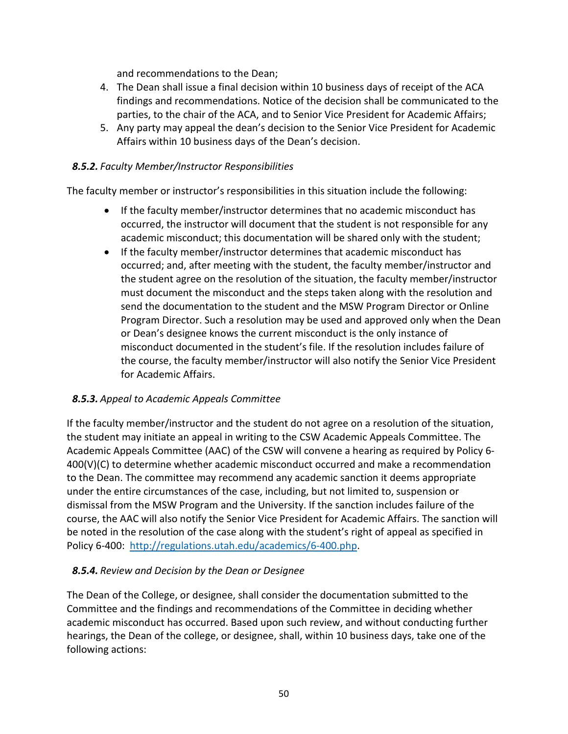and recommendations to the Dean;

4. The Dean shall issue a final decision within 10 business days of receipt of the ACA findings and recommendations. Notice of the decision shall be communicated to the parties, to the chair of the ACA, and to Senior Vice President for Academic Affairs;
5. Any party may appeal the dean's decision to the Senior Vice President for Academic Affairs within 10 business days of the Dean's decision.

#### ***8.5.2.*** *Faculty Member/Instructor Responsibilities*

The faculty member or instructor's responsibilities in this situation include the following:

- If the faculty member/instructor determines that no academic misconduct has occurred, the instructor will document that the student is not responsible for any academic misconduct; this documentation will be shared only with the student;
- If the faculty member/instructor determines that academic misconduct has occurred; and, after meeting with the student, the faculty member/instructor and the student agree on the resolution of the situation, the faculty member/instructor must document the misconduct and the steps taken along with the resolution and send the documentation to the student and the MSW Program Director or Online Program Director. Such a resolution may be used and approved only when the Dean or Dean's designee knows the current misconduct is the only instance of misconduct documented in the student's file. If the resolution includes failure of the course, the faculty member/instructor will also notify the Senior Vice President for Academic Affairs.

#### ***8.5.3.*** *Appeal to Academic Appeals Committee*

If the faculty member/instructor and the student do not agree on a resolution of the situation, the student may initiate an appeal in writing to the CSW Academic Appeals Committee. The Academic Appeals Committee (AAC) of the CSW will convene a hearing as required by Policy 6-400(V)(C) to determine whether academic misconduct occurred and make a recommendation to the Dean. The committee may recommend any academic sanction it deems appropriate under the entire circumstances of the case, including, but not limited to, suspension or dismissal from the MSW Program and the University. If the sanction includes failure of the course, the AAC will also notify the Senior Vice President for Academic Affairs. The sanction will be noted in the resolution of the case along with the student's right of appeal as specified in Policy 6-400: http://regulations.utah.edu/academics/6-400.php.

#### ***8.5.4.*** *Review and Decision by the Dean or Designee*

The Dean of the College, or designee, shall consider the documentation submitted to the Committee and the findings and recommendations of the Committee in deciding whether academic misconduct has occurred. Based upon such review, and without conducting further hearings, the Dean of the college, or designee, shall, within 10 business days, take one of the following actions: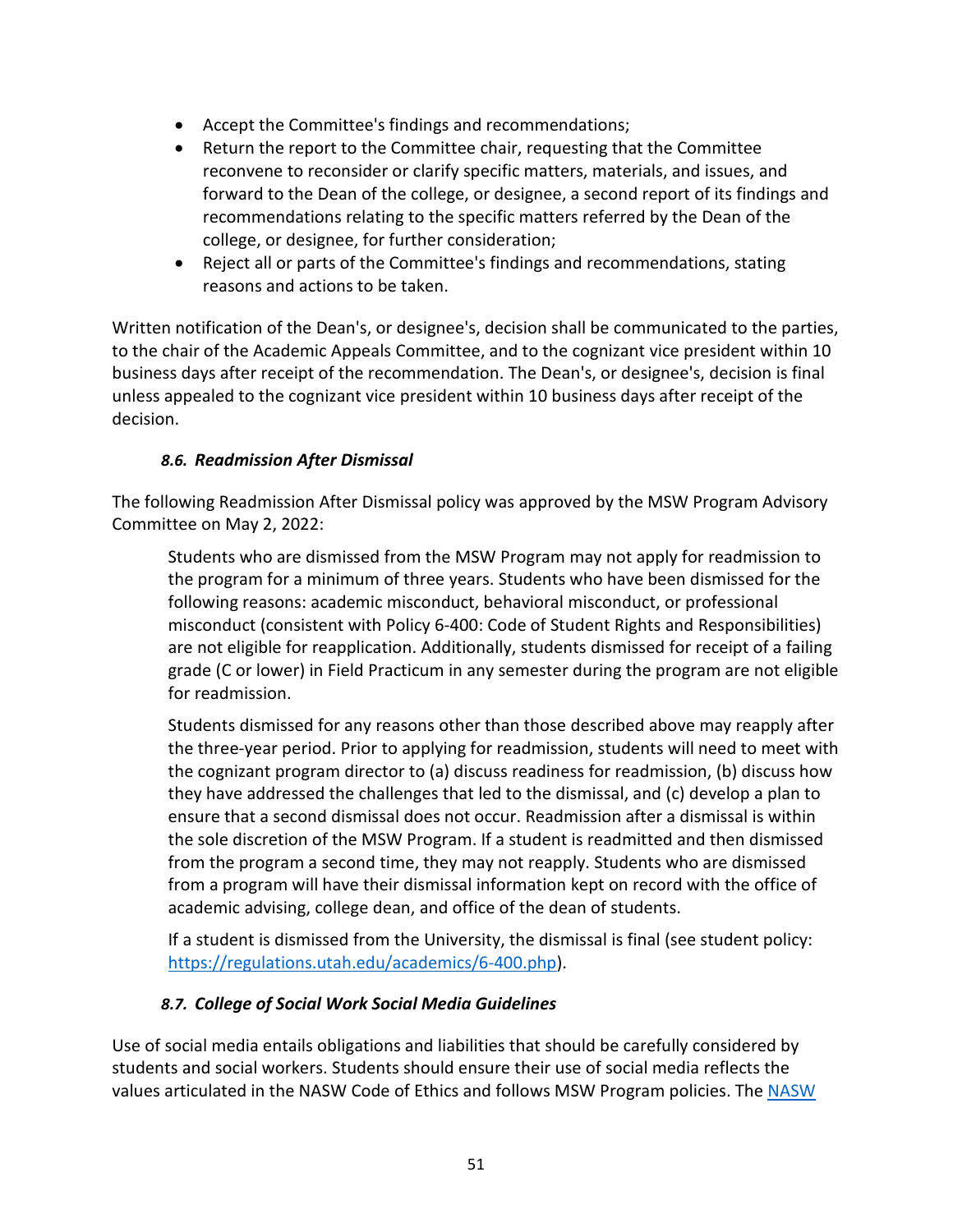- Accept the Committee's findings and recommendations;
- Return the report to the Committee chair, requesting that the Committee reconvene to reconsider or clarify specific matters, materials, and issues, and forward to the Dean of the college, or designee, a second report of its findings and recommendations relating to the specific matters referred by the Dean of the college, or designee, for further consideration;
- Reject all or parts of the Committee's findings and recommendations, stating reasons and actions to be taken.

Written notification of the Dean's, or designee's, decision shall be communicated to the parties, to the chair of the Academic Appeals Committee, and to the cognizant vice president within 10 business days after receipt of the recommendation. The Dean's, or designee's, decision is final unless appealed to the cognizant vice president within 10 business days after receipt of the decision.

### *8.6. Readmission After Dismissal*

The following Readmission After Dismissal policy was approved by the MSW Program Advisory Committee on May 2, 2022:

> Students who are dismissed from the MSW Program may not apply for readmission to the program for a minimum of three years. Students who have been dismissed for the following reasons: academic misconduct, behavioral misconduct, or professional misconduct (consistent with Policy 6-400: Code of Student Rights and Responsibilities) are not eligible for reapplication. Additionally, students dismissed for receipt of a failing grade (C or lower) in Field Practicum in any semester during the program are not eligible for readmission.
>
> Students dismissed for any reasons other than those described above may reapply after the three-year period. Prior to applying for readmission, students will need to meet with the cognizant program director to (a) discuss readiness for readmission, (b) discuss how they have addressed the challenges that led to the dismissal, and (c) develop a plan to ensure that a second dismissal does not occur. Readmission after a dismissal is within the sole discretion of the MSW Program. If a student is readmitted and then dismissed from the program a second time, they may not reapply. Students who are dismissed from a program will have their dismissal information kept on record with the office of academic advising, college dean, and office of the dean of students.
>
> If a student is dismissed from the University, the dismissal is final (see student policy: https://regulations.utah.edu/academics/6-400.php).

### *8.7. College of Social Work Social Media Guidelines*

Use of social media entails obligations and liabilities that should be carefully considered by students and social workers. Students should ensure their use of social media reflects the values articulated in the NASW Code of Ethics and follows MSW Program policies. The NASW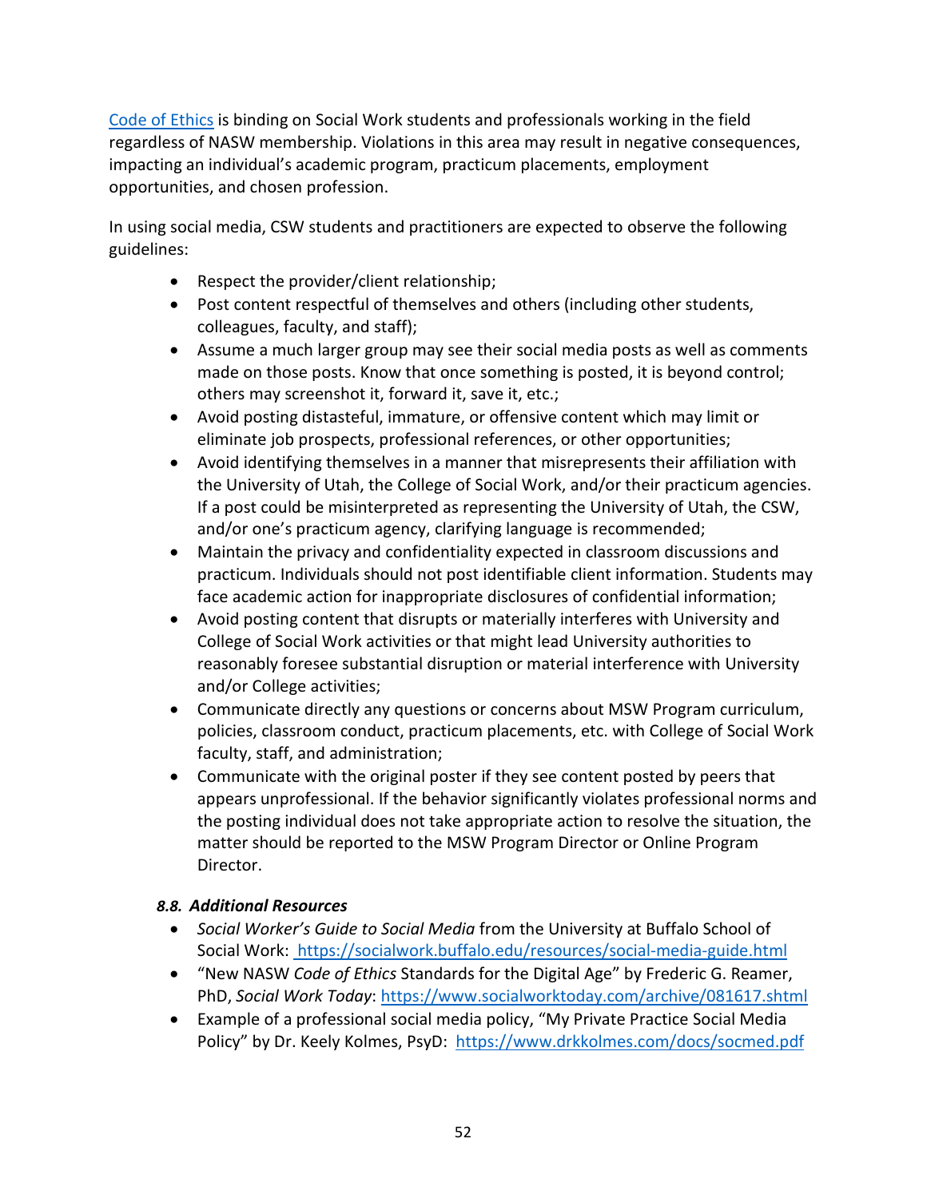[Code of Ethics](#) is binding on Social Work students and professionals working in the field regardless of NASW membership. Violations in this area may result in negative consequences, impacting an individual's academic program, practicum placements, employment opportunities, and chosen profession.

In using social media, CSW students and practitioners are expected to observe the following guidelines:

- Respect the provider/client relationship;
- Post content respectful of themselves and others (including other students, colleagues, faculty, and staff);
- Assume a much larger group may see their social media posts as well as comments made on those posts. Know that once something is posted, it is beyond control; others may screenshot it, forward it, save it, etc.;
- Avoid posting distasteful, immature, or offensive content which may limit or eliminate job prospects, professional references, or other opportunities;
- Avoid identifying themselves in a manner that misrepresents their affiliation with the University of Utah, the College of Social Work, and/or their practicum agencies. If a post could be misinterpreted as representing the University of Utah, the CSW, and/or one's practicum agency, clarifying language is recommended;
- Maintain the privacy and confidentiality expected in classroom discussions and practicum. Individuals should not post identifiable client information. Students may face academic action for inappropriate disclosures of confidential information;
- Avoid posting content that disrupts or materially interferes with University and College of Social Work activities or that might lead University authorities to reasonably foresee substantial disruption or material interference with University and/or College activities;
- Communicate directly any questions or concerns about MSW Program curriculum, policies, classroom conduct, practicum placements, etc. with College of Social Work faculty, staff, and administration;
- Communicate with the original poster if they see content posted by peers that appears unprofessional. If the behavior significantly violates professional norms and the posting individual does not take appropriate action to resolve the situation, the matter should be reported to the MSW Program Director or Online Program Director.

### *8.8. Additional Resources*

- *Social Worker's Guide to Social Media* from the University at Buffalo School of Social Work: https://socialwork.buffalo.edu/resources/social-media-guide.html
- "New NASW *Code of Ethics* Standards for the Digital Age" by Frederic G. Reamer, PhD, *Social Work Today*: https://www.socialworktoday.com/archive/081617.shtml
- Example of a professional social media policy, "My Private Practice Social Media Policy" by Dr. Keely Kolmes, PsyD: https://www.drkkolmes.com/docs/socmed.pdf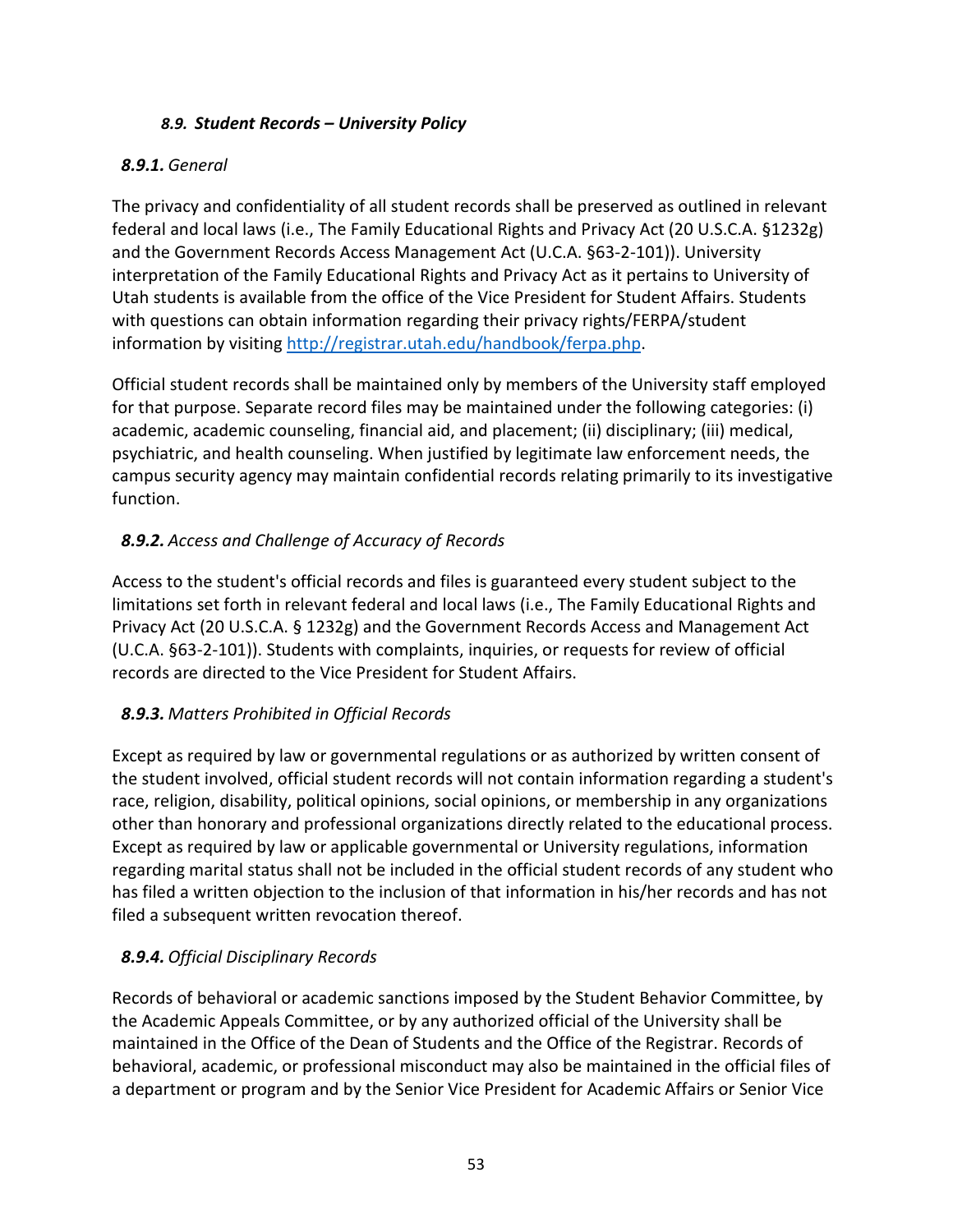### *8.9. Student Records – University Policy*

#### ***8.9.1.*** *General*

The privacy and confidentiality of all student records shall be preserved as outlined in relevant federal and local laws (i.e., The Family Educational Rights and Privacy Act (20 U.S.C.A. §1232g) and the Government Records Access Management Act (U.C.A. §63-2-101)). University interpretation of the Family Educational Rights and Privacy Act as it pertains to University of Utah students is available from the office of the Vice President for Student Affairs. Students with questions can obtain information regarding their privacy rights/FERPA/student information by visiting [http://registrar.utah.edu/handbook/ferpa.php](http://registrar.utah.edu/handbook/ferpa.php).

Official student records shall be maintained only by members of the University staff employed for that purpose. Separate record files may be maintained under the following categories: (i) academic, academic counseling, financial aid, and placement; (ii) disciplinary; (iii) medical, psychiatric, and health counseling. When justified by legitimate law enforcement needs, the campus security agency may maintain confidential records relating primarily to its investigative function.

#### ***8.9.2.*** *Access and Challenge of Accuracy of Records*

Access to the student's official records and files is guaranteed every student subject to the limitations set forth in relevant federal and local laws (i.e., The Family Educational Rights and Privacy Act (20 U.S.C.A. § 1232g) and the Government Records Access and Management Act (U.C.A. §63-2-101)). Students with complaints, inquiries, or requests for review of official records are directed to the Vice President for Student Affairs.

#### ***8.9.3.*** *Matters Prohibited in Official Records*

Except as required by law or governmental regulations or as authorized by written consent of the student involved, official student records will not contain information regarding a student's race, religion, disability, political opinions, social opinions, or membership in any organizations other than honorary and professional organizations directly related to the educational process. Except as required by law or applicable governmental or University regulations, information regarding marital status shall not be included in the official student records of any student who has filed a written objection to the inclusion of that information in his/her records and has not filed a subsequent written revocation thereof.

#### ***8.9.4.*** *Official Disciplinary Records*

Records of behavioral or academic sanctions imposed by the Student Behavior Committee, by the Academic Appeals Committee, or by any authorized official of the University shall be maintained in the Office of the Dean of Students and the Office of the Registrar. Records of behavioral, academic, or professional misconduct may also be maintained in the official files of a department or program and by the Senior Vice President for Academic Affairs or Senior Vice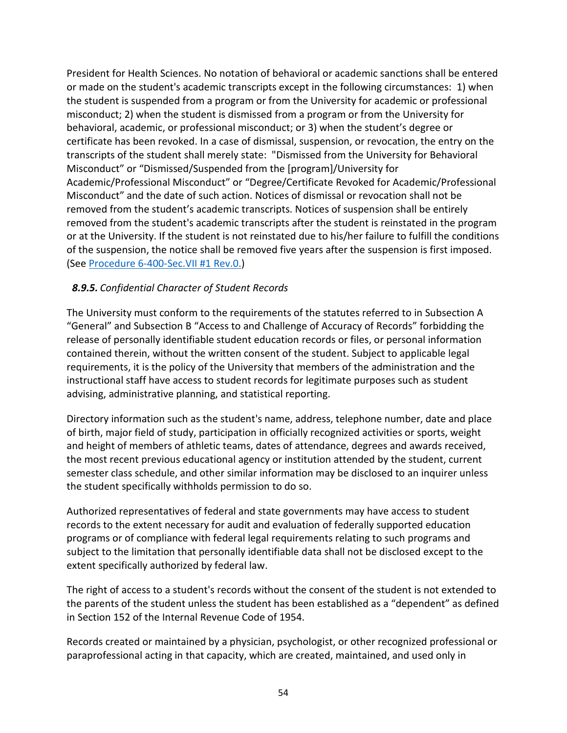President for Health Sciences. No notation of behavioral or academic sanctions shall be entered or made on the student's academic transcripts except in the following circumstances: 1) when the student is suspended from a program or from the University for academic or professional misconduct; 2) when the student is dismissed from a program or from the University for behavioral, academic, or professional misconduct; or 3) when the student's degree or certificate has been revoked. In a case of dismissal, suspension, or revocation, the entry on the transcripts of the student shall merely state: "Dismissed from the University for Behavioral Misconduct" or "Dismissed/Suspended from the [program]/University for Academic/Professional Misconduct" or "Degree/Certificate Revoked for Academic/Professional Misconduct" and the date of such action. Notices of dismissal or revocation shall not be removed from the student's academic transcripts. Notices of suspension shall be entirely removed from the student's academic transcripts after the student is reinstated in the program or at the University. If the student is not reinstated due to his/her failure to fulfill the conditions of the suspension, the notice shall be removed five years after the suspension is first imposed. (See Procedure 6-400-Sec.VII #1 Rev.0.)

### *8.9.5. Confidential Character of Student Records*

The University must conform to the requirements of the statutes referred to in Subsection A "General" and Subsection B "Access to and Challenge of Accuracy of Records" forbidding the release of personally identifiable student education records or files, or personal information contained therein, without the written consent of the student. Subject to applicable legal requirements, it is the policy of the University that members of the administration and the instructional staff have access to student records for legitimate purposes such as student advising, administrative planning, and statistical reporting.

Directory information such as the student's name, address, telephone number, date and place of birth, major field of study, participation in officially recognized activities or sports, weight and height of members of athletic teams, dates of attendance, degrees and awards received, the most recent previous educational agency or institution attended by the student, current semester class schedule, and other similar information may be disclosed to an inquirer unless the student specifically withholds permission to do so.

Authorized representatives of federal and state governments may have access to student records to the extent necessary for audit and evaluation of federally supported education programs or of compliance with federal legal requirements relating to such programs and subject to the limitation that personally identifiable data shall not be disclosed except to the extent specifically authorized by federal law.

The right of access to a student's records without the consent of the student is not extended to the parents of the student unless the student has been established as a "dependent" as defined in Section 152 of the Internal Revenue Code of 1954.

Records created or maintained by a physician, psychologist, or other recognized professional or paraprofessional acting in that capacity, which are created, maintained, and used only in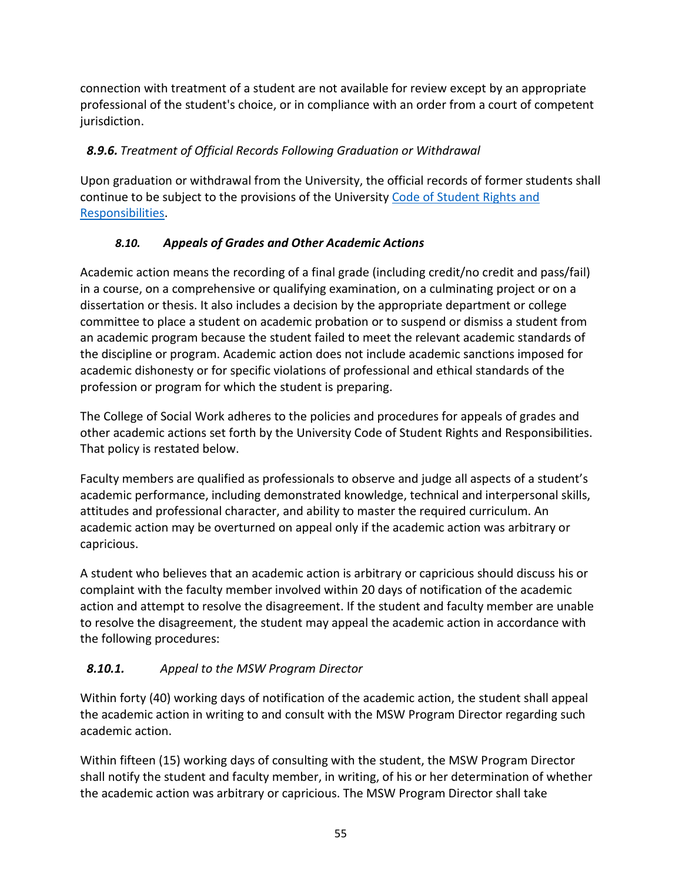connection with treatment of a student are not available for review except by an appropriate professional of the student's choice, or in compliance with an order from a court of competent jurisdiction.

#### *8.9.6. Treatment of Official Records Following Graduation or Withdrawal*

Upon graduation or withdrawal from the University, the official records of former students shall continue to be subject to the provisions of the University [Code of Student Rights and Responsibilities](#).

### *8.10. Appeals of Grades and Other Academic Actions*

Academic action means the recording of a final grade (including credit/no credit and pass/fail) in a course, on a comprehensive or qualifying examination, on a culminating project or on a dissertation or thesis. It also includes a decision by the appropriate department or college committee to place a student on academic probation or to suspend or dismiss a student from an academic program because the student failed to meet the relevant academic standards of the discipline or program. Academic action does not include academic sanctions imposed for academic dishonesty or for specific violations of professional and ethical standards of the profession or program for which the student is preparing.

The College of Social Work adheres to the policies and procedures for appeals of grades and other academic actions set forth by the University Code of Student Rights and Responsibilities. That policy is restated below.

Faculty members are qualified as professionals to observe and judge all aspects of a student's academic performance, including demonstrated knowledge, technical and interpersonal skills, attitudes and professional character, and ability to master the required curriculum. An academic action may be overturned on appeal only if the academic action was arbitrary or capricious.

A student who believes that an academic action is arbitrary or capricious should discuss his or complaint with the faculty member involved within 20 days of notification of the academic action and attempt to resolve the disagreement. If the student and faculty member are unable to resolve the disagreement, the student may appeal the academic action in accordance with the following procedures:

#### *8.10.1. Appeal to the MSW Program Director*

Within forty (40) working days of notification of the academic action, the student shall appeal the academic action in writing to and consult with the MSW Program Director regarding such academic action.

Within fifteen (15) working days of consulting with the student, the MSW Program Director shall notify the student and faculty member, in writing, of his or her determination of whether the academic action was arbitrary or capricious. The MSW Program Director shall take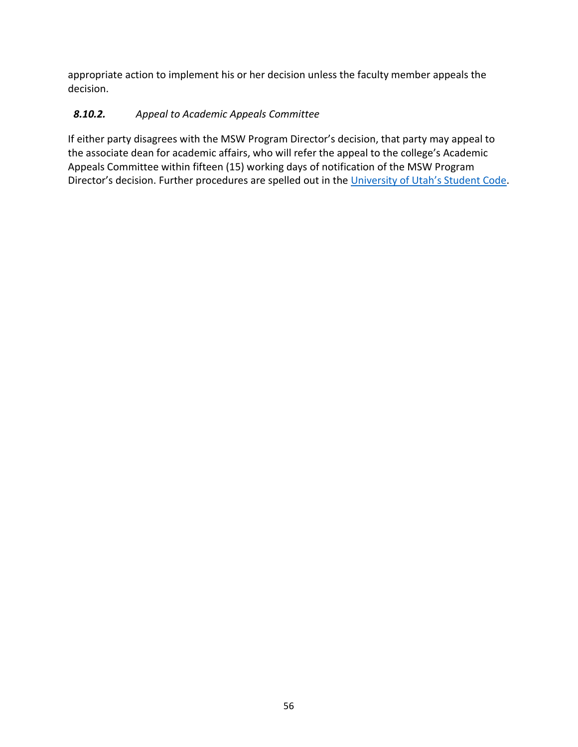appropriate action to implement his or her decision unless the faculty member appeals the decision.

#### *8.10.2. Appeal to Academic Appeals Committee*

If either party disagrees with the MSW Program Director's decision, that party may appeal to the associate dean for academic affairs, who will refer the appeal to the college's Academic Appeals Committee within fifteen (15) working days of notification of the MSW Program Director's decision. Further procedures are spelled out in the University of Utah's Student Code.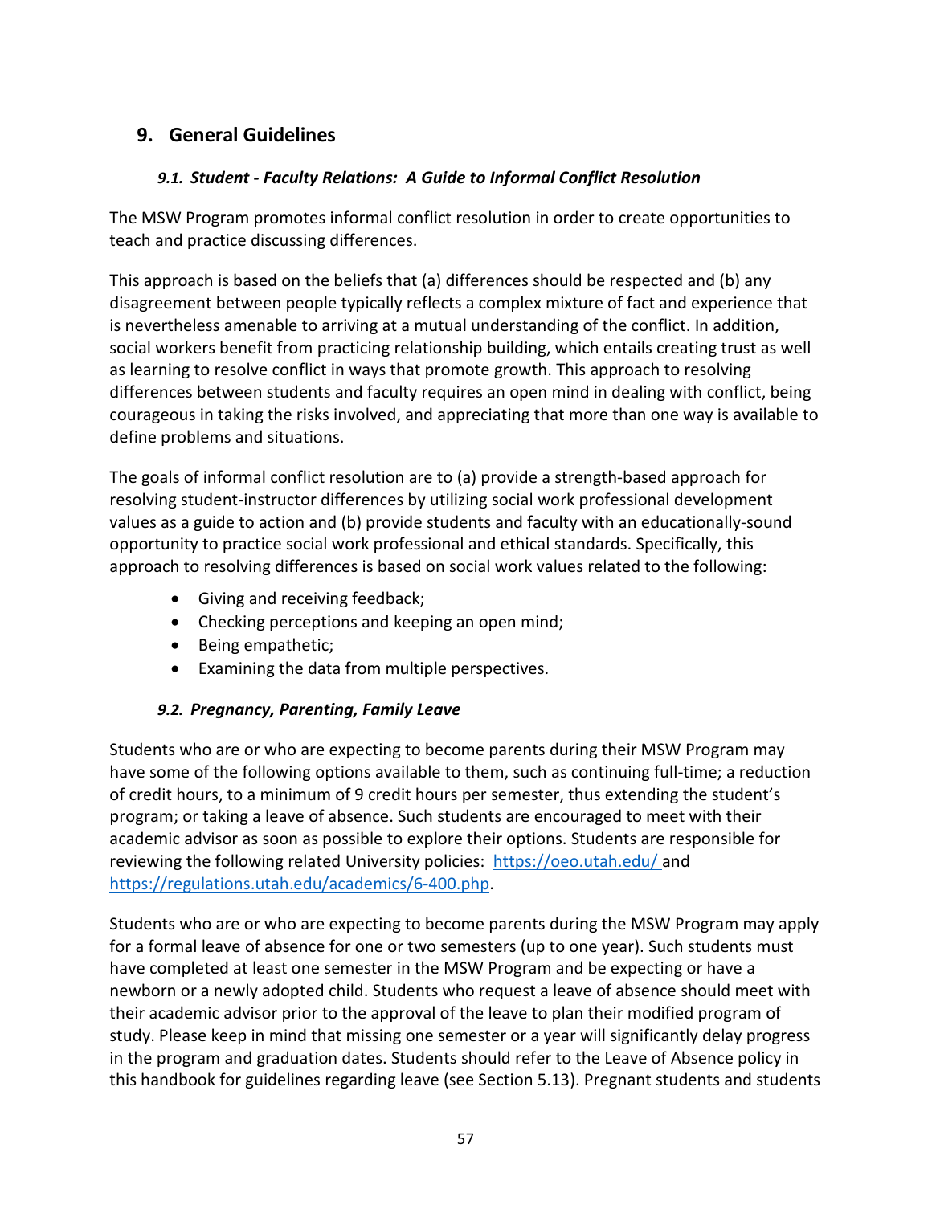## 9. General Guidelines

### *9.1. Student - Faculty Relations: A Guide to Informal Conflict Resolution*

The MSW Program promotes informal conflict resolution in order to create opportunities to teach and practice discussing differences.

This approach is based on the beliefs that (a) differences should be respected and (b) any disagreement between people typically reflects a complex mixture of fact and experience that is nevertheless amenable to arriving at a mutual understanding of the conflict. In addition, social workers benefit from practicing relationship building, which entails creating trust as well as learning to resolve conflict in ways that promote growth. This approach to resolving differences between students and faculty requires an open mind in dealing with conflict, being courageous in taking the risks involved, and appreciating that more than one way is available to define problems and situations.

The goals of informal conflict resolution are to (a) provide a strength-based approach for resolving student-instructor differences by utilizing social work professional development values as a guide to action and (b) provide students and faculty with an educationally-sound opportunity to practice social work professional and ethical standards. Specifically, this approach to resolving differences is based on social work values related to the following:

- Giving and receiving feedback;
- Checking perceptions and keeping an open mind;
- Being empathetic;
- Examining the data from multiple perspectives.

### *9.2. Pregnancy, Parenting, Family Leave*

Students who are or who are expecting to become parents during their MSW Program may have some of the following options available to them, such as continuing full-time; a reduction of credit hours, to a minimum of 9 credit hours per semester, thus extending the student's program; or taking a leave of absence. Such students are encouraged to meet with their academic advisor as soon as possible to explore their options. Students are responsible for reviewing the following related University policies: https://oeo.utah.edu/ and https://regulations.utah.edu/academics/6-400.php.

Students who are or who are expecting to become parents during the MSW Program may apply for a formal leave of absence for one or two semesters (up to one year). Such students must have completed at least one semester in the MSW Program and be expecting or have a newborn or a newly adopted child. Students who request a leave of absence should meet with their academic advisor prior to the approval of the leave to plan their modified program of study. Please keep in mind that missing one semester or a year will significantly delay progress in the program and graduation dates. Students should refer to the Leave of Absence policy in this handbook for guidelines regarding leave (see Section 5.13). Pregnant students and students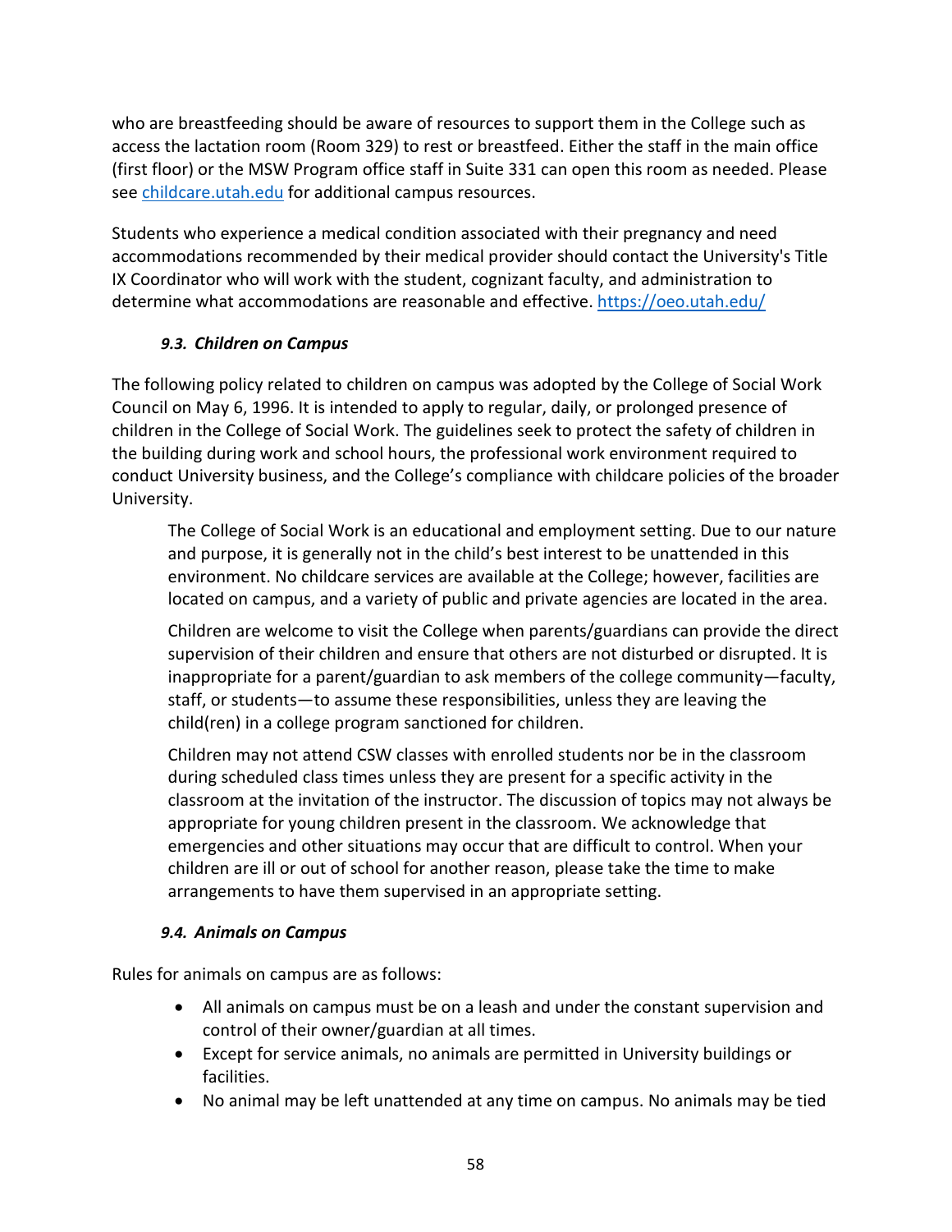who are breastfeeding should be aware of resources to support them in the College such as access the lactation room (Room 329) to rest or breastfeed. Either the staff in the main office (first floor) or the MSW Program office staff in Suite 331 can open this room as needed. Please see [childcare.utah.edu](childcare.utah.edu) for additional campus resources.

Students who experience a medical condition associated with their pregnancy and need accommodations recommended by their medical provider should contact the University's Title IX Coordinator who will work with the student, cognizant faculty, and administration to determine what accommodations are reasonable and effective. [https://oeo.utah.edu/](https://oeo.utah.edu/)

### *9.3. Children on Campus*

The following policy related to children on campus was adopted by the College of Social Work Council on May 6, 1996. It is intended to apply to regular, daily, or prolonged presence of children in the College of Social Work. The guidelines seek to protect the safety of children in the building during work and school hours, the professional work environment required to conduct University business, and the College's compliance with childcare policies of the broader University.

> The College of Social Work is an educational and employment setting. Due to our nature and purpose, it is generally not in the child's best interest to be unattended in this environment. No childcare services are available at the College; however, facilities are located on campus, and a variety of public and private agencies are located in the area.
>
> Children are welcome to visit the College when parents/guardians can provide the direct supervision of their children and ensure that others are not disturbed or disrupted. It is inappropriate for a parent/guardian to ask members of the college community—faculty, staff, or students—to assume these responsibilities, unless they are leaving the child(ren) in a college program sanctioned for children.
>
> Children may not attend CSW classes with enrolled students nor be in the classroom during scheduled class times unless they are present for a specific activity in the classroom at the invitation of the instructor. The discussion of topics may not always be appropriate for young children present in the classroom. We acknowledge that emergencies and other situations may occur that are difficult to control. When your children are ill or out of school for another reason, please take the time to make arrangements to have them supervised in an appropriate setting.

### *9.4. Animals on Campus*

Rules for animals on campus are as follows:

- All animals on campus must be on a leash and under the constant supervision and control of their owner/guardian at all times.
- Except for service animals, no animals are permitted in University buildings or facilities.
- No animal may be left unattended at any time on campus. No animals may be tied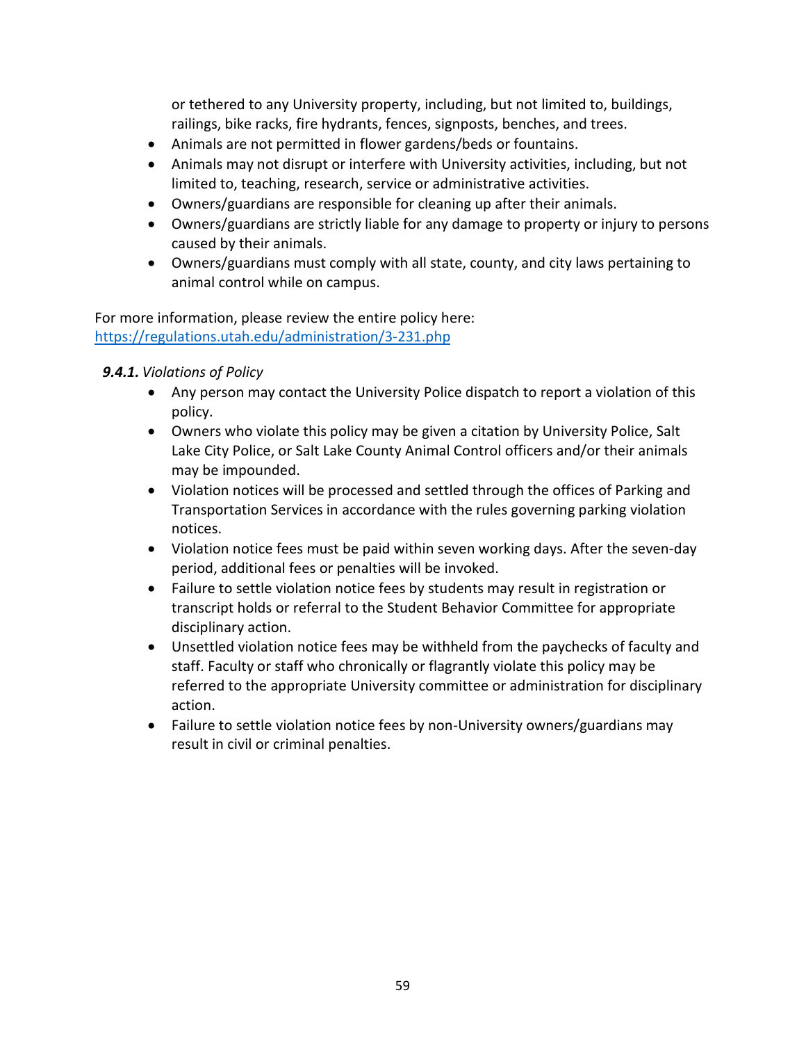or tethered to any University property, including, but not limited to, buildings, railings, bike racks, fire hydrants, fences, signposts, benches, and trees.

- Animals are not permitted in flower gardens/beds or fountains.
- Animals may not disrupt or interfere with University activities, including, but not limited to, teaching, research, service or administrative activities.
- Owners/guardians are responsible for cleaning up after their animals.
- Owners/guardians are strictly liable for any damage to property or injury to persons caused by their animals.
- Owners/guardians must comply with all state, county, and city laws pertaining to animal control while on campus.

For more information, please review the entire policy here: [https://regulations.utah.edu/administration/3-231.php](https://regulations.utah.edu/administration/3-231.php)

***9.4.1.*** *Violations of Policy*

- Any person may contact the University Police dispatch to report a violation of this policy.
- Owners who violate this policy may be given a citation by University Police, Salt Lake City Police, or Salt Lake County Animal Control officers and/or their animals may be impounded.
- Violation notices will be processed and settled through the offices of Parking and Transportation Services in accordance with the rules governing parking violation notices.
- Violation notice fees must be paid within seven working days. After the seven-day period, additional fees or penalties will be invoked.
- Failure to settle violation notice fees by students may result in registration or transcript holds or referral to the Student Behavior Committee for appropriate disciplinary action.
- Unsettled violation notice fees may be withheld from the paychecks of faculty and staff. Faculty or staff who chronically or flagrantly violate this policy may be referred to the appropriate University committee or administration for disciplinary action.
- Failure to settle violation notice fees by non-University owners/guardians may result in civil or criminal penalties.